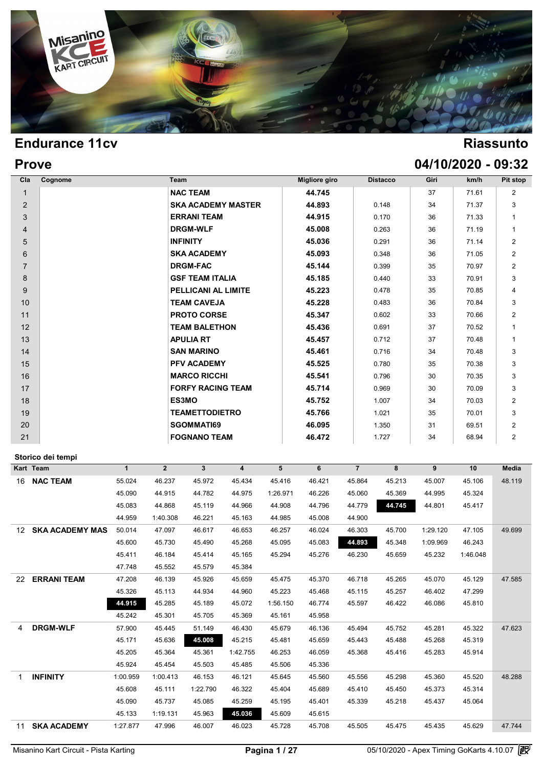# Endurance 11cv

# Riassunto

## Prove

## 04/10/2020 - 09:32

| Cla | Cognome | Team | Migliore giro | Distacco | Giri | km/h | Pit stop |
|---|---|---|---|---|---|---|---|
| 1 | | **NAC TEAM** | **44.745** | | 37 | 71.61 | 2 |
| 2 | | **SKA ACADEMY MASTER** | **44.893** | 0.148 | 34 | 71.37 | 3 |
| 3 | | **ERRANI TEAM** | **44.915** | 0.170 | 36 | 71.33 | 1 |
| 4 | | **DRGM-WLF** | **45.008** | 0.263 | 36 | 71.19 | 1 |
| 5 | | **INFINITY** | **45.036** | 0.291 | 36 | 71.14 | 2 |
| 6 | | **SKA ACADEMY** | **45.093** | 0.348 | 36 | 71.05 | 2 |
| 7 | | **DRGM-FAC** | **45.144** | 0.399 | 35 | 70.97 | 2 |
| 8 | | **GSF TEAM ITALIA** | **45.185** | 0.440 | 33 | 70.91 | 3 |
| 9 | | **PELLICANI AL LIMITE** | **45.223** | 0.478 | 35 | 70.85 | 4 |
| 10 | | **TEAM CAVEJA** | **45.228** | 0.483 | 36 | 70.84 | 3 |
| 11 | | **PROTO CORSE** | **45.347** | 0.602 | 33 | 70.66 | 2 |
| 12 | | **TEAM BALETHON** | **45.436** | 0.691 | 37 | 70.52 | 1 |
| 13 | | **APULIA RT** | **45.457** | 0.712 | 37 | 70.48 | 1 |
| 14 | | **SAN MARINO** | **45.461** | 0.716 | 34 | 70.48 | 3 |
| 15 | | **PFV ACADEMY** | **45.525** | 0.780 | 35 | 70.38 | 3 |
| 16 | | **MARCO RICCHI** | **45.541** | 0.796 | 30 | 70.35 | 3 |
| 17 | | **FORFY RACING TEAM** | **45.714** | 0.969 | 30 | 70.09 | 3 |
| 18 | | **ES3MO** | **45.752** | 1.007 | 34 | 70.03 | 2 |
| 19 | | **TEAMETTODIETRO** | **45.766** | 1.021 | 35 | 70.01 | 3 |
| 20 | | **SGOMMATI69** | **46.095** | 1.350 | 31 | 69.51 | 2 |
| 21 | | **FOGNANO TEAM** | **46.472** | 1.727 | 34 | 68.94 | 2 |

### Storico dei tempi

| Kart | Team | 1 | 2 | 3 | 4 | 5 | 6 | 7 | 8 | 9 | 10 | Media |
|---|---|---|---|---|---|---|---|---|---|---|---|---|
| 16 | **NAC TEAM** | 55.024 | 46.237 | 45.972 | 45.434 | 45.416 | 46.421 | 45.864 | 45.213 | 45.007 | 45.106 | 48.119 |
| | | 45.090 | 44.915 | 44.782 | 44.975 | 1:26.971 | 46.226 | 45.060 | 45.369 | 44.995 | 45.324 | |
| | | 45.083 | 44.868 | 45.119 | 44.966 | 44.908 | 44.796 | 44.779 | **44.745** | 44.801 | 45.417 | |
| | | 44.959 | 1:40.308 | 46.221 | 45.163 | 44.985 | 45.008 | 44.900 | | | | |
| 12 | **SKA ACADEMY MAS** | 50.014 | 47.097 | 46.617 | 46.653 | 46.257 | 46.024 | 46.303 | 45.700 | 1:29.120 | 47.105 | 49.699 |
| | | 45.600 | 45.730 | 45.490 | 45.268 | 45.095 | 45.083 | **44.893** | 45.348 | 1:09.969 | 46.243 | |
| | | 45.411 | 46.184 | 45.414 | 45.165 | 45.294 | 45.276 | 46.230 | 45.659 | 45.232 | 1:46.048 | |
| | | 47.748 | 45.552 | 45.579 | 45.384 | | | | | | | |
| 22 | **ERRANI TEAM** | 47.208 | 46.139 | 45.926 | 45.659 | 45.475 | 45.370 | 46.718 | 45.265 | 45.070 | 45.129 | 47.585 |
| | | 45.326 | 45.113 | 44.934 | 44.960 | 45.223 | 45.468 | 45.115 | 45.257 | 46.402 | 47.299 | |
| | | **44.915** | 45.285 | 45.189 | 45.072 | 1:56.150 | 46.774 | 45.597 | 46.422 | 46.086 | 45.810 | |
| | | 45.242 | 45.301 | 45.705 | 45.369 | 45.161 | 45.958 | | | | | |
| 4 | **DRGM-WLF** | 57.900 | 45.445 | 51.149 | 46.430 | 45.679 | 46.136 | 45.494 | 45.752 | 45.281 | 45.322 | 47.623 |
| | | 45.171 | 45.636 | **45.008** | 45.215 | 45.481 | 45.659 | 45.443 | 45.488 | 45.268 | 45.319 | |
| | | 45.205 | 45.364 | 45.361 | 1:42.755 | 46.253 | 46.059 | 45.368 | 45.416 | 45.283 | 45.914 | |
| | | 45.924 | 45.454 | 45.503 | 45.485 | 45.506 | 45.336 | | | | | |
| 1 | **INFINITY** | 1:00.959 | 1:00.413 | 46.153 | 46.121 | 45.645 | 45.560 | 45.556 | 45.298 | 45.360 | 45.520 | 48.288 |
| | | 45.608 | 45.111 | 1:22.790 | 46.322 | 45.404 | 45.689 | 45.410 | 45.450 | 45.373 | 45.314 | |
| | | 45.090 | 45.737 | 45.085 | 45.259 | 45.195 | 45.401 | 45.339 | 45.218 | 45.437 | 45.064 | |
| | | 45.133 | 1:19.131 | 45.963 | **45.036** | 45.609 | 45.615 | | | | | |
| 11 | **SKA ACADEMY** | 1:27.877 | 47.996 | 46.007 | 46.023 | 45.728 | 45.708 | 45.505 | 45.475 | 45.435 | 45.629 | 47.744 |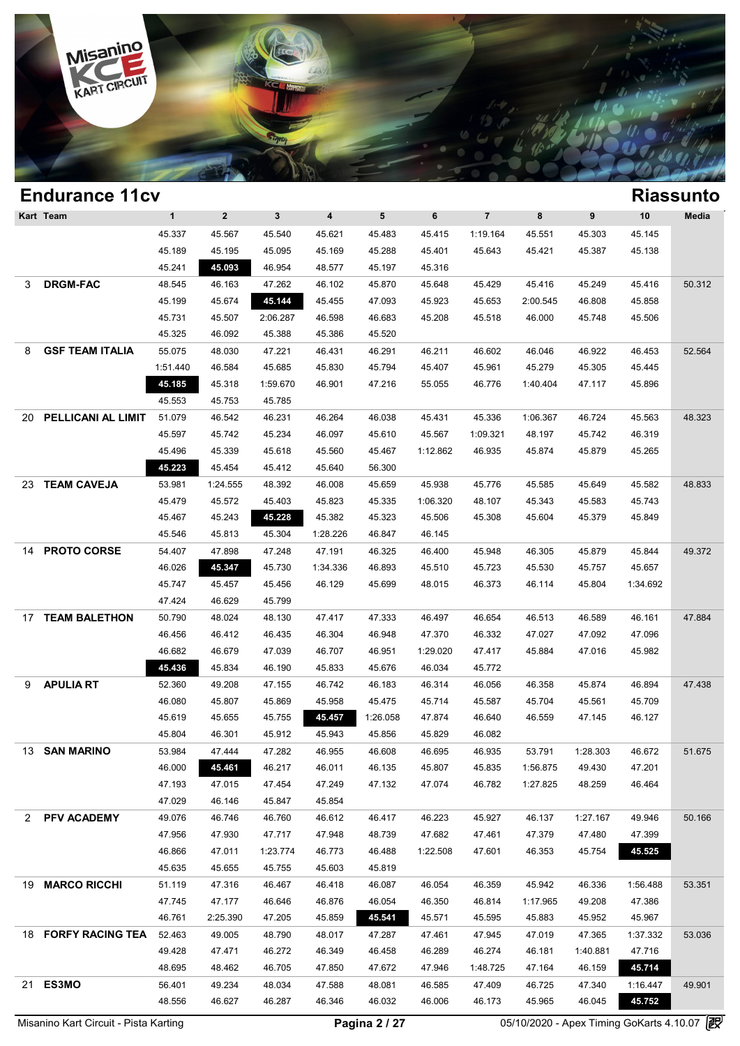## Endurance 11cv

## Riassunto

| Kart | Team | 1 | 2 | 3 | 4 | 5 | 6 | 7 | 8 | 9 | 10 | Media |
|---|---|---|---|---|---|---|---|---|---|---|---|---|
| | | 45.337 | 45.567 | 45.540 | 45.621 | 45.483 | 45.415 | 1:19.164 | 45.551 | 45.303 | 45.145 | |
| | | 45.189 | 45.195 | 45.095 | 45.169 | 45.288 | 45.401 | 45.643 | 45.421 | 45.387 | 45.138 | |
| | | 45.241 | **45.093** | 46.954 | 48.577 | 45.197 | 45.316 | | | | | |
| 3 | **DRGM-FAC** | 48.545 | 46.163 | 47.262 | 46.102 | 45.870 | 45.648 | 45.429 | 45.416 | 45.249 | 45.416 | 50.312 |
| | | 45.199 | 45.674 | **45.144** | 45.455 | 47.093 | 45.923 | 45.653 | 2:00.545 | 46.808 | 45.858 | |
| | | 45.731 | 45.507 | 2:06.287 | 46.598 | 46.683 | 45.208 | 45.518 | 46.000 | 45.748 | 45.506 | |
| | | 45.325 | 46.092 | 45.388 | 45.386 | 45.520 | | | | | | |
| 8 | **GSF TEAM ITALIA** | 55.075 | 48.030 | 47.221 | 46.431 | 46.291 | 46.211 | 46.602 | 46.046 | 46.922 | 46.453 | 52.564 |
| | | 1:51.440 | 46.584 | 45.685 | 45.830 | 45.794 | 45.407 | 45.961 | 45.279 | 45.305 | 45.445 | |
| | | **45.185** | 45.318 | 1:59.670 | 46.901 | 47.216 | 55.055 | 46.776 | 1:40.404 | 47.117 | 45.896 | |
| | | 45.553 | 45.753 | 45.785 | | | | | | | | |
| 20 | **PELLICANI AL LIMIT** | 51.079 | 46.542 | 46.231 | 46.264 | 46.038 | 45.431 | 45.336 | 1:06.367 | 46.724 | 45.563 | 48.323 |
| | | 45.597 | 45.742 | 45.234 | 46.097 | 45.610 | 45.567 | 1:09.321 | 48.197 | 45.742 | 46.319 | |
| | | 45.496 | 45.339 | 45.618 | 45.560 | 45.467 | 1:12.862 | 46.935 | 45.874 | 45.879 | 45.265 | |
| | | **45.223** | 45.454 | 45.412 | 45.640 | 56.300 | | | | | | |
| 23 | **TEAM CAVEJA** | 53.981 | 1:24.555 | 48.392 | 46.008 | 45.659 | 45.938 | 45.776 | 45.585 | 45.649 | 45.582 | 48.833 |
| | | 45.479 | 45.572 | 45.403 | 45.823 | 45.335 | 1:06.320 | 48.107 | 45.343 | 45.583 | 45.743 | |
| | | 45.467 | 45.243 | **45.228** | 45.382 | 45.323 | 45.506 | 45.308 | 45.604 | 45.379 | 45.849 | |
| | | 45.546 | 45.813 | 45.304 | 1:28.226 | 46.847 | 46.145 | | | | | |
| 14 | **PROTO CORSE** | 54.407 | 47.898 | 47.248 | 47.191 | 46.325 | 46.400 | 45.948 | 46.305 | 45.879 | 45.844 | 49.372 |
| | | 46.026 | **45.347** | 45.730 | 1:34.336 | 46.893 | 45.510 | 45.723 | 45.530 | 45.757 | 45.657 | |
| | | 45.747 | 45.457 | 45.456 | 46.129 | 45.699 | 48.015 | 46.373 | 46.114 | 45.804 | 1:34.692 | |
| | | 47.424 | 46.629 | 45.799 | | | | | | | | |
| 17 | **TEAM BALETHON** | 50.790 | 48.024 | 48.130 | 47.417 | 47.333 | 46.497 | 46.654 | 46.513 | 46.589 | 46.161 | 47.884 |
| | | 46.456 | 46.412 | 46.435 | 46.304 | 46.948 | 47.370 | 46.332 | 47.027 | 47.092 | 47.096 | |
| | | 46.682 | 46.679 | 47.039 | 46.707 | 46.951 | 1:29.020 | 47.417 | 45.884 | 47.016 | 45.982 | |
| | | **45.436** | 45.834 | 46.190 | 45.833 | 45.676 | 46.034 | 45.772 | | | | |
| 9 | **APULIA RT** | 52.360 | 49.208 | 47.155 | 46.742 | 46.183 | 46.314 | 46.056 | 46.358 | 45.874 | 46.894 | 47.438 |
| | | 46.080 | 45.807 | 45.869 | 45.958 | 45.475 | 45.714 | 45.587 | 45.704 | 45.561 | 45.709 | |
| | | 45.619 | 45.655 | 45.755 | **45.457** | 1:26.058 | 47.874 | 46.640 | 46.559 | 47.145 | 46.127 | |
| | | 45.804 | 46.301 | 45.912 | 45.943 | 45.856 | 45.829 | 46.082 | | | | |
| 13 | **SAN MARINO** | 53.984 | 47.444 | 47.282 | 46.955 | 46.608 | 46.695 | 46.935 | 53.791 | 1:28.303 | 46.672 | 51.675 |
| | | 46.000 | **45.461** | 46.217 | 46.011 | 46.135 | 45.807 | 45.835 | 1:56.875 | 49.430 | 47.201 | |
| | | 47.193 | 47.015 | 47.454 | 47.249 | 47.132 | 47.074 | 46.782 | 1:27.825 | 48.259 | 46.464 | |
| | | 47.029 | 46.146 | 45.847 | 45.854 | | | | | | | |
| 2 | **PFV ACADEMY** | 49.076 | 46.746 | 46.760 | 46.612 | 46.417 | 46.223 | 45.927 | 46.137 | 1:27.167 | 49.946 | 50.166 |
| | | 47.956 | 47.930 | 47.717 | 47.948 | 48.739 | 47.682 | 47.461 | 47.379 | 47.480 | 47.399 | |
| | | 46.866 | 47.011 | 1:23.774 | 46.773 | 46.488 | 1:22.508 | 47.601 | 46.353 | 45.754 | **45.525** | |
| | | 45.635 | 45.655 | 45.755 | 45.603 | 45.819 | | | | | | |
| 19 | **MARCO RICCHI** | 51.119 | 47.316 | 46.467 | 46.418 | 46.087 | 46.054 | 46.359 | 45.942 | 46.336 | 1:56.488 | 53.351 |
| | | 47.745 | 47.177 | 46.646 | 46.876 | 46.054 | 46.350 | 46.814 | 1:17.965 | 49.208 | 47.386 | |
| | | 46.761 | 2:25.390 | 47.205 | 45.859 | **45.541** | 45.571 | 45.595 | 45.883 | 45.952 | 45.967 | |
| 18 | **FORFY RACING TEA** | 52.463 | 49.005 | 48.790 | 48.017 | 47.287 | 47.461 | 47.945 | 47.019 | 47.365 | 1:37.332 | 53.036 |
| | | 49.428 | 47.471 | 46.272 | 46.349 | 46.458 | 46.289 | 46.274 | 46.181 | 1:40.881 | 47.716 | |
| | | 48.695 | 48.462 | 46.705 | 47.850 | 47.672 | 47.946 | 1:48.725 | 47.164 | 46.159 | **45.714** | |
| 21 | **ES3MO** | 56.401 | 49.234 | 48.034 | 47.588 | 48.081 | 46.585 | 47.409 | 46.725 | 47.340 | 1:16.447 | 49.901 |
| | | 48.556 | 46.627 | 46.287 | 46.346 | 46.032 | 46.006 | 46.173 | 45.965 | 46.045 | **45.752** | |

Misanino Kart Circuit - Pista Karting — 05/10/2020 - Apex Timing GoKarts 4.10.07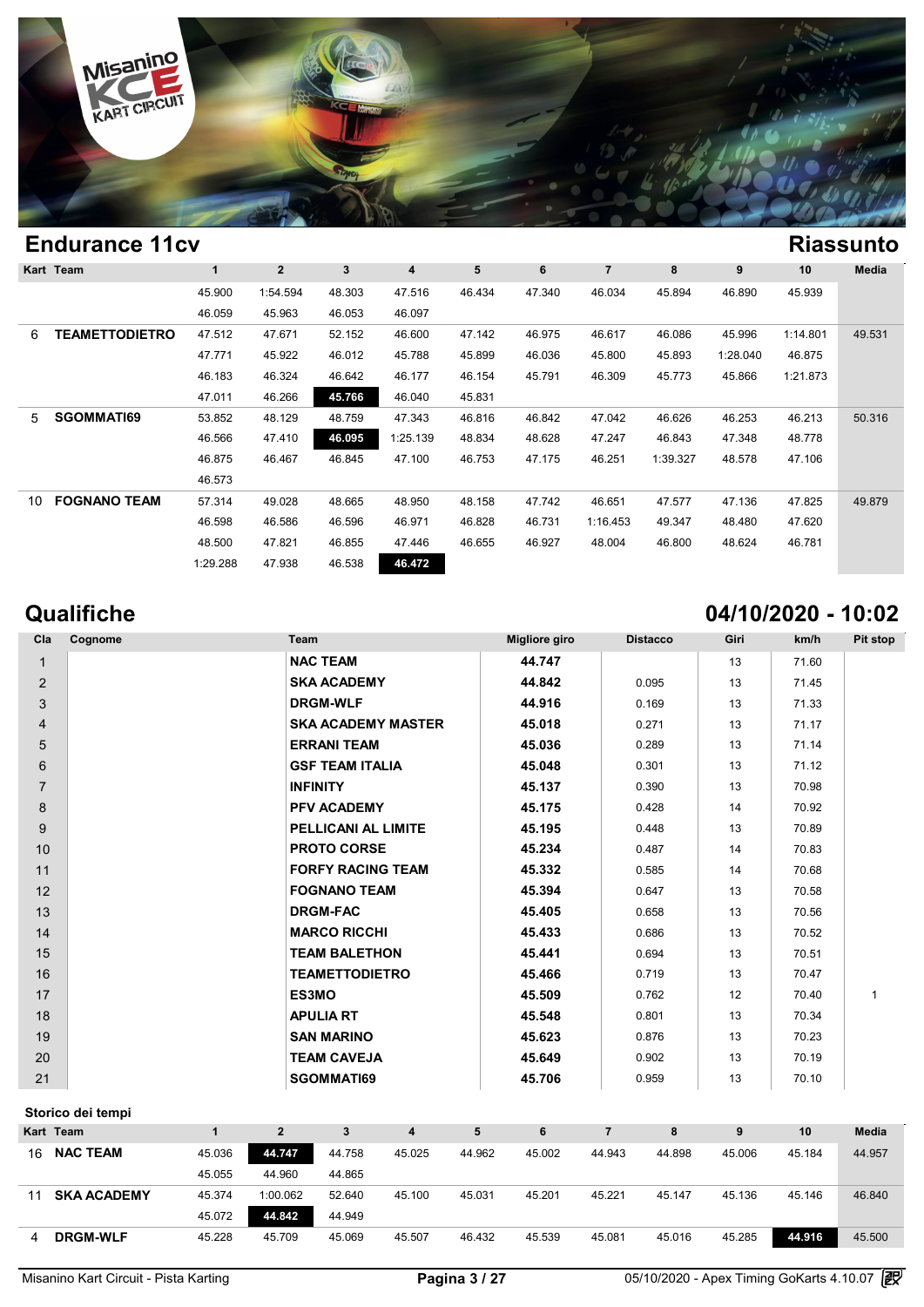## Endurance 11cv

## Riassunto

| Kart | Team | 1 | 2 | 3 | 4 | 5 | 6 | 7 | 8 | 9 | 10 | Media |
|---|---|---|---|---|---|---|---|---|---|---|---|---|
| | | 45.900 | 1:54.594 | 48.303 | 47.516 | 46.434 | 47.340 | 46.034 | 45.894 | 46.890 | 45.939 | |
| | | 46.059 | 45.963 | 46.053 | 46.097 | | | | | | | |
| 6 | **TEAMETTODIETRO** | 47.512 | 47.671 | 52.152 | 46.600 | 47.142 | 46.975 | 46.617 | 46.086 | 45.996 | 1:14.801 | 49.531 |
| | | 47.771 | 45.922 | 46.012 | 45.788 | 45.899 | 46.036 | 45.800 | 45.893 | 1:28.040 | 46.875 | |
| | | 46.183 | 46.324 | 46.642 | 46.177 | 46.154 | 45.791 | 46.309 | 45.773 | 45.866 | 1:21.873 | |
| | | 47.011 | 46.266 | **45.766** | 46.040 | 45.831 | | | | | | |
| 5 | **SGOMMATI69** | 53.852 | 48.129 | 48.759 | 47.343 | 46.816 | 46.842 | 47.042 | 46.626 | 46.253 | 46.213 | 50.316 |
| | | 46.566 | 47.410 | **46.095** | 1:25.139 | 48.834 | 48.628 | 47.247 | 46.843 | 47.348 | 48.778 | |
| | | 46.875 | 46.467 | 46.845 | 47.100 | 46.753 | 47.175 | 46.251 | 1:39.327 | 48.578 | 47.106 | |
| | | 46.573 | | | | | | | | | | |
| 10 | **FOGNANO TEAM** | 57.314 | 49.028 | 48.665 | 48.950 | 48.158 | 47.742 | 46.651 | 47.577 | 47.136 | 47.825 | 49.879 |
| | | 46.598 | 46.586 | 46.596 | 46.971 | 46.828 | 46.731 | 1:16.453 | 49.347 | 48.480 | 47.620 | |
| | | 48.500 | 47.821 | 46.855 | 47.446 | 46.655 | 46.927 | 48.004 | 46.800 | 48.624 | 46.781 | |
| | | 1:29.288 | 47.938 | 46.538 | **46.472** | | | | | | | |

## Qualifiche

## 04/10/2020 - 10:02

| Cla | Cognome | Team | Migliore giro | Distacco | Giri | km/h | Pit stop |
|---|---|---|---|---|---|---|---|
| 1 | | **NAC TEAM** | **44.747** | | 13 | 71.60 | |
| 2 | | **SKA ACADEMY** | **44.842** | 0.095 | 13 | 71.45 | |
| 3 | | **DRGM-WLF** | **44.916** | 0.169 | 13 | 71.33 | |
| 4 | | **SKA ACADEMY MASTER** | **45.018** | 0.271 | 13 | 71.17 | |
| 5 | | **ERRANI TEAM** | **45.036** | 0.289 | 13 | 71.14 | |
| 6 | | **GSF TEAM ITALIA** | **45.048** | 0.301 | 13 | 71.12 | |
| 7 | | **INFINITY** | **45.137** | 0.390 | 13 | 70.98 | |
| 8 | | **PFV ACADEMY** | **45.175** | 0.428 | 14 | 70.92 | |
| 9 | | **PELLICANI AL LIMITE** | **45.195** | 0.448 | 13 | 70.89 | |
| 10 | | **PROTO CORSE** | **45.234** | 0.487 | 14 | 70.83 | |
| 11 | | **FORFY RACING TEAM** | **45.332** | 0.585 | 14 | 70.68 | |
| 12 | | **FOGNANO TEAM** | **45.394** | 0.647 | 13 | 70.58 | |
| 13 | | **DRGM-FAC** | **45.405** | 0.658 | 13 | 70.56 | |
| 14 | | **MARCO RICCHI** | **45.433** | 0.686 | 13 | 70.52 | |
| 15 | | **TEAM BALETHON** | **45.441** | 0.694 | 13 | 70.51 | |
| 16 | | **TEAMETTODIETRO** | **45.466** | 0.719 | 13 | 70.47 | |
| 17 | | **ES3MO** | **45.509** | 0.762 | 12 | 70.40 | 1 |
| 18 | | **APULIA RT** | **45.548** | 0.801 | 13 | 70.34 | |
| 19 | | **SAN MARINO** | **45.623** | 0.876 | 13 | 70.23 | |
| 20 | | **TEAM CAVEJA** | **45.649** | 0.902 | 13 | 70.19 | |
| 21 | | **SGOMMATI69** | **45.706** | 0.959 | 13 | 70.10 | |

### Storico dei tempi

| Kart | Team | 1 | 2 | 3 | 4 | 5 | 6 | 7 | 8 | 9 | 10 | Media |
|---|---|---|---|---|---|---|---|---|---|---|---|---|
| 16 | **NAC TEAM** | 45.036 | **44.747** | 44.758 | 45.025 | 44.962 | 45.002 | 44.943 | 44.898 | 45.006 | 45.184 | 44.957 |
| | | 45.055 | 44.960 | 44.865 | | | | | | | | |
| 11 | **SKA ACADEMY** | 45.374 | 1:00.062 | 52.640 | 45.100 | 45.031 | 45.201 | 45.221 | 45.147 | 45.136 | 45.146 | 46.840 |
| | | 45.072 | **44.842** | 44.949 | | | | | | | | |
| 4 | **DRGM-WLF** | 45.228 | 45.709 | 45.069 | 45.507 | 46.432 | 45.539 | 45.081 | 45.016 | 45.285 | **44.916** | 45.500 |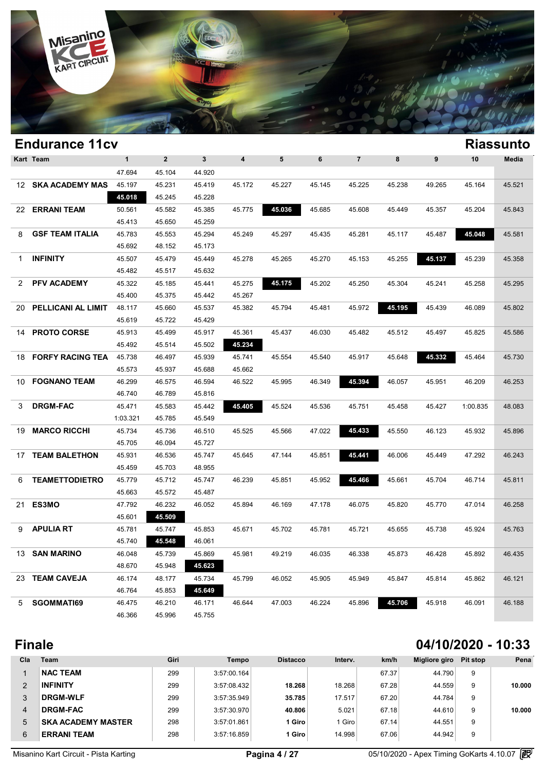## Endurance 11cv

## Riassunto

| Kart | Team | 1 | 2 | 3 | 4 | 5 | 6 | 7 | 8 | 9 | 10 | Media |
|---|---|---|---|---|---|---|---|---|---|---|---|---|
| | | 47.694 | 45.104 | 44.920 | | | | | | | | |
| 12 | SKA ACADEMY MAS | 45.197 | 45.231 | 45.419 | 45.172 | 45.227 | 45.145 | 45.225 | 45.238 | 49.265 | 45.164 | 45.521 |
| | | **45.018** | 45.245 | 45.228 | | | | | | | | |
| 22 | ERRANI TEAM | 50.561 | 45.582 | 45.385 | 45.775 | **45.036** | 45.685 | 45.608 | 45.449 | 45.357 | 45.204 | 45.843 |
| | | 45.413 | 45.650 | 45.259 | | | | | | | | |
| 8 | GSF TEAM ITALIA | 45.783 | 45.553 | 45.294 | 45.249 | 45.297 | 45.435 | 45.281 | 45.117 | 45.487 | **45.048** | 45.581 |
| | | 45.692 | 48.152 | 45.173 | | | | | | | | |
| 1 | INFINITY | 45.507 | 45.479 | 45.449 | 45.278 | 45.265 | 45.270 | 45.153 | 45.255 | **45.137** | 45.239 | 45.358 |
| | | 45.482 | 45.517 | 45.632 | | | | | | | | |
| 2 | PFV ACADEMY | 45.322 | 45.185 | 45.441 | 45.275 | **45.175** | 45.202 | 45.250 | 45.304 | 45.241 | 45.258 | 45.295 |
| | | 45.400 | 45.375 | 45.442 | 45.267 | | | | | | | |
| 20 | PELLICANI AL LIMIT | 48.117 | 45.660 | 45.537 | 45.382 | 45.794 | 45.481 | 45.972 | **45.195** | 45.439 | 46.089 | 45.802 |
| | | 45.619 | 45.722 | 45.429 | | | | | | | | |
| 14 | PROTO CORSE | 45.913 | 45.499 | 45.917 | 45.361 | 45.437 | 46.030 | 45.482 | 45.512 | 45.497 | 45.825 | 45.586 |
| | | 45.492 | 45.514 | 45.502 | **45.234** | | | | | | | |
| 18 | FORFY RACING TEA | 45.738 | 46.497 | 45.939 | 45.741 | 45.554 | 45.540 | 45.917 | 45.648 | **45.332** | 45.464 | 45.730 |
| | | 45.573 | 45.937 | 45.688 | 45.662 | | | | | | | |
| 10 | FOGNANO TEAM | 46.299 | 46.575 | 46.594 | 46.522 | 45.995 | 46.349 | **45.394** | 46.057 | 45.951 | 46.209 | 46.253 |
| | | 46.740 | 46.789 | 45.816 | | | | | | | | |
| 3 | DRGM-FAC | 45.471 | 45.583 | 45.442 | **45.405** | 45.524 | 45.536 | 45.751 | 45.458 | 45.427 | 1:00.835 | 48.083 |
| | | 1:03.321 | 45.785 | 45.549 | | | | | | | | |
| 19 | MARCO RICCHI | 45.734 | 45.736 | 46.510 | 45.525 | 45.566 | 47.022 | **45.433** | 45.550 | 46.123 | 45.932 | 45.896 |
| | | 45.705 | 46.094 | 45.727 | | | | | | | | |
| 17 | TEAM BALETHON | 45.931 | 46.536 | 45.747 | 45.645 | 47.144 | 45.851 | **45.441** | 46.006 | 45.449 | 47.292 | 46.243 |
| | | 45.459 | 45.703 | 48.955 | | | | | | | | |
| 6 | TEAMETTODIETRO | 45.779 | 45.712 | 45.747 | 46.239 | 45.851 | 45.952 | **45.466** | 45.661 | 45.704 | 46.714 | 45.811 |
| | | 45.663 | 45.572 | 45.487 | | | | | | | | |
| 21 | ES3MO | 47.792 | 46.232 | 46.052 | 45.894 | 46.169 | 47.178 | 46.075 | 45.820 | 45.770 | 47.014 | 46.258 |
| | | 45.601 | **45.509** | | | | | | | | | |
| 9 | APULIA RT | 45.781 | 45.747 | 45.853 | 45.671 | 45.702 | 45.781 | 45.721 | 45.655 | 45.738 | 45.924 | 45.763 |
| | | 45.740 | **45.548** | 46.061 | | | | | | | | |
| 13 | SAN MARINO | 46.048 | 45.739 | 45.869 | 45.981 | 49.219 | 46.035 | 46.338 | 45.873 | 46.428 | 45.892 | 46.435 |
| | | 48.670 | 45.948 | **45.623** | | | | | | | | |
| 23 | TEAM CAVEJA | 46.174 | 48.177 | 45.734 | 45.799 | 46.052 | 45.905 | 45.949 | 45.847 | 45.814 | 45.862 | 46.121 |
| | | 46.764 | 45.853 | **45.649** | | | | | | | | |
| 5 | SGOMMATI69 | 46.475 | 46.210 | 46.171 | 46.644 | 47.003 | 46.224 | 45.896 | **45.706** | 45.918 | 46.091 | 46.188 |
| | | 46.366 | 45.996 | 45.755 | | | | | | | | |

## Finale

## 04/10/2020 - 10:33

| Cla | Team | Giri | Tempo | Distacco | Interv. | km/h | Migliore giro | Pit stop | Pena |
|---|---|---|---|---|---|---|---|---|---|
| 1 | NAC TEAM | 299 | 3:57:00.164 | | | 67.37 | 44.790 | 9 | |
| 2 | INFINITY | 299 | 3:57:08.432 | 18.268 | 18.268 | 67.28 | 44.559 | 9 | 10.000 |
| 3 | DRGM-WLF | 299 | 3:57:35.949 | 35.785 | 17.517 | 67.20 | 44.784 | 9 | |
| 4 | DRGM-FAC | 299 | 3:57:30.970 | 40.806 | 5.021 | 67.18 | 44.610 | 9 | 10.000 |
| 5 | SKA ACADEMY MASTER | 298 | 3:57:01.861 | 1 Giro | 1 Giro | 67.14 | 44.551 | 9 | |
| 6 | ERRANI TEAM | 298 | 3:57:16.859 | 1 Giro | 14.998 | 67.06 | 44.942 | 9 | |

Misanino Kart Circuit - Pista Karting — 05/10/2020 - Apex Timing GoKarts 4.10.07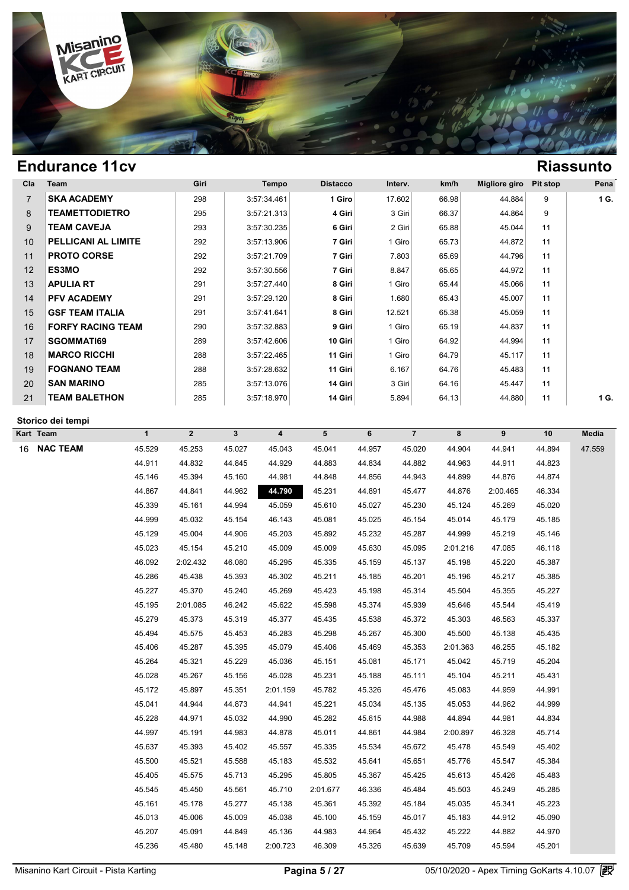## Endurance 11cv

## Riassunto

| Cla | Team | Giri | Tempo | Distacco | Interv. | km/h | Migliore giro | Pit stop | Pena |
|---|---|---|---|---|---|---|---|---|---|
| 7 | **SKA ACADEMY** | 298 | 3:57:34.461 | **1 Giro** | 17.602 | 66.98 | 44.884 | 9 | **1 G.** |
| 8 | **TEAMETTODIETRO** | 295 | 3:57:21.313 | **4 Giri** | 3 Giri | 66.37 | 44.864 | 9 | |
| 9 | **TEAM CAVEJA** | 293 | 3:57:30.235 | **6 Giri** | 2 Giri | 65.88 | 45.044 | 11 | |
| 10 | **PELLICANI AL LIMITE** | 292 | 3:57:13.906 | **7 Giri** | 1 Giro | 65.73 | 44.872 | 11 | |
| 11 | **PROTO CORSE** | 292 | 3:57:21.709 | **7 Giri** | 7.803 | 65.69 | 44.796 | 11 | |
| 12 | **ES3MO** | 292 | 3:57:30.556 | **7 Giri** | 8.847 | 65.65 | 44.972 | 11 | |
| 13 | **APULIA RT** | 291 | 3:57:27.440 | **8 Giri** | 1 Giro | 65.44 | 45.066 | 11 | |
| 14 | **PFV ACADEMY** | 291 | 3:57:29.120 | **8 Giri** | 1.680 | 65.43 | 45.007 | 11 | |
| 15 | **GSF TEAM ITALIA** | 291 | 3:57:41.641 | **8 Giri** | 12.521 | 65.38 | 45.059 | 11 | |
| 16 | **FORFY RACING TEAM** | 290 | 3:57:32.883 | **9 Giri** | 1 Giro | 65.19 | 44.837 | 11 | |
| 17 | **SGOMMATI69** | 289 | 3:57:42.606 | **10 Giri** | 1 Giro | 64.92 | 44.994 | 11 | |
| 18 | **MARCO RICCHI** | 288 | 3:57:22.465 | **11 Giri** | 1 Giro | 64.79 | 45.117 | 11 | |
| 19 | **FOGNANO TEAM** | 288 | 3:57:28.632 | **11 Giri** | 6.167 | 64.76 | 45.483 | 11 | |
| 20 | **SAN MARINO** | 285 | 3:57:13.076 | **14 Giri** | 3 Giri | 64.16 | 45.447 | 11 | |
| 21 | **TEAM BALETHON** | 285 | 3:57:18.970 | **14 Giri** | 5.894 | 64.13 | 44.880 | 11 | **1 G.** |

### Storico dei tempi

| Kart | Team | 1 | 2 | 3 | 4 | 5 | 6 | 7 | 8 | 9 | 10 | Media |
|---|---|---|---|---|---|---|---|---|---|---|---|---|
| 16 | **NAC TEAM** | 45.529 | 45.253 | 45.027 | 45.043 | 45.041 | 44.957 | 45.020 | 44.904 | 44.941 | 44.894 | 47.559 |
| | | 44.911 | 44.832 | 44.845 | 44.929 | 44.883 | 44.834 | 44.882 | 44.963 | 44.911 | 44.823 | |
| | | 45.146 | 45.394 | 45.160 | 44.981 | 44.848 | 44.856 | 44.943 | 44.899 | 44.876 | 44.874 | |
| | | 44.867 | 44.841 | 44.962 | **44.790** | 45.231 | 44.891 | 45.477 | 44.876 | 2:00.465 | 46.334 | |
| | | 45.339 | 45.161 | 44.994 | 45.059 | 45.610 | 45.027 | 45.230 | 45.124 | 45.269 | 45.020 | |
| | | 44.999 | 45.032 | 45.154 | 46.143 | 45.081 | 45.025 | 45.154 | 45.014 | 45.179 | 45.185 | |
| | | 45.129 | 45.004 | 44.906 | 45.203 | 45.892 | 45.232 | 45.287 | 44.999 | 45.219 | 45.146 | |
| | | 45.023 | 45.154 | 45.210 | 45.009 | 45.009 | 45.630 | 45.095 | 2:01.216 | 47.085 | 46.118 | |
| | | 46.092 | 2:02.432 | 46.080 | 45.295 | 45.335 | 45.159 | 45.137 | 45.198 | 45.220 | 45.387 | |
| | | 45.286 | 45.438 | 45.393 | 45.302 | 45.211 | 45.185 | 45.201 | 45.196 | 45.217 | 45.385 | |
| | | 45.227 | 45.370 | 45.240 | 45.269 | 45.423 | 45.198 | 45.314 | 45.504 | 45.355 | 45.227 | |
| | | 45.195 | 2:01.085 | 46.242 | 45.622 | 45.598 | 45.374 | 45.939 | 45.646 | 45.544 | 45.419 | |
| | | 45.279 | 45.373 | 45.319 | 45.377 | 45.435 | 45.538 | 45.372 | 45.303 | 46.563 | 45.337 | |
| | | 45.494 | 45.575 | 45.453 | 45.283 | 45.298 | 45.267 | 45.300 | 45.500 | 45.138 | 45.435 | |
| | | 45.406 | 45.287 | 45.395 | 45.079 | 45.406 | 45.469 | 45.353 | 2:01.363 | 46.255 | 45.182 | |
| | | 45.264 | 45.321 | 45.229 | 45.036 | 45.151 | 45.081 | 45.171 | 45.042 | 45.719 | 45.204 | |
| | | 45.028 | 45.267 | 45.156 | 45.028 | 45.231 | 45.188 | 45.111 | 45.104 | 45.211 | 45.431 | |
| | | 45.172 | 45.897 | 45.351 | 2:01.159 | 45.782 | 45.326 | 45.476 | 45.083 | 44.959 | 44.991 | |
| | | 45.041 | 44.944 | 44.873 | 44.941 | 45.221 | 45.034 | 45.135 | 45.053 | 44.962 | 44.999 | |
| | | 45.228 | 44.971 | 45.032 | 44.990 | 45.282 | 45.615 | 44.988 | 44.894 | 44.981 | 44.834 | |
| | | 44.997 | 45.191 | 44.983 | 44.878 | 45.011 | 44.861 | 44.984 | 2:00.897 | 46.328 | 45.714 | |
| | | 45.637 | 45.393 | 45.402 | 45.557 | 45.335 | 45.534 | 45.672 | 45.478 | 45.549 | 45.402 | |
| | | 45.500 | 45.521 | 45.588 | 45.183 | 45.532 | 45.641 | 45.651 | 45.776 | 45.547 | 45.384 | |
| | | 45.405 | 45.575 | 45.713 | 45.295 | 45.805 | 45.367 | 45.425 | 45.613 | 45.426 | 45.483 | |
| | | 45.545 | 45.450 | 45.561 | 45.710 | 2:01.677 | 46.336 | 45.484 | 45.503 | 45.249 | 45.285 | |
| | | 45.161 | 45.178 | 45.277 | 45.138 | 45.361 | 45.392 | 45.184 | 45.035 | 45.341 | 45.223 | |
| | | 45.013 | 45.006 | 45.009 | 45.038 | 45.100 | 45.159 | 45.017 | 45.183 | 44.912 | 45.090 | |
| | | 45.207 | 45.091 | 44.849 | 45.136 | 44.983 | 44.964 | 45.432 | 45.222 | 44.882 | 44.970 | |
| | | 45.236 | 45.480 | 45.148 | 2:00.723 | 46.309 | 45.326 | 45.639 | 45.709 | 45.594 | 45.201 | |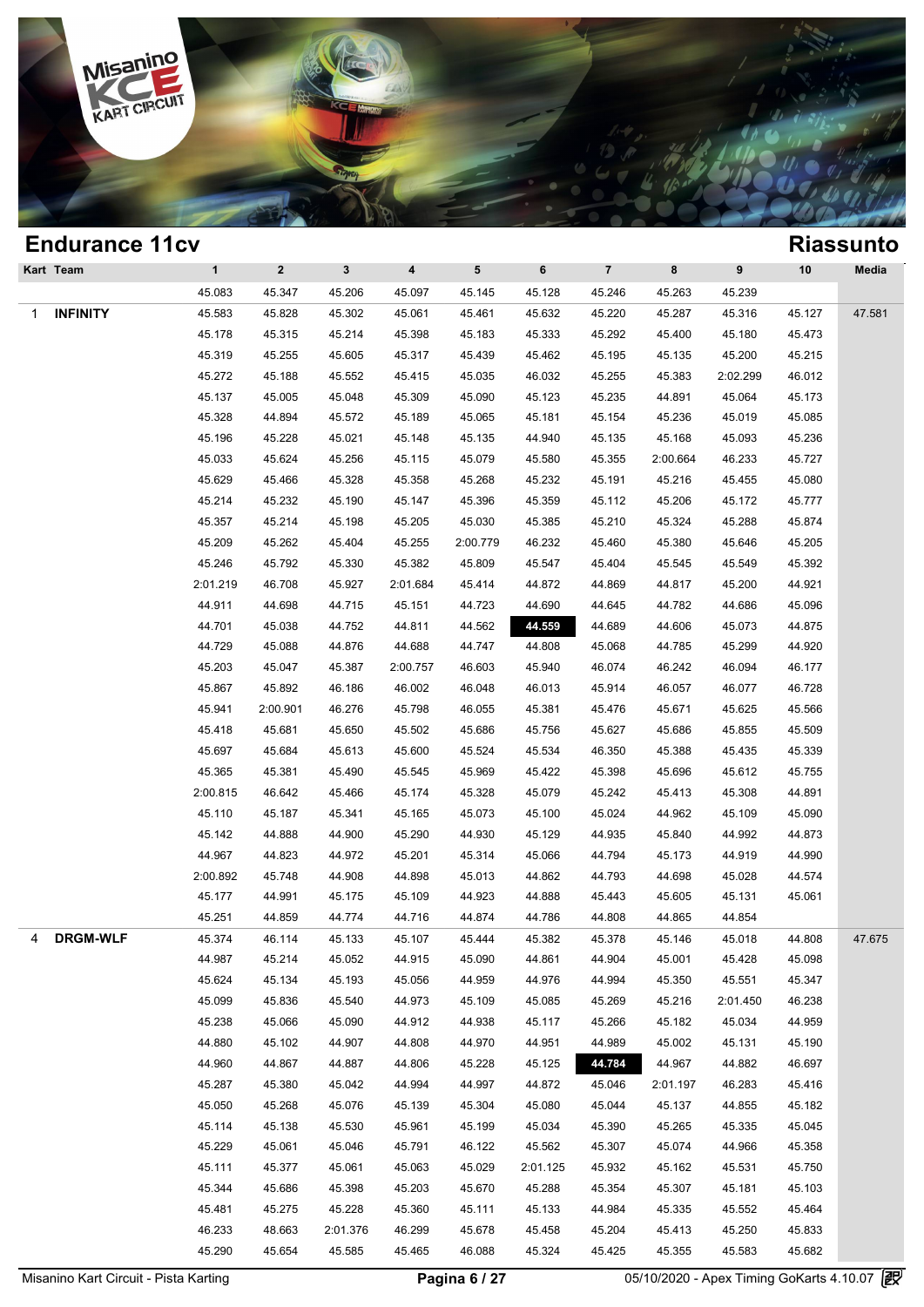## Endurance 11cv

## Riassunto

| Kart | Team | 1 | 2 | 3 | 4 | 5 | 6 | 7 | 8 | 9 | 10 | Media |
|---|---|---|---|---|---|---|---|---|---|---|---|---|
| | | 45.083 | 45.347 | 45.206 | 45.097 | 45.145 | 45.128 | 45.246 | 45.263 | 45.239 | | |
| 1 | **INFINITY** | 45.583 | 45.828 | 45.302 | 45.061 | 45.461 | 45.632 | 45.220 | 45.287 | 45.316 | 45.127 | 47.581 |
| | | 45.178 | 45.315 | 45.214 | 45.398 | 45.183 | 45.333 | 45.292 | 45.400 | 45.180 | 45.473 | |
| | | 45.319 | 45.255 | 45.605 | 45.317 | 45.439 | 45.462 | 45.195 | 45.135 | 45.200 | 45.215 | |
| | | 45.272 | 45.188 | 45.552 | 45.415 | 45.035 | 46.032 | 45.255 | 45.383 | 2:02.299 | 46.012 | |
| | | 45.137 | 45.005 | 45.048 | 45.309 | 45.090 | 45.123 | 45.235 | 44.891 | 45.064 | 45.173 | |
| | | 45.328 | 44.894 | 45.572 | 45.189 | 45.065 | 45.181 | 45.154 | 45.236 | 45.019 | 45.085 | |
| | | 45.196 | 45.228 | 45.021 | 45.148 | 45.135 | 44.940 | 45.135 | 45.168 | 45.093 | 45.236 | |
| | | 45.033 | 45.624 | 45.256 | 45.115 | 45.079 | 45.580 | 45.355 | 2:00.664 | 46.233 | 45.727 | |
| | | 45.629 | 45.466 | 45.328 | 45.358 | 45.268 | 45.232 | 45.191 | 45.216 | 45.455 | 45.080 | |
| | | 45.214 | 45.232 | 45.190 | 45.147 | 45.396 | 45.359 | 45.112 | 45.206 | 45.172 | 45.777 | |
| | | 45.357 | 45.214 | 45.198 | 45.205 | 45.030 | 45.385 | 45.210 | 45.324 | 45.288 | 45.874 | |
| | | 45.209 | 45.262 | 45.404 | 45.255 | 2:00.779 | 46.232 | 45.460 | 45.380 | 45.646 | 45.205 | |
| | | 45.246 | 45.792 | 45.330 | 45.382 | 45.809 | 45.547 | 45.404 | 45.545 | 45.549 | 45.392 | |
| | | 2:01.219 | 46.708 | 45.927 | 2:01.684 | 45.414 | 44.872 | 44.869 | 44.817 | 45.200 | 44.921 | |
| | | 44.911 | 44.698 | 44.715 | 45.151 | 44.723 | 44.690 | 44.645 | 44.782 | 44.686 | 45.096 | |
| | | 44.701 | 45.038 | 44.752 | 44.811 | 44.562 | **44.559** | 44.689 | 44.606 | 45.073 | 44.875 | |
| | | 44.729 | 45.088 | 44.876 | 44.688 | 44.747 | 44.808 | 45.068 | 44.785 | 45.299 | 44.920 | |
| | | 45.203 | 45.047 | 45.387 | 2:00.757 | 46.603 | 45.940 | 46.074 | 46.242 | 46.094 | 46.177 | |
| | | 45.867 | 45.892 | 46.186 | 46.002 | 46.048 | 46.013 | 45.914 | 46.057 | 46.077 | 46.728 | |
| | | 45.941 | 2:00.901 | 46.276 | 45.798 | 46.055 | 45.381 | 45.476 | 45.671 | 45.625 | 45.566 | |
| | | 45.418 | 45.681 | 45.650 | 45.502 | 45.686 | 45.756 | 45.627 | 45.686 | 45.855 | 45.509 | |
| | | 45.697 | 45.684 | 45.613 | 45.600 | 45.524 | 45.534 | 46.350 | 45.388 | 45.435 | 45.339 | |
| | | 45.365 | 45.381 | 45.490 | 45.545 | 45.969 | 45.422 | 45.398 | 45.696 | 45.612 | 45.755 | |
| | | 2:00.815 | 46.642 | 45.466 | 45.174 | 45.328 | 45.079 | 45.242 | 45.413 | 45.308 | 44.891 | |
| | | 45.110 | 45.187 | 45.341 | 45.165 | 45.073 | 45.100 | 45.024 | 44.962 | 45.109 | 45.090 | |
| | | 45.142 | 44.888 | 44.900 | 45.290 | 44.930 | 45.129 | 44.935 | 45.840 | 44.992 | 44.873 | |
| | | 44.967 | 44.823 | 44.972 | 45.201 | 45.314 | 45.066 | 44.794 | 45.173 | 44.919 | 44.990 | |
| | | 2:00.892 | 45.748 | 44.908 | 44.898 | 45.013 | 44.862 | 44.793 | 44.698 | 45.028 | 44.574 | |
| | | 45.177 | 44.991 | 45.175 | 45.109 | 44.923 | 44.888 | 45.443 | 45.605 | 45.131 | 45.061 | |
| | | 45.251 | 44.859 | 44.774 | 44.716 | 44.874 | 44.786 | 44.808 | 44.865 | 44.854 | | |
| 4 | **DRGM-WLF** | 45.374 | 46.114 | 45.133 | 45.107 | 45.444 | 45.382 | 45.378 | 45.146 | 45.018 | 44.808 | 47.675 |
| | | 44.987 | 45.214 | 45.052 | 44.915 | 45.090 | 44.861 | 44.904 | 45.001 | 45.428 | 45.098 | |
| | | 45.624 | 45.134 | 45.193 | 45.056 | 44.959 | 44.976 | 44.994 | 45.350 | 45.551 | 45.347 | |
| | | 45.099 | 45.836 | 45.540 | 44.973 | 45.109 | 45.085 | 45.269 | 45.216 | 2:01.450 | 46.238 | |
| | | 45.238 | 45.066 | 45.090 | 44.912 | 44.938 | 45.117 | 45.266 | 45.182 | 45.034 | 44.959 | |
| | | 44.880 | 45.102 | 44.907 | 44.808 | 44.970 | 44.951 | 44.989 | 45.002 | 45.131 | 45.190 | |
| | | 44.960 | 44.867 | 44.887 | 44.806 | 45.228 | 45.125 | **44.784** | 44.967 | 44.882 | 46.697 | |
| | | 45.287 | 45.380 | 45.042 | 44.994 | 44.997 | 44.872 | 45.046 | 2:01.197 | 46.283 | 45.416 | |
| | | 45.050 | 45.268 | 45.076 | 45.139 | 45.304 | 45.080 | 45.044 | 45.137 | 44.855 | 45.182 | |
| | | 45.114 | 45.138 | 45.530 | 45.961 | 45.199 | 45.034 | 45.390 | 45.265 | 45.335 | 45.045 | |
| | | 45.229 | 45.061 | 45.046 | 45.791 | 46.122 | 45.562 | 45.307 | 45.074 | 44.966 | 45.358 | |
| | | 45.111 | 45.377 | 45.061 | 45.063 | 45.029 | 2:01.125 | 45.932 | 45.162 | 45.531 | 45.750 | |
| | | 45.344 | 45.686 | 45.398 | 45.203 | 45.670 | 45.288 | 45.354 | 45.307 | 45.181 | 45.103 | |
| | | 45.481 | 45.275 | 45.228 | 45.360 | 45.111 | 45.133 | 44.984 | 45.335 | 45.552 | 45.464 | |
| | | 46.233 | 48.663 | 2:01.376 | 46.299 | 45.678 | 45.458 | 45.204 | 45.413 | 45.250 | 45.833 | |
| | | 45.290 | 45.654 | 45.585 | 45.465 | 46.088 | 45.324 | 45.425 | 45.355 | 45.583 | 45.682 | |

Misanino Kart Circuit - Pista Karting

05/10/2020 - Apex Timing GoKarts 4.10.07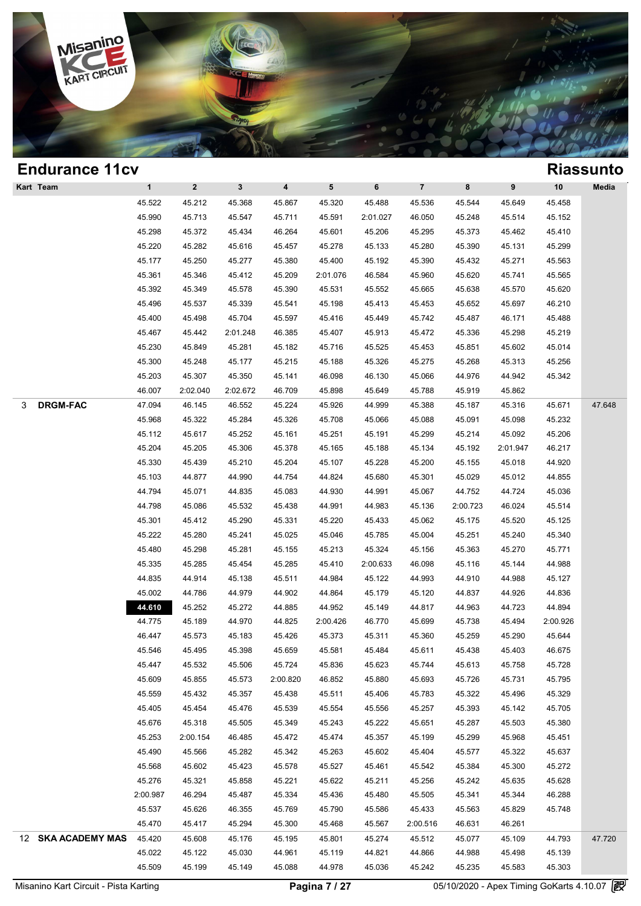## Endurance 11cv

## Riassunto

| Kart | Team | 1 | 2 | 3 | 4 | 5 | 6 | 7 | 8 | 9 | 10 | Media |
|---|---|---|---|---|---|---|---|---|---|---|---|---|
| | | 45.522 | 45.212 | 45.368 | 45.867 | 45.320 | 45.488 | 45.536 | 45.544 | 45.649 | 45.458 | |
| | | 45.990 | 45.713 | 45.547 | 45.711 | 45.591 | 2:01.027 | 46.050 | 45.248 | 45.514 | 45.152 | |
| | | 45.298 | 45.372 | 45.434 | 46.264 | 45.601 | 45.206 | 45.295 | 45.373 | 45.462 | 45.410 | |
| | | 45.220 | 45.282 | 45.616 | 45.457 | 45.278 | 45.133 | 45.280 | 45.390 | 45.131 | 45.299 | |
| | | 45.177 | 45.250 | 45.277 | 45.380 | 45.400 | 45.192 | 45.390 | 45.432 | 45.271 | 45.563 | |
| | | 45.361 | 45.346 | 45.412 | 45.209 | 2:01.076 | 46.584 | 45.960 | 45.620 | 45.741 | 45.565 | |
| | | 45.392 | 45.349 | 45.578 | 45.390 | 45.531 | 45.552 | 45.665 | 45.638 | 45.570 | 45.620 | |
| | | 45.496 | 45.537 | 45.339 | 45.541 | 45.198 | 45.413 | 45.453 | 45.652 | 45.697 | 46.210 | |
| | | 45.400 | 45.498 | 45.704 | 45.597 | 45.416 | 45.449 | 45.742 | 45.487 | 46.171 | 45.488 | |
| | | 45.467 | 45.442 | 2:01.248 | 46.385 | 45.407 | 45.913 | 45.472 | 45.336 | 45.298 | 45.219 | |
| | | 45.230 | 45.849 | 45.281 | 45.182 | 45.716 | 45.525 | 45.453 | 45.851 | 45.602 | 45.014 | |
| | | 45.300 | 45.248 | 45.177 | 45.215 | 45.188 | 45.326 | 45.275 | 45.268 | 45.313 | 45.256 | |
| | | 45.203 | 45.307 | 45.350 | 45.141 | 46.098 | 46.130 | 45.066 | 44.976 | 44.942 | 45.342 | |
| | | 46.007 | 2:02.040 | 2:02.672 | 46.709 | 45.898 | 45.649 | 45.788 | 45.919 | 45.862 | | |
| 3 | **DRGM-FAC** | 47.094 | 46.145 | 46.552 | 45.224 | 45.926 | 44.999 | 45.388 | 45.187 | 45.316 | 45.671 | 47.648 |
| | | 45.968 | 45.322 | 45.284 | 45.326 | 45.708 | 45.066 | 45.088 | 45.091 | 45.098 | 45.232 | |
| | | 45.112 | 45.617 | 45.252 | 45.161 | 45.251 | 45.191 | 45.299 | 45.214 | 45.092 | 45.206 | |
| | | 45.204 | 45.205 | 45.306 | 45.378 | 45.165 | 45.188 | 45.134 | 45.192 | 2:01.947 | 46.217 | |
| | | 45.330 | 45.439 | 45.210 | 45.204 | 45.107 | 45.228 | 45.200 | 45.155 | 45.018 | 44.920 | |
| | | 45.103 | 44.877 | 44.990 | 44.754 | 44.824 | 45.680 | 45.301 | 45.029 | 45.012 | 44.855 | |
| | | 44.794 | 45.071 | 44.835 | 45.083 | 44.930 | 44.991 | 45.067 | 44.752 | 44.724 | 45.036 | |
| | | 44.798 | 45.086 | 45.532 | 45.438 | 44.991 | 44.983 | 45.136 | 2:00.723 | 46.024 | 45.514 | |
| | | 45.301 | 45.412 | 45.290 | 45.331 | 45.220 | 45.433 | 45.062 | 45.175 | 45.520 | 45.125 | |
| | | 45.222 | 45.280 | 45.241 | 45.025 | 45.046 | 45.785 | 45.004 | 45.251 | 45.240 | 45.340 | |
| | | 45.480 | 45.298 | 45.281 | 45.155 | 45.213 | 45.324 | 45.156 | 45.363 | 45.270 | 45.771 | |
| | | 45.335 | 45.285 | 45.454 | 45.285 | 45.410 | 2:00.633 | 46.098 | 45.116 | 45.144 | 44.988 | |
| | | 44.835 | 44.914 | 45.138 | 45.511 | 44.984 | 45.122 | 44.993 | 44.910 | 44.988 | 45.127 | |
| | | 45.002 | 44.786 | 44.979 | 44.902 | 44.864 | 45.179 | 45.120 | 44.837 | 44.926 | 44.836 | |
| | | **44.610** | 45.252 | 45.272 | 44.885 | 44.952 | 45.149 | 44.817 | 44.963 | 44.723 | 44.894 | |
| | | 44.775 | 45.189 | 44.970 | 44.825 | 2:00.426 | 46.770 | 45.699 | 45.738 | 45.494 | 2:00.926 | |
| | | 46.447 | 45.573 | 45.183 | 45.426 | 45.373 | 45.311 | 45.360 | 45.259 | 45.290 | 45.644 | |
| | | 45.546 | 45.495 | 45.398 | 45.659 | 45.581 | 45.484 | 45.611 | 45.438 | 45.403 | 46.675 | |
| | | 45.447 | 45.532 | 45.506 | 45.724 | 45.836 | 45.623 | 45.744 | 45.613 | 45.758 | 45.728 | |
| | | 45.609 | 45.855 | 45.573 | 2:00.820 | 46.852 | 45.880 | 45.693 | 45.726 | 45.731 | 45.795 | |
| | | 45.559 | 45.432 | 45.357 | 45.438 | 45.511 | 45.406 | 45.783 | 45.322 | 45.496 | 45.329 | |
| | | 45.405 | 45.454 | 45.476 | 45.539 | 45.554 | 45.556 | 45.257 | 45.393 | 45.142 | 45.705 | |
| | | 45.676 | 45.318 | 45.505 | 45.349 | 45.243 | 45.222 | 45.651 | 45.287 | 45.503 | 45.380 | |
| | | 45.253 | 2:00.154 | 46.485 | 45.472 | 45.474 | 45.357 | 45.199 | 45.299 | 45.968 | 45.451 | |
| | | 45.490 | 45.566 | 45.282 | 45.342 | 45.263 | 45.602 | 45.404 | 45.577 | 45.322 | 45.637 | |
| | | 45.568 | 45.602 | 45.423 | 45.578 | 45.527 | 45.461 | 45.542 | 45.384 | 45.300 | 45.272 | |
| | | 45.276 | 45.321 | 45.858 | 45.221 | 45.622 | 45.211 | 45.256 | 45.242 | 45.635 | 45.628 | |
| | | 2:00.987 | 46.294 | 45.487 | 45.334 | 45.436 | 45.480 | 45.505 | 45.341 | 45.344 | 46.288 | |
| | | 45.537 | 45.626 | 46.355 | 45.769 | 45.790 | 45.586 | 45.433 | 45.563 | 45.829 | 45.748 | |
| | | 45.470 | 45.417 | 45.294 | 45.300 | 45.468 | 45.567 | 2:00.516 | 46.631 | 46.261 | | |
| 12 | **SKA ACADEMY MAS** | 45.420 | 45.608 | 45.176 | 45.195 | 45.801 | 45.274 | 45.512 | 45.077 | 45.109 | 44.793 | 47.720 |
| | | 45.022 | 45.122 | 45.030 | 44.961 | 45.119 | 44.821 | 44.866 | 44.988 | 45.498 | 45.139 | |
| | | 45.509 | 45.199 | 45.149 | 45.088 | 44.978 | 45.036 | 45.242 | 45.235 | 45.583 | 45.303 | |

Misanino Kart Circuit - Pista Karting | 05/10/2020 - Apex Timing GoKarts 4.10.07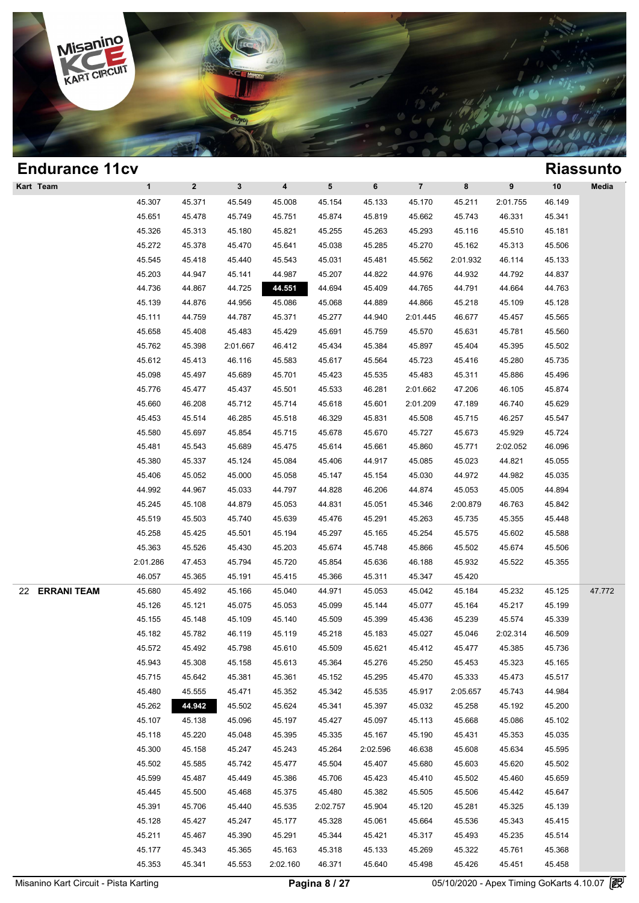## Endurance 11cv

## Riassunto

| Kart | Team | 1 | 2 | 3 | 4 | 5 | 6 | 7 | 8 | 9 | 10 | Media |
|---|---|---|---|---|---|---|---|---|---|---|---|---|
| | | 45.307 | 45.371 | 45.549 | 45.008 | 45.154 | 45.133 | 45.170 | 45.211 | 2:01.755 | 46.149 | |
| | | 45.651 | 45.478 | 45.749 | 45.751 | 45.874 | 45.819 | 45.662 | 45.743 | 46.331 | 45.341 | |
| | | 45.326 | 45.313 | 45.180 | 45.821 | 45.255 | 45.263 | 45.293 | 45.116 | 45.510 | 45.181 | |
| | | 45.272 | 45.378 | 45.470 | 45.641 | 45.038 | 45.285 | 45.270 | 45.162 | 45.313 | 45.506 | |
| | | 45.545 | 45.418 | 45.440 | 45.543 | 45.031 | 45.481 | 45.562 | 2:01.932 | 46.114 | 45.133 | |
| | | 45.203 | 44.947 | 45.141 | 44.987 | 45.207 | 44.822 | 44.976 | 44.932 | 44.792 | 44.837 | |
| | | 44.736 | 44.867 | 44.725 | **44.551** | 44.694 | 45.409 | 44.765 | 44.791 | 44.664 | 44.763 | |
| | | 45.139 | 44.876 | 44.956 | 45.086 | 45.068 | 44.889 | 44.866 | 45.218 | 45.109 | 45.128 | |
| | | 45.111 | 44.759 | 44.787 | 45.371 | 45.277 | 44.940 | 2:01.445 | 46.677 | 45.457 | 45.565 | |
| | | 45.658 | 45.408 | 45.483 | 45.429 | 45.691 | 45.759 | 45.570 | 45.631 | 45.781 | 45.560 | |
| | | 45.762 | 45.398 | 2:01.667 | 46.412 | 45.434 | 45.384 | 45.897 | 45.404 | 45.395 | 45.502 | |
| | | 45.612 | 45.413 | 46.116 | 45.583 | 45.617 | 45.564 | 45.723 | 45.416 | 45.280 | 45.735 | |
| | | 45.098 | 45.497 | 45.689 | 45.701 | 45.423 | 45.535 | 45.483 | 45.311 | 45.886 | 45.496 | |
| | | 45.776 | 45.477 | 45.437 | 45.501 | 45.533 | 46.281 | 2:01.662 | 47.206 | 46.105 | 45.874 | |
| | | 45.660 | 46.208 | 45.712 | 45.714 | 45.618 | 45.601 | 2:01.209 | 47.189 | 46.740 | 45.629 | |
| | | 45.453 | 45.514 | 46.285 | 45.518 | 46.329 | 45.831 | 45.508 | 45.715 | 46.257 | 45.547 | |
| | | 45.580 | 45.697 | 45.854 | 45.715 | 45.678 | 45.670 | 45.727 | 45.673 | 45.929 | 45.724 | |
| | | 45.481 | 45.543 | 45.689 | 45.475 | 45.614 | 45.661 | 45.860 | 45.771 | 2:02.052 | 46.096 | |
| | | 45.380 | 45.337 | 45.124 | 45.084 | 45.406 | 44.917 | 45.085 | 45.023 | 44.821 | 45.055 | |
| | | 45.406 | 45.052 | 45.000 | 45.058 | 45.147 | 45.154 | 45.030 | 44.972 | 44.982 | 45.035 | |
| | | 44.992 | 44.967 | 45.033 | 44.797 | 44.828 | 46.206 | 44.874 | 45.053 | 45.005 | 44.894 | |
| | | 45.245 | 45.108 | 44.879 | 45.053 | 44.831 | 45.051 | 45.346 | 2:00.879 | 46.763 | 45.842 | |
| | | 45.519 | 45.503 | 45.740 | 45.639 | 45.476 | 45.291 | 45.263 | 45.735 | 45.355 | 45.448 | |
| | | 45.258 | 45.425 | 45.501 | 45.194 | 45.297 | 45.165 | 45.254 | 45.575 | 45.602 | 45.588 | |
| | | 45.363 | 45.526 | 45.430 | 45.203 | 45.674 | 45.748 | 45.866 | 45.502 | 45.674 | 45.506 | |
| | | 2:01.286 | 47.453 | 45.794 | 45.720 | 45.854 | 45.636 | 46.188 | 45.932 | 45.522 | 45.355 | |
| | | 46.057 | 45.365 | 45.191 | 45.415 | 45.366 | 45.311 | 45.347 | 45.420 | | | |
| 22 | **ERRANI TEAM** | 45.680 | 45.492 | 45.166 | 45.040 | 44.971 | 45.053 | 45.042 | 45.184 | 45.232 | 45.125 | 47.772 |
| | | 45.126 | 45.121 | 45.075 | 45.053 | 45.099 | 45.144 | 45.077 | 45.164 | 45.217 | 45.199 | |
| | | 45.155 | 45.148 | 45.109 | 45.140 | 45.509 | 45.399 | 45.436 | 45.239 | 45.574 | 45.339 | |
| | | 45.182 | 45.782 | 46.119 | 45.119 | 45.218 | 45.183 | 45.027 | 45.046 | 2:02.314 | 46.509 | |
| | | 45.572 | 45.492 | 45.798 | 45.610 | 45.509 | 45.621 | 45.412 | 45.477 | 45.385 | 45.736 | |
| | | 45.943 | 45.308 | 45.158 | 45.613 | 45.364 | 45.276 | 45.250 | 45.453 | 45.323 | 45.165 | |
| | | 45.715 | 45.642 | 45.381 | 45.361 | 45.152 | 45.295 | 45.470 | 45.333 | 45.473 | 45.517 | |
| | | 45.480 | 45.555 | 45.471 | 45.352 | 45.342 | 45.535 | 45.917 | 2:05.657 | 45.743 | 44.984 | |
| | | 45.262 | **44.942** | 45.502 | 45.624 | 45.341 | 45.397 | 45.032 | 45.258 | 45.192 | 45.200 | |
| | | 45.107 | 45.138 | 45.096 | 45.197 | 45.427 | 45.097 | 45.113 | 45.668 | 45.086 | 45.102 | |
| | | 45.118 | 45.220 | 45.048 | 45.395 | 45.335 | 45.167 | 45.190 | 45.431 | 45.353 | 45.035 | |
| | | 45.300 | 45.158 | 45.247 | 45.243 | 45.264 | 2:02.596 | 46.638 | 45.608 | 45.634 | 45.595 | |
| | | 45.502 | 45.585 | 45.742 | 45.477 | 45.504 | 45.407 | 45.680 | 45.603 | 45.620 | 45.502 | |
| | | 45.599 | 45.487 | 45.449 | 45.386 | 45.706 | 45.423 | 45.410 | 45.502 | 45.460 | 45.659 | |
| | | 45.445 | 45.500 | 45.468 | 45.375 | 45.480 | 45.382 | 45.505 | 45.506 | 45.442 | 45.647 | |
| | | 45.391 | 45.706 | 45.440 | 45.535 | 2:02.757 | 45.904 | 45.120 | 45.281 | 45.325 | 45.139 | |
| | | 45.128 | 45.427 | 45.247 | 45.177 | 45.328 | 45.061 | 45.664 | 45.536 | 45.343 | 45.415 | |
| | | 45.211 | 45.467 | 45.390 | 45.291 | 45.344 | 45.421 | 45.317 | 45.493 | 45.235 | 45.514 | |
| | | 45.177 | 45.343 | 45.365 | 45.163 | 45.318 | 45.133 | 45.269 | 45.322 | 45.761 | 45.368 | |
| | | 45.353 | 45.341 | 45.553 | 2:02.160 | 46.371 | 45.640 | 45.498 | 45.426 | 45.451 | 45.458 | |

Misanino Kart Circuit - Pista Karting

05/10/2020 - Apex Timing GoKarts 4.10.07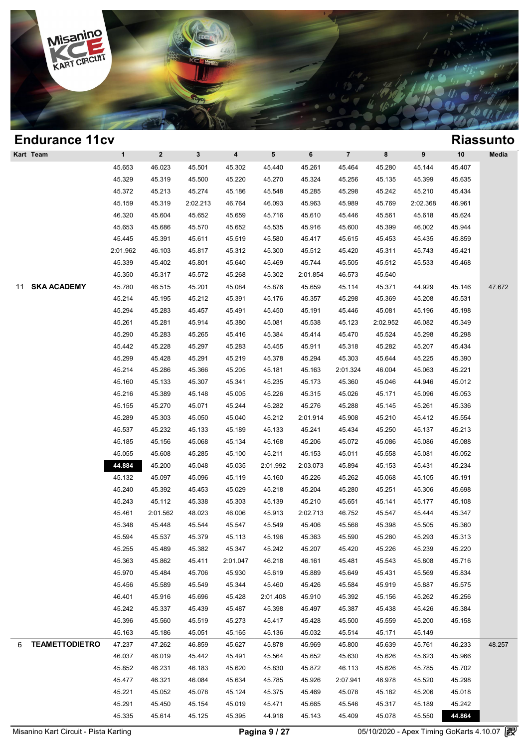# Endurance 11cv

## Riassunto

| Kart | Team | 1 | 2 | 3 | 4 | 5 | 6 | 7 | 8 | 9 | 10 | Media |
|---|---|---|---|---|---|---|---|---|---|---|---|---|
| | | 45.653 | 46.023 | 45.501 | 45.302 | 45.440 | 45.261 | 45.464 | 45.280 | 45.144 | 45.407 | |
| | | 45.329 | 45.319 | 45.500 | 45.220 | 45.270 | 45.324 | 45.256 | 45.135 | 45.399 | 45.635 | |
| | | 45.372 | 45.213 | 45.274 | 45.186 | 45.548 | 45.285 | 45.298 | 45.242 | 45.210 | 45.434 | |
| | | 45.159 | 45.319 | 2:02.213 | 46.764 | 46.093 | 45.963 | 45.989 | 45.769 | 2:02.368 | 46.961 | |
| | | 46.320 | 45.604 | 45.652 | 45.659 | 45.716 | 45.610 | 45.446 | 45.561 | 45.618 | 45.624 | |
| | | 45.653 | 45.686 | 45.570 | 45.652 | 45.535 | 45.916 | 45.600 | 45.399 | 46.002 | 45.944 | |
| | | 45.445 | 45.391 | 45.611 | 45.519 | 45.580 | 45.417 | 45.615 | 45.453 | 45.435 | 45.859 | |
| | | 2:01.962 | 46.103 | 45.817 | 45.312 | 45.300 | 45.512 | 45.420 | 45.311 | 45.743 | 45.421 | |
| | | 45.339 | 45.402 | 45.801 | 45.640 | 45.469 | 45.744 | 45.505 | 45.512 | 45.533 | 45.468 | |
| | | 45.350 | 45.317 | 45.572 | 45.268 | 45.302 | 2:01.854 | 46.573 | 45.540 | | | |
| 11 | **SKA ACADEMY** | 45.780 | 46.515 | 45.201 | 45.084 | 45.876 | 45.659 | 45.114 | 45.371 | 44.929 | 45.146 | 47.672 |
| | | 45.214 | 45.195 | 45.212 | 45.391 | 45.176 | 45.357 | 45.298 | 45.369 | 45.208 | 45.531 | |
| | | 45.294 | 45.283 | 45.457 | 45.491 | 45.450 | 45.191 | 45.446 | 45.081 | 45.196 | 45.198 | |
| | | 45.261 | 45.281 | 45.914 | 45.380 | 45.081 | 45.538 | 45.123 | 2:02.952 | 46.082 | 45.349 | |
| | | 45.290 | 45.283 | 45.265 | 45.416 | 45.384 | 45.414 | 45.470 | 45.524 | 45.298 | 45.298 | |
| | | 45.442 | 45.228 | 45.297 | 45.283 | 45.455 | 45.911 | 45.318 | 45.282 | 45.207 | 45.434 | |
| | | 45.299 | 45.428 | 45.291 | 45.219 | 45.378 | 45.294 | 45.303 | 45.644 | 45.225 | 45.390 | |
| | | 45.214 | 45.286 | 45.366 | 45.205 | 45.181 | 45.163 | 2:01.324 | 46.004 | 45.063 | 45.221 | |
| | | 45.160 | 45.133 | 45.307 | 45.341 | 45.235 | 45.173 | 45.360 | 45.046 | 44.946 | 45.012 | |
| | | 45.216 | 45.389 | 45.148 | 45.005 | 45.226 | 45.315 | 45.026 | 45.171 | 45.096 | 45.053 | |
| | | 45.155 | 45.270 | 45.071 | 45.244 | 45.282 | 45.276 | 45.288 | 45.145 | 45.261 | 45.336 | |
| | | 45.289 | 45.303 | 45.050 | 45.040 | 45.212 | 2:01.914 | 45.908 | 45.210 | 45.412 | 45.554 | |
| | | 45.537 | 45.232 | 45.133 | 45.189 | 45.133 | 45.241 | 45.434 | 45.250 | 45.137 | 45.213 | |
| | | 45.185 | 45.156 | 45.068 | 45.134 | 45.168 | 45.206 | 45.072 | 45.086 | 45.086 | 45.088 | |
| | | 45.055 | 45.608 | 45.285 | 45.100 | 45.211 | 45.153 | 45.011 | 45.558 | 45.081 | 45.052 | |
| | | **44.884** | 45.200 | 45.048 | 45.035 | 2:01.992 | 2:03.073 | 45.894 | 45.153 | 45.431 | 45.234 | |
| | | 45.132 | 45.097 | 45.096 | 45.119 | 45.160 | 45.226 | 45.262 | 45.068 | 45.105 | 45.191 | |
| | | 45.240 | 45.392 | 45.453 | 45.029 | 45.218 | 45.204 | 45.280 | 45.251 | 45.306 | 45.698 | |
| | | 45.243 | 45.112 | 45.338 | 45.303 | 45.139 | 45.210 | 45.651 | 45.141 | 45.177 | 45.108 | |
| | | 45.461 | 2:01.562 | 48.023 | 46.006 | 45.913 | 2:02.713 | 46.752 | 45.547 | 45.444 | 45.347 | |
| | | 45.348 | 45.448 | 45.544 | 45.547 | 45.549 | 45.406 | 45.568 | 45.398 | 45.505 | 45.360 | |
| | | 45.594 | 45.537 | 45.379 | 45.113 | 45.196 | 45.363 | 45.590 | 45.280 | 45.293 | 45.313 | |
| | | 45.255 | 45.489 | 45.382 | 45.347 | 45.242 | 45.207 | 45.420 | 45.226 | 45.239 | 45.220 | |
| | | 45.363 | 45.862 | 45.411 | 2:01.047 | 46.218 | 46.161 | 45.481 | 45.543 | 45.808 | 45.716 | |
| | | 45.970 | 45.484 | 45.706 | 45.930 | 45.619 | 45.889 | 45.649 | 45.431 | 45.569 | 45.834 | |
| | | 45.456 | 45.589 | 45.549 | 45.344 | 45.460 | 45.426 | 45.584 | 45.919 | 45.887 | 45.575 | |
| | | 46.401 | 45.916 | 45.696 | 45.428 | 2:01.408 | 45.910 | 45.392 | 45.156 | 45.262 | 45.256 | |
| | | 45.242 | 45.337 | 45.439 | 45.487 | 45.398 | 45.497 | 45.387 | 45.438 | 45.426 | 45.384 | |
| | | 45.396 | 45.560 | 45.519 | 45.273 | 45.417 | 45.428 | 45.500 | 45.559 | 45.200 | 45.158 | |
| | | 45.163 | 45.186 | 45.051 | 45.165 | 45.136 | 45.032 | 45.514 | 45.171 | 45.149 | | |
| 6 | **TEAMETTODIETRO** | 47.237 | 47.262 | 46.859 | 45.627 | 45.878 | 45.969 | 45.800 | 45.639 | 45.761 | 46.233 | 48.257 |
| | | 46.037 | 46.019 | 45.442 | 45.491 | 45.564 | 45.652 | 45.630 | 45.626 | 45.623 | 45.966 | |
| | | 45.852 | 46.231 | 46.183 | 45.620 | 45.830 | 45.872 | 46.113 | 45.626 | 45.785 | 45.702 | |
| | | 45.477 | 46.321 | 46.084 | 45.634 | 45.785 | 45.926 | 2:07.941 | 46.978 | 45.520 | 45.298 | |
| | | 45.221 | 45.052 | 45.078 | 45.124 | 45.375 | 45.469 | 45.078 | 45.182 | 45.206 | 45.018 | |
| | | 45.291 | 45.450 | 45.154 | 45.019 | 45.471 | 45.665 | 45.546 | 45.317 | 45.189 | 45.242 | |
| | | 45.335 | 45.614 | 45.125 | 45.395 | 44.918 | 45.143 | 45.409 | 45.078 | 45.550 | **44.864** | |

Misanino Kart Circuit - Pista Karting | 05/10/2020 - Apex Timing GoKarts 4.10.07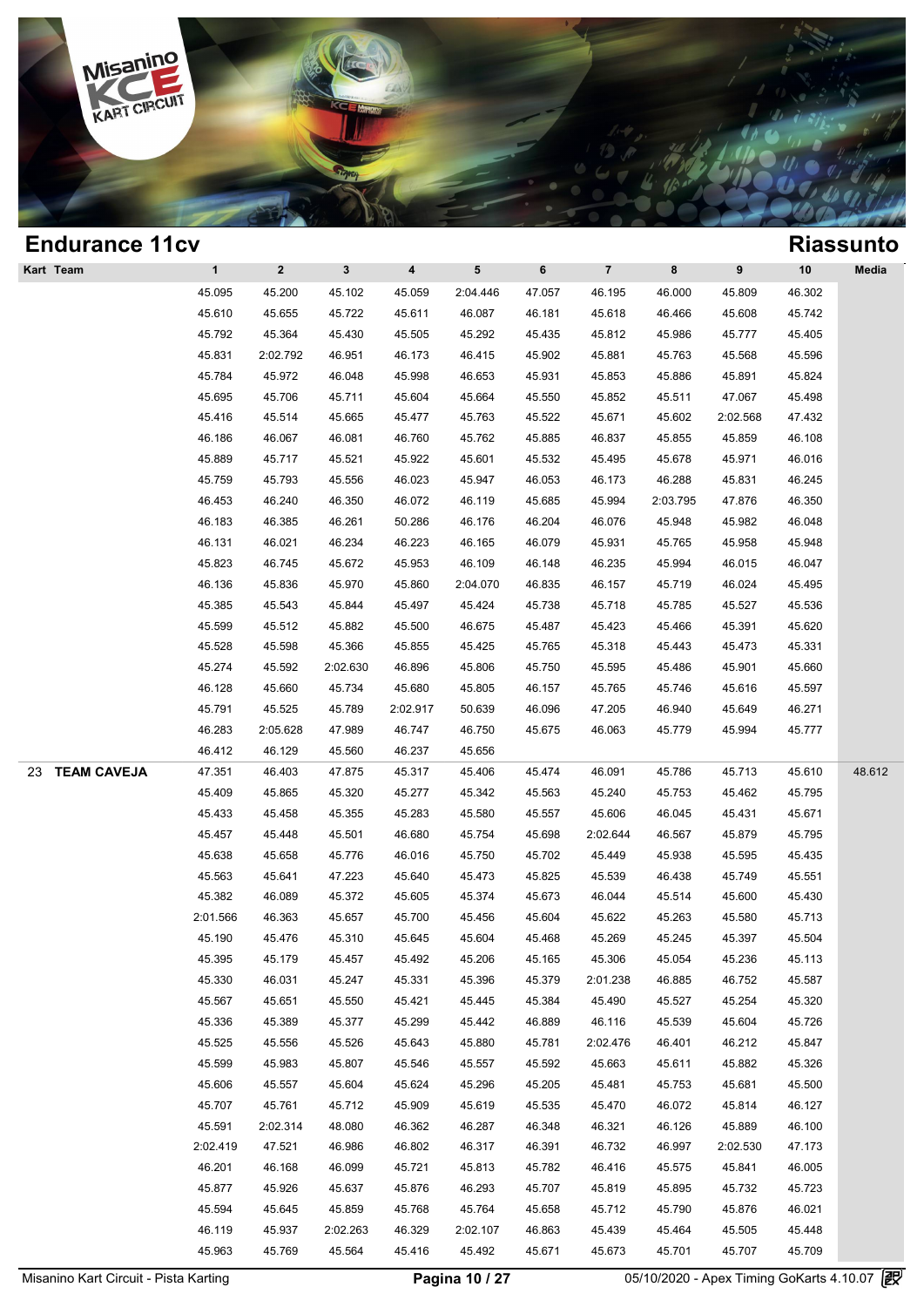## Endurance 11cv

## Riassunto

| Kart | Team | 1 | 2 | 3 | 4 | 5 | 6 | 7 | 8 | 9 | 10 | Media |
|---|---|---|---|---|---|---|---|---|---|---|---|---|
| | | 45.095 | 45.200 | 45.102 | 45.059 | 2:04.446 | 47.057 | 46.195 | 46.000 | 45.809 | 46.302 | |
| | | 45.610 | 45.655 | 45.722 | 45.611 | 46.087 | 46.181 | 45.618 | 46.466 | 45.608 | 45.742 | |
| | | 45.792 | 45.364 | 45.430 | 45.505 | 45.292 | 45.435 | 45.812 | 45.986 | 45.777 | 45.405 | |
| | | 45.831 | 2:02.792 | 46.951 | 46.173 | 46.415 | 45.902 | 45.881 | 45.763 | 45.568 | 45.596 | |
| | | 45.784 | 45.972 | 46.048 | 45.998 | 46.653 | 45.931 | 45.853 | 45.886 | 45.891 | 45.824 | |
| | | 45.695 | 45.706 | 45.711 | 45.604 | 45.664 | 45.550 | 45.852 | 45.511 | 47.067 | 45.498 | |
| | | 45.416 | 45.514 | 45.665 | 45.477 | 45.763 | 45.522 | 45.671 | 45.602 | 2:02.568 | 47.432 | |
| | | 46.186 | 46.067 | 46.081 | 46.760 | 45.762 | 45.885 | 46.837 | 45.855 | 45.859 | 46.108 | |
| | | 45.889 | 45.717 | 45.521 | 45.922 | 45.601 | 45.532 | 45.495 | 45.678 | 45.971 | 46.016 | |
| | | 45.759 | 45.793 | 45.556 | 46.023 | 45.947 | 46.053 | 46.173 | 46.288 | 45.831 | 46.245 | |
| | | 46.453 | 46.240 | 46.350 | 46.072 | 46.119 | 45.685 | 45.994 | 2:03.795 | 47.876 | 46.350 | |
| | | 46.183 | 46.385 | 46.261 | 50.286 | 46.176 | 46.204 | 46.076 | 45.948 | 45.982 | 46.048 | |
| | | 46.131 | 46.021 | 46.234 | 46.223 | 46.165 | 46.079 | 45.931 | 45.765 | 45.958 | 45.948 | |
| | | 45.823 | 46.745 | 45.672 | 45.953 | 46.109 | 46.148 | 46.235 | 45.994 | 46.015 | 46.047 | |
| | | 46.136 | 45.836 | 45.970 | 45.860 | 2:04.070 | 46.835 | 46.157 | 45.719 | 46.024 | 45.495 | |
| | | 45.385 | 45.543 | 45.844 | 45.497 | 45.424 | 45.738 | 45.718 | 45.785 | 45.527 | 45.536 | |
| | | 45.599 | 45.512 | 45.882 | 45.500 | 46.675 | 45.487 | 45.423 | 45.466 | 45.391 | 45.620 | |
| | | 45.528 | 45.598 | 45.366 | 45.855 | 45.425 | 45.765 | 45.318 | 45.443 | 45.473 | 45.331 | |
| | | 45.274 | 45.592 | 2:02.630 | 46.896 | 45.806 | 45.750 | 45.595 | 45.486 | 45.901 | 45.660 | |
| | | 46.128 | 45.660 | 45.734 | 45.680 | 45.805 | 46.157 | 45.765 | 45.746 | 45.616 | 45.597 | |
| | | 45.791 | 45.525 | 45.789 | 2:02.917 | 50.639 | 46.096 | 47.205 | 46.940 | 45.649 | 46.271 | |
| | | 46.283 | 2:05.628 | 47.989 | 46.747 | 46.750 | 45.675 | 46.063 | 45.779 | 45.994 | 45.777 | |
| | | 46.412 | 46.129 | 45.560 | 46.237 | 45.656 | | | | | | |
| 23 | **TEAM CAVEJA** | 47.351 | 46.403 | 47.875 | 45.317 | 45.406 | 45.474 | 46.091 | 45.786 | 45.713 | 45.610 | 48.612 |
| | | 45.409 | 45.865 | 45.320 | 45.277 | 45.342 | 45.563 | 45.240 | 45.753 | 45.462 | 45.795 | |
| | | 45.433 | 45.458 | 45.355 | 45.283 | 45.580 | 45.557 | 45.606 | 46.045 | 45.431 | 45.671 | |
| | | 45.457 | 45.448 | 45.501 | 46.680 | 45.754 | 45.698 | 2:02.644 | 46.567 | 45.879 | 45.795 | |
| | | 45.638 | 45.658 | 45.776 | 46.016 | 45.750 | 45.702 | 45.449 | 45.938 | 45.595 | 45.435 | |
| | | 45.563 | 45.641 | 47.223 | 45.640 | 45.473 | 45.825 | 45.539 | 46.438 | 45.749 | 45.551 | |
| | | 45.382 | 46.089 | 45.372 | 45.605 | 45.374 | 45.673 | 46.044 | 45.514 | 45.600 | 45.430 | |
| | | 2:01.566 | 46.363 | 45.657 | 45.700 | 45.456 | 45.604 | 45.622 | 45.263 | 45.580 | 45.713 | |
| | | 45.190 | 45.476 | 45.310 | 45.645 | 45.604 | 45.468 | 45.269 | 45.245 | 45.397 | 45.504 | |
| | | 45.395 | 45.179 | 45.457 | 45.492 | 45.206 | 45.165 | 45.306 | 45.054 | 45.236 | 45.113 | |
| | | 45.330 | 46.031 | 45.247 | 45.331 | 45.396 | 45.379 | 2:01.238 | 46.885 | 46.752 | 45.587 | |
| | | 45.567 | 45.651 | 45.550 | 45.421 | 45.445 | 45.384 | 45.490 | 45.527 | 45.254 | 45.320 | |
| | | 45.336 | 45.389 | 45.377 | 45.299 | 45.442 | 46.889 | 46.116 | 45.539 | 45.604 | 45.726 | |
| | | 45.525 | 45.556 | 45.526 | 45.643 | 45.880 | 45.781 | 2:02.476 | 46.401 | 46.212 | 45.847 | |
| | | 45.599 | 45.983 | 45.807 | 45.546 | 45.557 | 45.592 | 45.663 | 45.611 | 45.882 | 45.326 | |
| | | 45.606 | 45.557 | 45.604 | 45.624 | 45.296 | 45.205 | 45.481 | 45.753 | 45.681 | 45.500 | |
| | | 45.707 | 45.761 | 45.712 | 45.909 | 45.619 | 45.535 | 45.470 | 46.072 | 45.814 | 46.127 | |
| | | 45.591 | 2:02.314 | 48.080 | 46.362 | 46.287 | 46.348 | 46.321 | 46.126 | 45.889 | 46.100 | |
| | | 2:02.419 | 47.521 | 46.986 | 46.802 | 46.317 | 46.391 | 46.732 | 46.997 | 2:02.530 | 47.173 | |
| | | 46.201 | 46.168 | 46.099 | 45.721 | 45.813 | 45.782 | 46.416 | 45.575 | 45.841 | 46.005 | |
| | | 45.877 | 45.926 | 45.637 | 45.876 | 46.293 | 45.707 | 45.819 | 45.895 | 45.732 | 45.723 | |
| | | 45.594 | 45.645 | 45.859 | 45.768 | 45.764 | 45.658 | 45.712 | 45.790 | 45.876 | 46.021 | |
| | | 46.119 | 45.937 | 2:02.263 | 46.329 | 2:02.107 | 46.863 | 45.439 | 45.464 | 45.505 | 45.448 | |
| | | 45.963 | 45.769 | 45.564 | 45.416 | 45.492 | 45.671 | 45.673 | 45.701 | 45.707 | 45.709 | |

Misanino Kart Circuit - Pista Karting — 05/10/2020 - Apex Timing GoKarts 4.10.07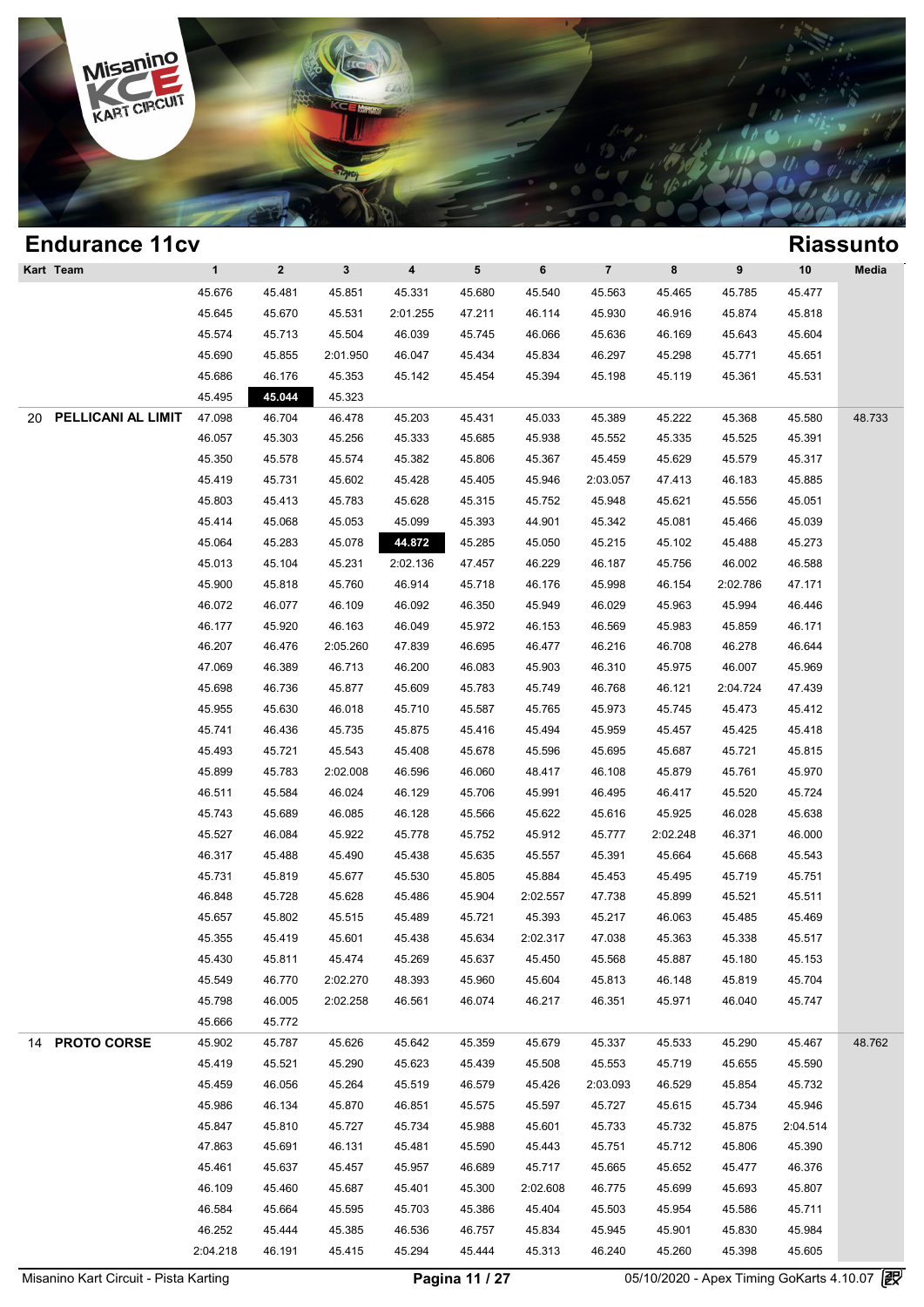## Endurance 11cv

## Riassunto

| Kart | Team | 1 | 2 | 3 | 4 | 5 | 6 | 7 | 8 | 9 | 10 | Media |
|---|---|---|---|---|---|---|---|---|---|---|---|---|
| | | 45.676 | 45.481 | 45.851 | 45.331 | 45.680 | 45.540 | 45.563 | 45.465 | 45.785 | 45.477 | |
| | | 45.645 | 45.670 | 45.531 | 2:01.255 | 47.211 | 46.114 | 45.930 | 46.916 | 45.874 | 45.818 | |
| | | 45.574 | 45.713 | 45.504 | 46.039 | 45.745 | 46.066 | 45.636 | 46.169 | 45.643 | 45.604 | |
| | | 45.690 | 45.855 | 2:01.950 | 46.047 | 45.434 | 45.834 | 46.297 | 45.298 | 45.771 | 45.651 | |
| | | 45.686 | 46.176 | 45.353 | 45.142 | 45.454 | 45.394 | 45.198 | 45.119 | 45.361 | 45.531 | |
| | | 45.495 | **45.044** | 45.323 | | | | | | | | |
| 20 | **PELLICANI AL LIMIT** | 47.098 | 46.704 | 46.478 | 45.203 | 45.431 | 45.033 | 45.389 | 45.222 | 45.368 | 45.580 | 48.733 |
| | | 46.057 | 45.303 | 45.256 | 45.333 | 45.685 | 45.938 | 45.552 | 45.335 | 45.525 | 45.391 | |
| | | 45.350 | 45.578 | 45.574 | 45.382 | 45.806 | 45.367 | 45.459 | 45.629 | 45.579 | 45.317 | |
| | | 45.419 | 45.731 | 45.602 | 45.428 | 45.405 | 45.946 | 2:03.057 | 47.413 | 46.183 | 45.885 | |
| | | 45.803 | 45.413 | 45.783 | 45.628 | 45.315 | 45.752 | 45.948 | 45.621 | 45.556 | 45.051 | |
| | | 45.414 | 45.068 | 45.053 | 45.099 | 45.393 | 44.901 | 45.342 | 45.081 | 45.466 | 45.039 | |
| | | 45.064 | 45.283 | 45.078 | **44.872** | 45.285 | 45.050 | 45.215 | 45.102 | 45.488 | 45.273 | |
| | | 45.013 | 45.104 | 45.231 | 2:02.136 | 47.457 | 46.229 | 46.187 | 45.756 | 46.002 | 46.588 | |
| | | 45.900 | 45.818 | 45.760 | 46.914 | 45.718 | 46.176 | 45.998 | 46.154 | 2:02.786 | 47.171 | |
| | | 46.072 | 46.077 | 46.109 | 46.092 | 46.350 | 45.949 | 46.029 | 45.963 | 45.994 | 46.446 | |
| | | 46.177 | 45.920 | 46.163 | 46.049 | 45.972 | 46.153 | 46.569 | 45.983 | 45.859 | 46.171 | |
| | | 46.207 | 46.476 | 2:05.260 | 47.839 | 46.695 | 46.477 | 46.216 | 46.708 | 46.278 | 46.644 | |
| | | 47.069 | 46.389 | 46.713 | 46.200 | 46.083 | 45.903 | 46.310 | 45.975 | 46.007 | 45.969 | |
| | | 45.698 | 46.736 | 45.877 | 45.609 | 45.783 | 45.749 | 46.768 | 46.121 | 2:04.724 | 47.439 | |
| | | 45.955 | 45.630 | 46.018 | 45.710 | 45.587 | 45.765 | 45.973 | 45.745 | 45.473 | 45.412 | |
| | | 45.741 | 46.436 | 45.735 | 45.875 | 45.416 | 45.494 | 45.959 | 45.457 | 45.425 | 45.418 | |
| | | 45.493 | 45.721 | 45.543 | 45.408 | 45.678 | 45.596 | 45.695 | 45.687 | 45.721 | 45.815 | |
| | | 45.899 | 45.783 | 2:02.008 | 46.596 | 46.060 | 48.417 | 46.108 | 45.879 | 45.761 | 45.970 | |
| | | 46.511 | 45.584 | 46.024 | 46.129 | 45.706 | 45.991 | 46.495 | 46.417 | 45.520 | 45.724 | |
| | | 45.743 | 45.689 | 46.085 | 46.128 | 45.566 | 45.622 | 45.616 | 45.925 | 46.028 | 45.638 | |
| | | 45.527 | 46.084 | 45.922 | 45.778 | 45.752 | 45.912 | 45.777 | 2:02.248 | 46.371 | 46.000 | |
| | | 46.317 | 45.488 | 45.490 | 45.438 | 45.635 | 45.557 | 45.391 | 45.664 | 45.668 | 45.543 | |
| | | 45.731 | 45.819 | 45.677 | 45.530 | 45.805 | 45.884 | 45.453 | 45.495 | 45.719 | 45.751 | |
| | | 46.848 | 45.728 | 45.628 | 45.486 | 45.904 | 2:02.557 | 47.738 | 45.899 | 45.521 | 45.511 | |
| | | 45.657 | 45.802 | 45.515 | 45.489 | 45.721 | 45.393 | 45.217 | 46.063 | 45.485 | 45.469 | |
| | | 45.355 | 45.419 | 45.601 | 45.438 | 45.634 | 2:02.317 | 47.038 | 45.363 | 45.338 | 45.517 | |
| | | 45.430 | 45.811 | 45.474 | 45.269 | 45.637 | 45.450 | 45.568 | 45.887 | 45.180 | 45.153 | |
| | | 45.549 | 46.770 | 2:02.270 | 48.393 | 45.960 | 45.604 | 45.813 | 46.148 | 45.819 | 45.704 | |
| | | 45.798 | 46.005 | 2:02.258 | 46.561 | 46.074 | 46.217 | 46.351 | 45.971 | 46.040 | 45.747 | |
| | | 45.666 | 45.772 | | | | | | | | | |
| 14 | **PROTO CORSE** | 45.902 | 45.787 | 45.626 | 45.642 | 45.359 | 45.679 | 45.337 | 45.533 | 45.290 | 45.467 | 48.762 |
| | | 45.419 | 45.521 | 45.290 | 45.623 | 45.439 | 45.508 | 45.553 | 45.719 | 45.655 | 45.590 | |
| | | 45.459 | 46.056 | 45.264 | 45.519 | 46.579 | 45.426 | 2:03.093 | 46.529 | 45.854 | 45.732 | |
| | | 45.986 | 46.134 | 45.870 | 46.851 | 45.575 | 45.597 | 45.727 | 45.615 | 45.734 | 45.946 | |
| | | 45.847 | 45.810 | 45.727 | 45.734 | 45.988 | 45.601 | 45.733 | 45.732 | 45.875 | 2:04.514 | |
| | | 47.863 | 45.691 | 46.131 | 45.481 | 45.590 | 45.443 | 45.751 | 45.712 | 45.806 | 45.390 | |
| | | 45.461 | 45.637 | 45.457 | 45.957 | 46.689 | 45.717 | 45.665 | 45.652 | 45.477 | 46.376 | |
| | | 46.109 | 45.460 | 45.687 | 45.401 | 45.300 | 2:02.608 | 46.775 | 45.699 | 45.693 | 45.807 | |
| | | 46.584 | 45.664 | 45.595 | 45.703 | 45.386 | 45.404 | 45.503 | 45.954 | 45.586 | 45.711 | |
| | | 46.252 | 45.444 | 45.385 | 46.536 | 46.757 | 45.834 | 45.945 | 45.901 | 45.830 | 45.984 | |
| | | 2:04.218 | 46.191 | 45.415 | 45.294 | 45.444 | 45.313 | 46.240 | 45.260 | 45.398 | 45.605 | |

Misanino Kart Circuit - Pista Karting — 05/10/2020 - Apex Timing GoKarts 4.10.07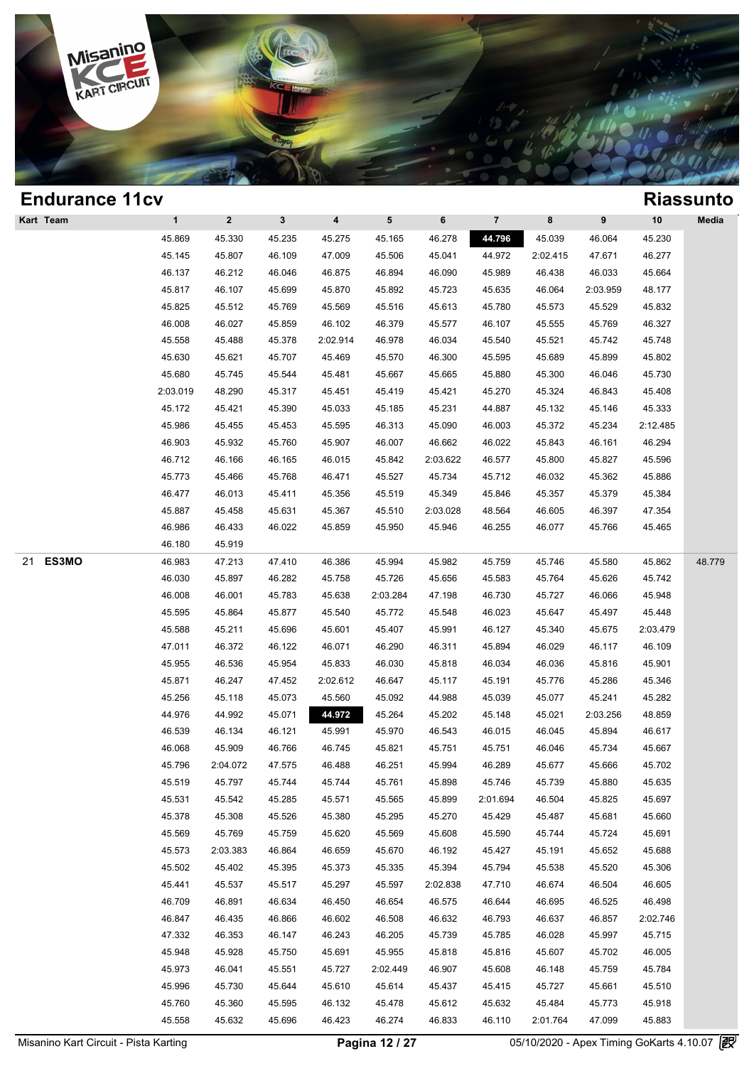# Endurance 11cv

## Riassunto

| Kart | Team | 1 | 2 | 3 | 4 | 5 | 6 | 7 | 8 | 9 | 10 | Media |
|---|---|---|---|---|---|---|---|---|---|---|---|---|
| | | 45.869 | 45.330 | 45.235 | 45.275 | 45.165 | 46.278 | **44.796** | 45.039 | 46.064 | 45.230 | |
| | | 45.145 | 45.807 | 46.109 | 47.009 | 45.506 | 45.041 | 44.972 | 2:02.415 | 47.671 | 46.277 | |
| | | 46.137 | 46.212 | 46.046 | 46.875 | 46.894 | 46.090 | 45.989 | 46.438 | 46.033 | 45.664 | |
| | | 45.817 | 46.107 | 45.699 | 45.870 | 45.892 | 45.723 | 45.635 | 46.064 | 2:03.959 | 48.177 | |
| | | 45.825 | 45.512 | 45.769 | 45.569 | 45.516 | 45.613 | 45.780 | 45.573 | 45.529 | 45.832 | |
| | | 46.008 | 46.027 | 45.859 | 46.102 | 46.379 | 45.577 | 46.107 | 45.555 | 45.769 | 46.327 | |
| | | 45.558 | 45.488 | 45.378 | 2:02.914 | 46.978 | 46.034 | 45.540 | 45.521 | 45.742 | 45.748 | |
| | | 45.630 | 45.621 | 45.707 | 45.469 | 45.570 | 46.300 | 45.595 | 45.689 | 45.899 | 45.802 | |
| | | 45.680 | 45.745 | 45.544 | 45.481 | 45.667 | 45.665 | 45.880 | 45.300 | 46.046 | 45.730 | |
| | | 2:03.019 | 48.290 | 45.317 | 45.451 | 45.419 | 45.421 | 45.270 | 45.324 | 46.843 | 45.408 | |
| | | 45.172 | 45.421 | 45.390 | 45.033 | 45.185 | 45.231 | 44.887 | 45.132 | 45.146 | 45.333 | |
| | | 45.986 | 45.455 | 45.453 | 45.595 | 46.313 | 45.090 | 46.003 | 45.372 | 45.234 | 2:12.485 | |
| | | 46.903 | 45.932 | 45.760 | 45.907 | 46.007 | 46.662 | 46.022 | 45.843 | 46.161 | 46.294 | |
| | | 46.712 | 46.166 | 46.165 | 46.015 | 45.842 | 2:03.622 | 46.577 | 45.800 | 45.827 | 45.596 | |
| | | 45.773 | 45.466 | 45.768 | 46.471 | 45.527 | 45.734 | 45.712 | 46.032 | 45.362 | 45.886 | |
| | | 46.477 | 46.013 | 45.411 | 45.356 | 45.519 | 45.349 | 45.846 | 45.357 | 45.379 | 45.384 | |
| | | 45.887 | 45.458 | 45.631 | 45.367 | 45.510 | 2:03.028 | 48.564 | 46.605 | 46.397 | 47.354 | |
| | | 46.986 | 46.433 | 46.022 | 45.859 | 45.950 | 45.946 | 46.255 | 46.077 | 45.766 | 45.465 | |
| | | 46.180 | 45.919 | | | | | | | | | |
| 21 | **ES3MO** | 46.983 | 47.213 | 47.410 | 46.386 | 45.994 | 45.982 | 45.759 | 45.746 | 45.580 | 45.862 | 48.779 |
| | | 46.030 | 45.897 | 46.282 | 45.758 | 45.726 | 45.656 | 45.583 | 45.764 | 45.626 | 45.742 | |
| | | 46.008 | 46.001 | 45.783 | 45.638 | 2:03.284 | 47.198 | 46.730 | 45.727 | 46.066 | 45.948 | |
| | | 45.595 | 45.864 | 45.877 | 45.540 | 45.772 | 45.548 | 46.023 | 45.647 | 45.497 | 45.448 | |
| | | 45.588 | 45.211 | 45.696 | 45.601 | 45.407 | 45.991 | 46.127 | 45.340 | 45.675 | 2:03.479 | |
| | | 47.011 | 46.372 | 46.122 | 46.071 | 46.290 | 46.311 | 45.894 | 46.029 | 46.117 | 46.109 | |
| | | 45.955 | 46.536 | 45.954 | 45.833 | 46.030 | 45.818 | 46.034 | 46.036 | 45.816 | 45.901 | |
| | | 45.871 | 46.247 | 47.452 | 2:02.612 | 46.647 | 45.117 | 45.191 | 45.776 | 45.286 | 45.346 | |
| | | 45.256 | 45.118 | 45.073 | 45.560 | 45.092 | 44.988 | 45.039 | 45.077 | 45.241 | 45.282 | |
| | | 44.976 | 44.992 | 45.071 | **44.972** | 45.264 | 45.202 | 45.148 | 45.021 | 2:03.256 | 48.859 | |
| | | 46.539 | 46.134 | 46.121 | 45.991 | 45.970 | 46.543 | 46.015 | 46.045 | 45.894 | 46.617 | |
| | | 46.068 | 45.909 | 46.766 | 46.745 | 45.821 | 45.751 | 45.751 | 46.046 | 45.734 | 45.667 | |
| | | 45.796 | 2:04.072 | 47.575 | 46.488 | 46.251 | 45.994 | 46.289 | 45.677 | 45.666 | 45.702 | |
| | | 45.519 | 45.797 | 45.744 | 45.744 | 45.761 | 45.898 | 45.746 | 45.739 | 45.880 | 45.635 | |
| | | 45.531 | 45.542 | 45.285 | 45.571 | 45.565 | 45.899 | 2:01.694 | 46.504 | 45.825 | 45.697 | |
| | | 45.378 | 45.308 | 45.526 | 45.380 | 45.295 | 45.270 | 45.429 | 45.487 | 45.681 | 45.660 | |
| | | 45.569 | 45.769 | 45.759 | 45.620 | 45.569 | 45.608 | 45.590 | 45.744 | 45.724 | 45.691 | |
| | | 45.573 | 2:03.383 | 46.864 | 46.659 | 45.670 | 46.192 | 45.427 | 45.191 | 45.652 | 45.688 | |
| | | 45.502 | 45.402 | 45.395 | 45.373 | 45.335 | 45.394 | 45.794 | 45.538 | 45.520 | 45.306 | |
| | | 45.441 | 45.537 | 45.517 | 45.297 | 45.597 | 2:02.838 | 47.710 | 46.674 | 46.504 | 46.605 | |
| | | 46.709 | 46.891 | 46.634 | 46.450 | 46.654 | 46.575 | 46.644 | 46.695 | 46.525 | 46.498 | |
| | | 46.847 | 46.435 | 46.866 | 46.602 | 46.508 | 46.632 | 46.793 | 46.637 | 46.857 | 2:02.746 | |
| | | 47.332 | 46.353 | 46.147 | 46.243 | 46.205 | 45.739 | 45.785 | 46.028 | 45.997 | 45.715 | |
| | | 45.948 | 45.928 | 45.750 | 45.691 | 45.955 | 45.818 | 45.816 | 45.607 | 45.702 | 46.005 | |
| | | 45.973 | 46.041 | 45.551 | 45.727 | 2:02.449 | 46.907 | 45.608 | 46.148 | 45.759 | 45.784 | |
| | | 45.996 | 45.730 | 45.644 | 45.610 | 45.614 | 45.437 | 45.415 | 45.727 | 45.661 | 45.510 | |
| | | 45.760 | 45.360 | 45.595 | 46.132 | 45.478 | 45.612 | 45.632 | 45.484 | 45.773 | 45.918 | |
| | | 45.558 | 45.632 | 45.696 | 46.423 | 46.274 | 46.833 | 46.110 | 2:01.764 | 47.099 | 45.883 | |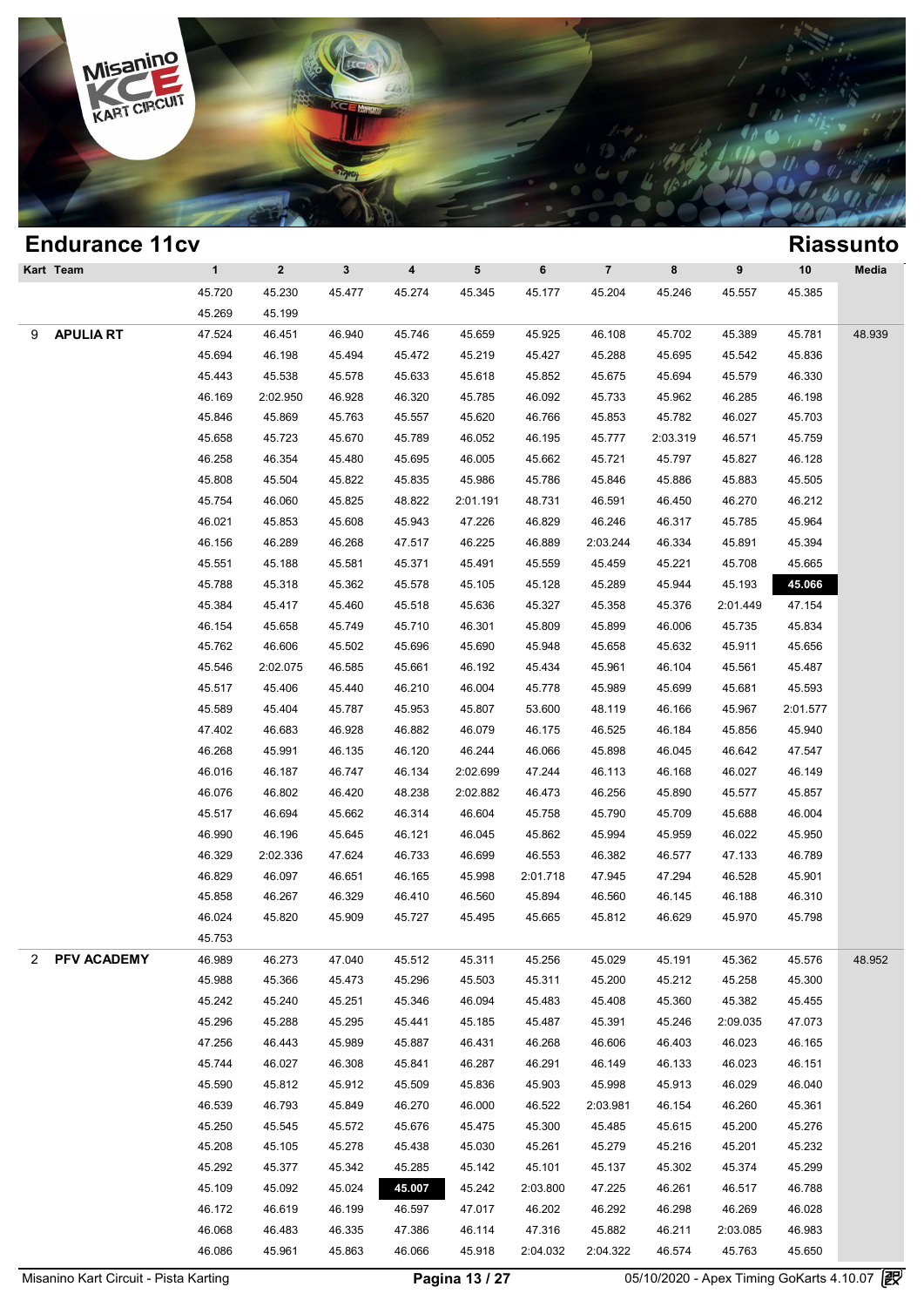## Endurance 11cv

## Riassunto

| Kart | Team | 1 | 2 | 3 | 4 | 5 | 6 | 7 | 8 | 9 | 10 | Media |
|---|---|---|---|---|---|---|---|---|---|---|---|---|
| | | 45.720 | 45.230 | 45.477 | 45.274 | 45.345 | 45.177 | 45.204 | 45.246 | 45.557 | 45.385 | |
| | | 45.269 | 45.199 | | | | | | | | | |
| 9 | **APULIA RT** | 47.524 | 46.451 | 46.940 | 45.746 | 45.659 | 45.925 | 46.108 | 45.702 | 45.389 | 45.781 | 48.939 |
| | | 45.694 | 46.198 | 45.494 | 45.472 | 45.219 | 45.427 | 45.288 | 45.695 | 45.542 | 45.836 | |
| | | 45.443 | 45.538 | 45.578 | 45.633 | 45.618 | 45.852 | 45.675 | 45.694 | 45.579 | 46.330 | |
| | | 46.169 | 2:02.950 | 46.928 | 46.320 | 45.785 | 46.092 | 45.733 | 45.962 | 46.285 | 46.198 | |
| | | 45.846 | 45.869 | 45.763 | 45.557 | 45.620 | 46.766 | 45.853 | 45.782 | 46.027 | 45.703 | |
| | | 45.658 | 45.723 | 45.670 | 45.789 | 46.052 | 46.195 | 45.777 | 2:03.319 | 46.571 | 45.759 | |
| | | 46.258 | 46.354 | 45.480 | 45.695 | 46.005 | 45.662 | 45.721 | 45.797 | 45.827 | 46.128 | |
| | | 45.808 | 45.504 | 45.822 | 45.835 | 45.986 | 45.786 | 45.846 | 45.886 | 45.883 | 45.505 | |
| | | 45.754 | 46.060 | 45.825 | 48.822 | 2:01.191 | 48.731 | 46.591 | 46.450 | 46.270 | 46.212 | |
| | | 46.021 | 45.853 | 45.608 | 45.943 | 47.226 | 46.829 | 46.246 | 46.317 | 45.785 | 45.964 | |
| | | 46.156 | 46.289 | 46.268 | 47.517 | 46.225 | 46.889 | 2:03.244 | 46.334 | 45.891 | 45.394 | |
| | | 45.551 | 45.188 | 45.581 | 45.371 | 45.491 | 45.559 | 45.459 | 45.221 | 45.708 | 45.665 | |
| | | 45.788 | 45.318 | 45.362 | 45.578 | 45.105 | 45.128 | 45.289 | 45.944 | 45.193 | **45.066** | |
| | | 45.384 | 45.417 | 45.460 | 45.518 | 45.636 | 45.327 | 45.358 | 45.376 | 2:01.449 | 47.154 | |
| | | 46.154 | 45.658 | 45.749 | 45.710 | 46.301 | 45.809 | 45.899 | 46.006 | 45.735 | 45.834 | |
| | | 45.762 | 46.606 | 45.502 | 45.696 | 45.690 | 45.948 | 45.658 | 45.632 | 45.911 | 45.656 | |
| | | 45.546 | 2:02.075 | 46.585 | 45.661 | 46.192 | 45.434 | 45.961 | 46.104 | 45.561 | 45.487 | |
| | | 45.517 | 45.406 | 45.440 | 46.210 | 46.004 | 45.778 | 45.989 | 45.699 | 45.681 | 45.593 | |
| | | 45.589 | 45.404 | 45.787 | 45.953 | 45.807 | 53.600 | 48.119 | 46.166 | 45.967 | 2:01.577 | |
| | | 47.402 | 46.683 | 46.928 | 46.882 | 46.079 | 46.175 | 46.525 | 46.184 | 45.856 | 45.940 | |
| | | 46.268 | 45.991 | 46.135 | 46.120 | 46.244 | 46.066 | 45.898 | 46.045 | 46.642 | 47.547 | |
| | | 46.016 | 46.187 | 46.747 | 46.134 | 2:02.699 | 47.244 | 46.113 | 46.168 | 46.027 | 46.149 | |
| | | 46.076 | 46.802 | 46.420 | 48.238 | 2:02.882 | 46.473 | 46.256 | 45.890 | 45.577 | 45.857 | |
| | | 45.517 | 46.694 | 45.662 | 46.314 | 46.604 | 45.758 | 45.790 | 45.709 | 45.688 | 46.004 | |
| | | 46.990 | 46.196 | 45.645 | 46.121 | 46.045 | 45.862 | 45.994 | 45.959 | 46.022 | 45.950 | |
| | | 46.329 | 2:02.336 | 47.624 | 46.733 | 46.699 | 46.553 | 46.382 | 46.577 | 47.133 | 46.789 | |
| | | 46.829 | 46.097 | 46.651 | 46.165 | 45.998 | 2:01.718 | 47.945 | 47.294 | 46.528 | 45.901 | |
| | | 45.858 | 46.267 | 46.329 | 46.410 | 46.560 | 45.894 | 46.560 | 46.145 | 46.188 | 46.310 | |
| | | 46.024 | 45.820 | 45.909 | 45.727 | 45.495 | 45.665 | 45.812 | 46.629 | 45.970 | 45.798 | |
| | | 45.753 | | | | | | | | | | |
| 2 | **PFV ACADEMY** | 46.989 | 46.273 | 47.040 | 45.512 | 45.311 | 45.256 | 45.029 | 45.191 | 45.362 | 45.576 | 48.952 |
| | | 45.988 | 45.366 | 45.473 | 45.296 | 45.503 | 45.311 | 45.200 | 45.212 | 45.258 | 45.300 | |
| | | 45.242 | 45.240 | 45.251 | 45.346 | 46.094 | 45.483 | 45.408 | 45.360 | 45.382 | 45.455 | |
| | | 45.296 | 45.288 | 45.295 | 45.441 | 45.185 | 45.487 | 45.391 | 45.246 | 2:09.035 | 47.073 | |
| | | 47.256 | 46.443 | 45.989 | 45.887 | 46.431 | 46.268 | 46.606 | 46.403 | 46.023 | 46.165 | |
| | | 45.744 | 46.027 | 46.308 | 45.841 | 46.287 | 46.291 | 46.149 | 46.133 | 46.023 | 46.151 | |
| | | 45.590 | 45.812 | 45.912 | 45.509 | 45.836 | 45.903 | 45.998 | 45.913 | 46.029 | 46.040 | |
| | | 46.539 | 46.793 | 45.849 | 46.270 | 46.000 | 46.522 | 2:03.981 | 46.154 | 46.260 | 45.361 | |
| | | 45.250 | 45.545 | 45.572 | 45.676 | 45.475 | 45.300 | 45.485 | 45.615 | 45.200 | 45.276 | |
| | | 45.208 | 45.105 | 45.278 | 45.438 | 45.030 | 45.261 | 45.279 | 45.216 | 45.201 | 45.232 | |
| | | 45.292 | 45.377 | 45.342 | 45.285 | 45.142 | 45.101 | 45.137 | 45.302 | 45.374 | 45.299 | |
| | | 45.109 | 45.092 | 45.024 | **45.007** | 45.242 | 2:03.800 | 47.225 | 46.261 | 46.517 | 46.788 | |
| | | 46.172 | 46.619 | 46.199 | 46.597 | 47.017 | 46.202 | 46.292 | 46.298 | 46.269 | 46.028 | |
| | | 46.068 | 46.483 | 46.335 | 47.386 | 46.114 | 47.316 | 45.882 | 46.211 | 2:03.085 | 46.983 | |
| | | 46.086 | 45.961 | 45.863 | 46.066 | 45.918 | 2:04.032 | 2:04.322 | 46.574 | 45.763 | 45.650 | |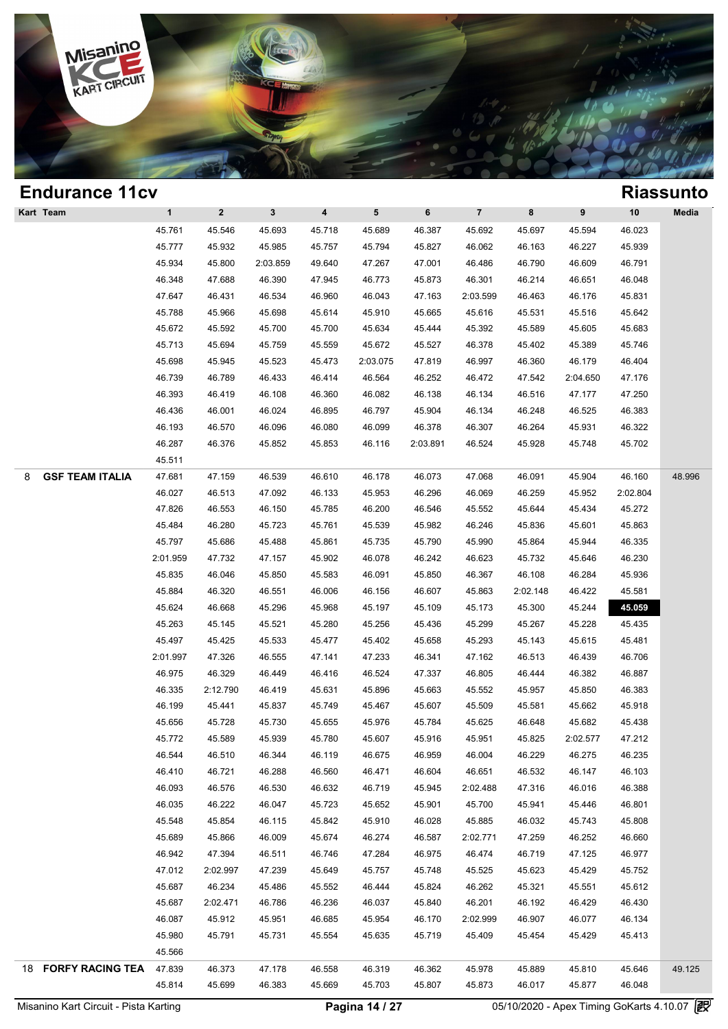## Endurance 11cv

## Riassunto

| Kart | Team | 1 | 2 | 3 | 4 | 5 | 6 | 7 | 8 | 9 | 10 | Media |
|---|---|---|---|---|---|---|---|---|---|---|---|---|
| | | 45.761 | 45.546 | 45.693 | 45.718 | 45.689 | 46.387 | 45.692 | 45.697 | 45.594 | 46.023 | |
| | | 45.777 | 45.932 | 45.985 | 45.757 | 45.794 | 45.827 | 46.062 | 46.163 | 46.227 | 45.939 | |
| | | 45.934 | 45.800 | 2:03.859 | 49.640 | 47.267 | 47.001 | 46.486 | 46.790 | 46.609 | 46.791 | |
| | | 46.348 | 47.688 | 46.390 | 47.945 | 46.773 | 45.873 | 46.301 | 46.214 | 46.651 | 46.048 | |
| | | 47.647 | 46.431 | 46.534 | 46.960 | 46.043 | 47.163 | 2:03.599 | 46.463 | 46.176 | 45.831 | |
| | | 45.788 | 45.966 | 45.698 | 45.614 | 45.910 | 45.665 | 45.616 | 45.531 | 45.516 | 45.642 | |
| | | 45.672 | 45.592 | 45.700 | 45.700 | 45.634 | 45.444 | 45.392 | 45.589 | 45.605 | 45.683 | |
| | | 45.713 | 45.694 | 45.759 | 45.559 | 45.672 | 45.527 | 46.378 | 45.402 | 45.389 | 45.746 | |
| | | 45.698 | 45.945 | 45.523 | 45.473 | 2:03.075 | 47.819 | 46.997 | 46.360 | 46.179 | 46.404 | |
| | | 46.739 | 46.789 | 46.433 | 46.414 | 46.564 | 46.252 | 46.472 | 47.542 | 2:04.650 | 47.176 | |
| | | 46.393 | 46.419 | 46.108 | 46.360 | 46.082 | 46.138 | 46.134 | 46.516 | 47.177 | 47.250 | |
| | | 46.436 | 46.001 | 46.024 | 46.895 | 46.797 | 45.904 | 46.134 | 46.248 | 46.525 | 46.383 | |
| | | 46.193 | 46.570 | 46.096 | 46.080 | 46.099 | 46.378 | 46.307 | 46.264 | 45.931 | 46.322 | |
| | | 46.287 | 46.376 | 45.852 | 45.853 | 46.116 | 2:03.891 | 46.524 | 45.928 | 45.748 | 45.702 | |
| | | 45.511 | | | | | | | | | | |
| 8 | **GSF TEAM ITALIA** | 47.681 | 47.159 | 46.539 | 46.610 | 46.178 | 46.073 | 47.068 | 46.091 | 45.904 | 46.160 | 48.996 |
| | | 46.027 | 46.513 | 47.092 | 46.133 | 45.953 | 46.296 | 46.069 | 46.259 | 45.952 | 2:02.804 | |
| | | 47.826 | 46.553 | 46.150 | 45.785 | 46.200 | 46.546 | 45.552 | 45.644 | 45.434 | 45.272 | |
| | | 45.484 | 46.280 | 45.723 | 45.761 | 45.539 | 45.982 | 46.246 | 45.836 | 45.601 | 45.863 | |
| | | 45.797 | 45.686 | 45.488 | 45.861 | 45.735 | 45.790 | 45.990 | 45.864 | 45.944 | 46.335 | |
| | | 2:01.959 | 47.732 | 47.157 | 45.902 | 46.078 | 46.242 | 46.623 | 45.732 | 45.646 | 46.230 | |
| | | 45.835 | 46.046 | 45.850 | 45.583 | 46.091 | 45.850 | 46.367 | 46.108 | 46.284 | 45.936 | |
| | | 45.884 | 46.320 | 46.551 | 46.006 | 46.156 | 46.607 | 45.863 | 2:02.148 | 46.422 | 45.581 | |
| | | 45.624 | 46.668 | 45.296 | 45.968 | 45.197 | 45.109 | 45.173 | 45.300 | 45.244 | **45.059** | |
| | | 45.263 | 45.145 | 45.521 | 45.280 | 45.256 | 45.436 | 45.299 | 45.267 | 45.228 | 45.435 | |
| | | 45.497 | 45.425 | 45.533 | 45.477 | 45.402 | 45.658 | 45.293 | 45.143 | 45.615 | 45.481 | |
| | | 2:01.997 | 47.326 | 46.555 | 47.141 | 47.233 | 46.341 | 47.162 | 46.513 | 46.439 | 46.706 | |
| | | 46.975 | 46.329 | 46.449 | 46.416 | 46.524 | 47.337 | 46.805 | 46.444 | 46.382 | 46.887 | |
| | | 46.335 | 2:12.790 | 46.419 | 45.631 | 45.896 | 45.663 | 45.552 | 45.957 | 45.850 | 46.383 | |
| | | 46.199 | 45.441 | 45.837 | 45.749 | 45.467 | 45.607 | 45.509 | 45.581 | 45.662 | 45.918 | |
| | | 45.656 | 45.728 | 45.730 | 45.655 | 45.976 | 45.784 | 45.625 | 46.648 | 45.682 | 45.438 | |
| | | 45.772 | 45.589 | 45.939 | 45.780 | 45.607 | 45.916 | 45.951 | 45.825 | 2:02.577 | 47.212 | |
| | | 46.544 | 46.510 | 46.344 | 46.119 | 46.675 | 46.959 | 46.004 | 46.229 | 46.275 | 46.235 | |
| | | 46.410 | 46.721 | 46.288 | 46.560 | 46.471 | 46.604 | 46.651 | 46.532 | 46.147 | 46.103 | |
| | | 46.093 | 46.576 | 46.530 | 46.632 | 46.719 | 45.945 | 2:02.488 | 47.316 | 46.016 | 46.388 | |
| | | 46.035 | 46.222 | 46.047 | 45.723 | 45.652 | 45.901 | 45.700 | 45.941 | 45.446 | 46.801 | |
| | | 45.548 | 45.854 | 46.115 | 45.842 | 45.910 | 46.028 | 45.885 | 46.032 | 45.743 | 45.808 | |
| | | 45.689 | 45.866 | 46.009 | 45.674 | 46.274 | 46.587 | 2:02.771 | 47.259 | 46.252 | 46.660 | |
| | | 46.942 | 47.394 | 46.511 | 46.746 | 47.284 | 46.975 | 46.474 | 46.719 | 47.125 | 46.977 | |
| | | 47.012 | 2:02.997 | 47.239 | 45.649 | 45.757 | 45.748 | 45.525 | 45.623 | 45.429 | 45.752 | |
| | | 45.687 | 46.234 | 45.486 | 45.552 | 46.444 | 45.824 | 46.262 | 45.321 | 45.551 | 45.612 | |
| | | 45.687 | 2:02.471 | 46.786 | 46.236 | 46.037 | 45.840 | 46.201 | 46.192 | 46.429 | 46.430 | |
| | | 46.087 | 45.912 | 45.951 | 46.685 | 45.954 | 46.170 | 2:02.999 | 46.907 | 46.077 | 46.134 | |
| | | 45.980 | 45.791 | 45.731 | 45.554 | 45.635 | 45.719 | 45.409 | 45.454 | 45.429 | 45.413 | |
| | | 45.566 | | | | | | | | | | |
| 18 | **FORFY RACING TEA** | 47.839 | 46.373 | 47.178 | 46.558 | 46.319 | 46.362 | 45.978 | 45.889 | 45.810 | 45.646 | 49.125 |
| | | 45.814 | 45.699 | 46.383 | 45.669 | 45.703 | 45.807 | 45.873 | 46.017 | 45.877 | 46.048 | |

Misanino Kart Circuit - Pista Karting — 05/10/2020 - Apex Timing GoKarts 4.10.07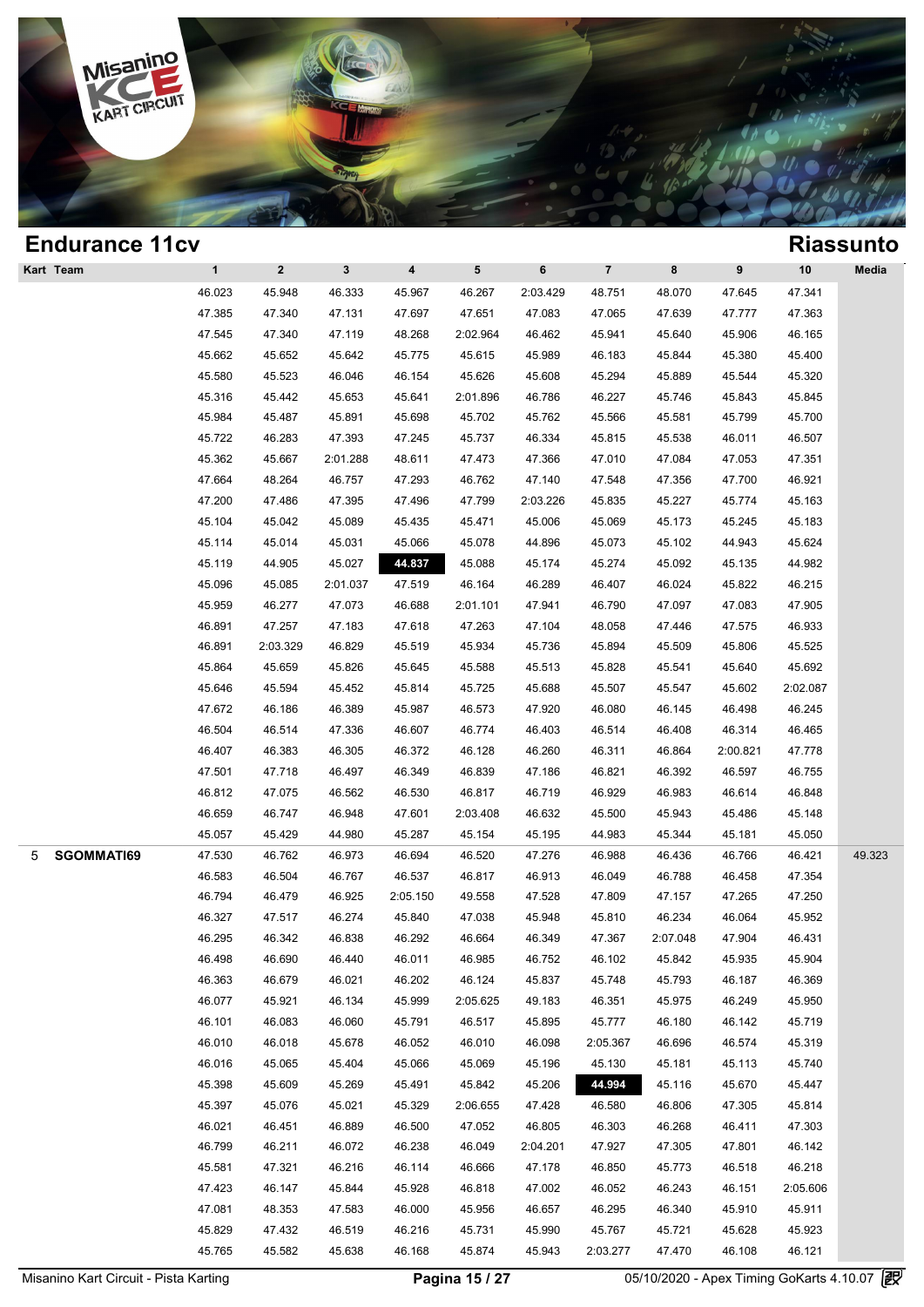## Endurance 11cv

## Riassunto

| Kart | Team | 1 | 2 | 3 | 4 | 5 | 6 | 7 | 8 | 9 | 10 | Media |
|---|---|---|---|---|---|---|---|---|---|---|---|---|
| | | 46.023 | 45.948 | 46.333 | 45.967 | 46.267 | 2:03.429 | 48.751 | 48.070 | 47.645 | 47.341 | |
| | | 47.385 | 47.340 | 47.131 | 47.697 | 47.651 | 47.083 | 47.065 | 47.639 | 47.777 | 47.363 | |
| | | 47.545 | 47.340 | 47.119 | 48.268 | 2:02.964 | 46.462 | 45.941 | 45.640 | 45.906 | 46.165 | |
| | | 45.662 | 45.652 | 45.642 | 45.775 | 45.615 | 45.989 | 46.183 | 45.844 | 45.380 | 45.400 | |
| | | 45.580 | 45.523 | 46.046 | 46.154 | 45.626 | 45.608 | 45.294 | 45.889 | 45.544 | 45.320 | |
| | | 45.316 | 45.442 | 45.653 | 45.641 | 2:01.896 | 46.786 | 46.227 | 45.746 | 45.843 | 45.845 | |
| | | 45.984 | 45.487 | 45.891 | 45.698 | 45.702 | 45.762 | 45.566 | 45.581 | 45.799 | 45.700 | |
| | | 45.722 | 46.283 | 47.393 | 47.245 | 45.737 | 46.334 | 45.815 | 45.538 | 46.011 | 46.507 | |
| | | 45.362 | 45.667 | 2:01.288 | 48.611 | 47.473 | 47.366 | 47.010 | 47.084 | 47.053 | 47.351 | |
| | | 47.664 | 48.264 | 46.757 | 47.293 | 46.762 | 47.140 | 47.548 | 47.356 | 47.700 | 46.921 | |
| | | 47.200 | 47.486 | 47.395 | 47.496 | 47.799 | 2:03.226 | 45.835 | 45.227 | 45.774 | 45.163 | |
| | | 45.104 | 45.042 | 45.089 | 45.435 | 45.471 | 45.006 | 45.069 | 45.173 | 45.245 | 45.183 | |
| | | 45.114 | 45.014 | 45.031 | 45.066 | 45.078 | 44.896 | 45.073 | 45.102 | 44.943 | 45.624 | |
| | | 45.119 | 44.905 | 45.027 | **44.837** | 45.088 | 45.174 | 45.274 | 45.092 | 45.135 | 44.982 | |
| | | 45.096 | 45.085 | 2:01.037 | 47.519 | 46.164 | 46.289 | 46.407 | 46.024 | 45.822 | 46.215 | |
| | | 45.959 | 46.277 | 47.073 | 46.688 | 2:01.101 | 47.941 | 46.790 | 47.097 | 47.083 | 47.905 | |
| | | 46.891 | 47.257 | 47.183 | 47.618 | 47.263 | 47.104 | 48.058 | 47.446 | 47.575 | 46.933 | |
| | | 46.891 | 2:03.329 | 46.829 | 45.519 | 45.934 | 45.736 | 45.894 | 45.509 | 45.806 | 45.525 | |
| | | 45.864 | 45.659 | 45.826 | 45.645 | 45.588 | 45.513 | 45.828 | 45.541 | 45.640 | 45.692 | |
| | | 45.646 | 45.594 | 45.452 | 45.814 | 45.725 | 45.688 | 45.507 | 45.547 | 45.602 | 2:02.087 | |
| | | 47.672 | 46.186 | 46.389 | 45.987 | 46.573 | 47.920 | 46.080 | 46.145 | 46.498 | 46.245 | |
| | | 46.504 | 46.514 | 47.336 | 46.607 | 46.774 | 46.403 | 46.514 | 46.408 | 46.314 | 46.465 | |
| | | 46.407 | 46.383 | 46.305 | 46.372 | 46.128 | 46.260 | 46.311 | 46.864 | 2:00.821 | 47.778 | |
| | | 47.501 | 47.718 | 46.497 | 46.349 | 46.839 | 47.186 | 46.821 | 46.392 | 46.597 | 46.755 | |
| | | 46.812 | 47.075 | 46.562 | 46.530 | 46.817 | 46.719 | 46.929 | 46.983 | 46.614 | 46.848 | |
| | | 46.659 | 46.747 | 46.948 | 47.601 | 2:03.408 | 46.632 | 45.500 | 45.943 | 45.486 | 45.148 | |
| | | 45.057 | 45.429 | 44.980 | 45.287 | 45.154 | 45.195 | 44.983 | 45.344 | 45.181 | 45.050 | |
| 5 | **SGOMMATI69** | 47.530 | 46.762 | 46.973 | 46.694 | 46.520 | 47.276 | 46.988 | 46.436 | 46.766 | 46.421 | 49.323 |
| | | 46.583 | 46.504 | 46.767 | 46.537 | 46.817 | 46.913 | 46.049 | 46.788 | 46.458 | 47.354 | |
| | | 46.794 | 46.479 | 46.925 | 2:05.150 | 49.558 | 47.528 | 47.809 | 47.157 | 47.265 | 47.250 | |
| | | 46.327 | 47.517 | 46.274 | 45.840 | 47.038 | 45.948 | 45.810 | 46.234 | 46.064 | 45.952 | |
| | | 46.295 | 46.342 | 46.838 | 46.292 | 46.664 | 46.349 | 47.367 | 2:07.048 | 47.904 | 46.431 | |
| | | 46.498 | 46.690 | 46.440 | 46.011 | 46.985 | 46.752 | 46.102 | 45.842 | 45.935 | 45.904 | |
| | | 46.363 | 46.679 | 46.021 | 46.202 | 46.124 | 45.837 | 45.748 | 45.793 | 46.187 | 46.369 | |
| | | 46.077 | 45.921 | 46.134 | 45.999 | 2:05.625 | 49.183 | 46.351 | 45.975 | 46.249 | 45.950 | |
| | | 46.101 | 46.083 | 46.060 | 45.791 | 46.517 | 45.895 | 45.777 | 46.180 | 46.142 | 45.719 | |
| | | 46.010 | 46.018 | 45.678 | 46.052 | 46.010 | 46.098 | 2:05.367 | 46.696 | 46.574 | 45.319 | |
| | | 46.016 | 45.065 | 45.404 | 45.066 | 45.069 | 45.196 | 45.130 | 45.181 | 45.113 | 45.740 | |
| | | 45.398 | 45.609 | 45.269 | 45.491 | 45.842 | 45.206 | **44.994** | 45.116 | 45.670 | 45.447 | |
| | | 45.397 | 45.076 | 45.021 | 45.329 | 2:06.655 | 47.428 | 46.580 | 46.806 | 47.305 | 45.814 | |
| | | 46.021 | 46.451 | 46.889 | 46.500 | 47.052 | 46.805 | 46.303 | 46.268 | 46.411 | 47.303 | |
| | | 46.799 | 46.211 | 46.072 | 46.238 | 46.049 | 2:04.201 | 47.927 | 47.305 | 47.801 | 46.142 | |
| | | 45.581 | 47.321 | 46.216 | 46.114 | 46.666 | 47.178 | 46.850 | 45.773 | 46.518 | 46.218 | |
| | | 47.423 | 46.147 | 45.844 | 45.928 | 46.818 | 47.002 | 46.052 | 46.243 | 46.151 | 2:05.606 | |
| | | 47.081 | 48.353 | 47.583 | 46.000 | 45.956 | 46.657 | 46.295 | 46.340 | 45.910 | 45.911 | |
| | | 45.829 | 47.432 | 46.519 | 46.216 | 45.731 | 45.990 | 45.767 | 45.721 | 45.628 | 45.923 | |
| | | 45.765 | 45.582 | 45.638 | 46.168 | 45.874 | 45.943 | 2:03.277 | 47.470 | 46.108 | 46.121 | |

Misanino Kart Circuit - Pista Karting — 05/10/2020 - Apex Timing GoKarts 4.10.07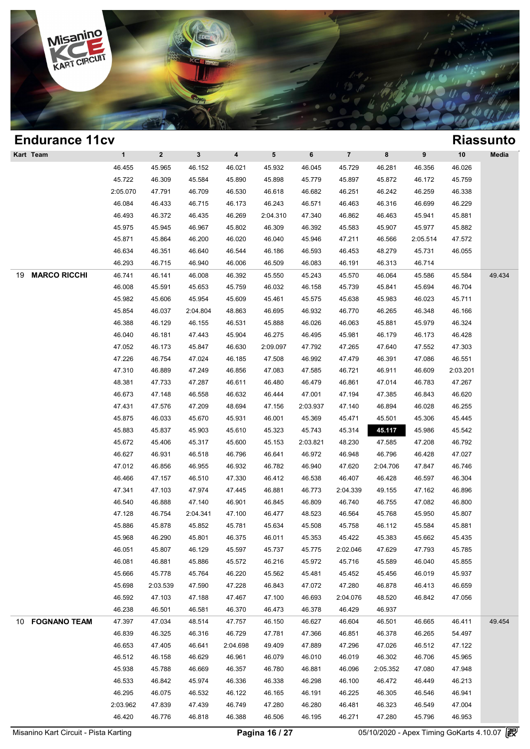## Endurance 11cv

## Riassunto

| Kart | Team | 1 | 2 | 3 | 4 | 5 | 6 | 7 | 8 | 9 | 10 | Media |
|---|---|---|---|---|---|---|---|---|---|---|---|---|
| | | 46.455 | 45.965 | 46.152 | 46.021 | 45.932 | 46.045 | 45.729 | 46.281 | 46.356 | 46.026 | |
| | | 45.722 | 46.309 | 45.584 | 45.890 | 45.898 | 45.779 | 45.897 | 45.872 | 46.172 | 45.759 | |
| | | 2:05.070 | 47.791 | 46.709 | 46.530 | 46.618 | 46.682 | 46.251 | 46.242 | 46.259 | 46.338 | |
| | | 46.084 | 46.433 | 46.715 | 46.173 | 46.243 | 46.571 | 46.463 | 46.316 | 46.699 | 46.229 | |
| | | 46.493 | 46.372 | 46.435 | 46.269 | 2:04.310 | 47.340 | 46.862 | 46.463 | 45.941 | 45.881 | |
| | | 45.975 | 45.945 | 46.967 | 45.802 | 46.309 | 46.392 | 45.583 | 45.907 | 45.977 | 45.882 | |
| | | 45.871 | 45.864 | 46.200 | 46.020 | 46.040 | 45.946 | 47.211 | 46.566 | 2:05.514 | 47.572 | |
| | | 46.634 | 46.351 | 46.640 | 46.544 | 46.186 | 46.593 | 46.453 | 48.279 | 45.731 | 46.055 | |
| | | 46.293 | 46.715 | 46.940 | 46.006 | 46.509 | 46.083 | 46.191 | 46.313 | 46.714 | | |
| 19 | **MARCO RICCHI** | 46.741 | 46.141 | 46.008 | 46.392 | 45.550 | 45.243 | 45.570 | 46.064 | 45.586 | 45.584 | 49.434 |
| | | 46.008 | 45.591 | 45.653 | 45.759 | 46.032 | 46.158 | 45.739 | 45.841 | 45.694 | 46.704 | |
| | | 45.982 | 45.606 | 45.954 | 45.609 | 45.461 | 45.575 | 45.638 | 45.983 | 46.023 | 45.711 | |
| | | 45.854 | 46.037 | 2:04.804 | 48.863 | 46.695 | 46.932 | 46.770 | 46.265 | 46.348 | 46.166 | |
| | | 46.388 | 46.129 | 46.155 | 46.531 | 45.888 | 46.026 | 46.063 | 45.881 | 45.979 | 46.324 | |
| | | 46.040 | 46.181 | 47.443 | 45.904 | 46.275 | 46.495 | 45.981 | 46.179 | 46.173 | 46.428 | |
| | | 47.052 | 46.173 | 45.847 | 46.630 | 2:09.097 | 47.792 | 47.265 | 47.640 | 47.552 | 47.303 | |
| | | 47.226 | 46.754 | 47.024 | 46.185 | 47.508 | 46.992 | 47.479 | 46.391 | 47.086 | 46.551 | |
| | | 47.310 | 46.889 | 47.249 | 46.856 | 47.083 | 47.585 | 46.721 | 46.911 | 46.609 | 2:03.201 | |
| | | 48.381 | 47.733 | 47.287 | 46.611 | 46.480 | 46.479 | 46.861 | 47.014 | 46.783 | 47.267 | |
| | | 46.673 | 47.148 | 46.558 | 46.632 | 46.444 | 47.001 | 47.194 | 47.385 | 46.843 | 46.620 | |
| | | 47.431 | 47.576 | 47.209 | 48.694 | 47.156 | 2:03.937 | 47.140 | 46.894 | 46.028 | 46.255 | |
| | | 45.875 | 46.033 | 45.670 | 45.931 | 46.001 | 45.369 | 45.471 | 45.501 | 45.306 | 45.445 | |
| | | 45.883 | 45.837 | 45.903 | 45.610 | 45.323 | 45.743 | 45.314 | **45.117** | 45.986 | 45.542 | |
| | | 45.672 | 45.406 | 45.317 | 45.600 | 45.153 | 2:03.821 | 48.230 | 47.585 | 47.208 | 46.792 | |
| | | 46.627 | 46.931 | 46.518 | 46.796 | 46.641 | 46.972 | 46.948 | 46.796 | 46.428 | 47.027 | |
| | | 47.012 | 46.856 | 46.955 | 46.932 | 46.782 | 46.940 | 47.620 | 2:04.706 | 47.847 | 46.746 | |
| | | 46.466 | 47.157 | 46.510 | 47.330 | 46.412 | 46.538 | 46.407 | 46.428 | 46.597 | 46.304 | |
| | | 47.341 | 47.103 | 47.974 | 47.445 | 46.881 | 46.773 | 2:04.339 | 49.155 | 47.162 | 46.896 | |
| | | 46.540 | 46.888 | 47.140 | 46.901 | 46.845 | 46.809 | 46.740 | 46.755 | 47.082 | 46.800 | |
| | | 47.128 | 46.754 | 2:04.341 | 47.100 | 46.477 | 48.523 | 46.564 | 45.768 | 45.950 | 45.807 | |
| | | 45.886 | 45.878 | 45.852 | 45.781 | 45.634 | 45.508 | 45.758 | 46.112 | 45.584 | 45.881 | |
| | | 45.968 | 46.290 | 45.801 | 46.375 | 46.011 | 45.353 | 45.422 | 45.383 | 45.662 | 45.435 | |
| | | 46.051 | 45.807 | 46.129 | 45.597 | 45.737 | 45.775 | 2:02.046 | 47.629 | 47.793 | 45.785 | |
| | | 46.081 | 46.881 | 45.886 | 45.572 | 46.216 | 45.972 | 45.716 | 45.589 | 46.040 | 45.855 | |
| | | 45.666 | 45.778 | 45.764 | 46.220 | 45.562 | 45.481 | 45.452 | 45.456 | 46.019 | 45.937 | |
| | | 45.698 | 2:03.539 | 47.590 | 47.228 | 46.843 | 47.072 | 47.280 | 46.878 | 46.413 | 46.659 | |
| | | 46.592 | 47.103 | 47.188 | 47.467 | 47.100 | 46.693 | 2:04.076 | 48.520 | 46.842 | 47.056 | |
| | | 46.238 | 46.501 | 46.581 | 46.370 | 46.473 | 46.378 | 46.429 | 46.937 | | | |
| 10 | **FOGNANO TEAM** | 47.397 | 47.034 | 48.514 | 47.757 | 46.150 | 46.627 | 46.604 | 46.501 | 46.665 | 46.411 | 49.454 |
| | | 46.839 | 46.325 | 46.316 | 46.729 | 47.781 | 47.366 | 46.851 | 46.378 | 46.265 | 54.497 | |
| | | 46.653 | 47.405 | 46.641 | 2:04.698 | 49.409 | 47.889 | 47.296 | 47.026 | 46.512 | 47.122 | |
| | | 46.512 | 46.158 | 46.629 | 46.961 | 46.079 | 46.010 | 46.019 | 46.302 | 46.706 | 45.965 | |
| | | 45.938 | 45.788 | 46.669 | 46.357 | 46.780 | 46.881 | 46.096 | 2:05.352 | 47.080 | 47.948 | |
| | | 46.533 | 46.842 | 45.974 | 46.336 | 46.338 | 46.298 | 46.100 | 46.472 | 46.449 | 46.213 | |
| | | 46.295 | 46.075 | 46.532 | 46.122 | 46.165 | 46.191 | 46.225 | 46.305 | 46.546 | 46.941 | |
| | | 2:03.962 | 47.839 | 47.439 | 46.749 | 47.280 | 46.280 | 46.481 | 46.323 | 46.549 | 47.004 | |
| | | 46.420 | 46.776 | 46.818 | 46.388 | 46.506 | 46.195 | 46.271 | 47.280 | 45.796 | 46.953 | |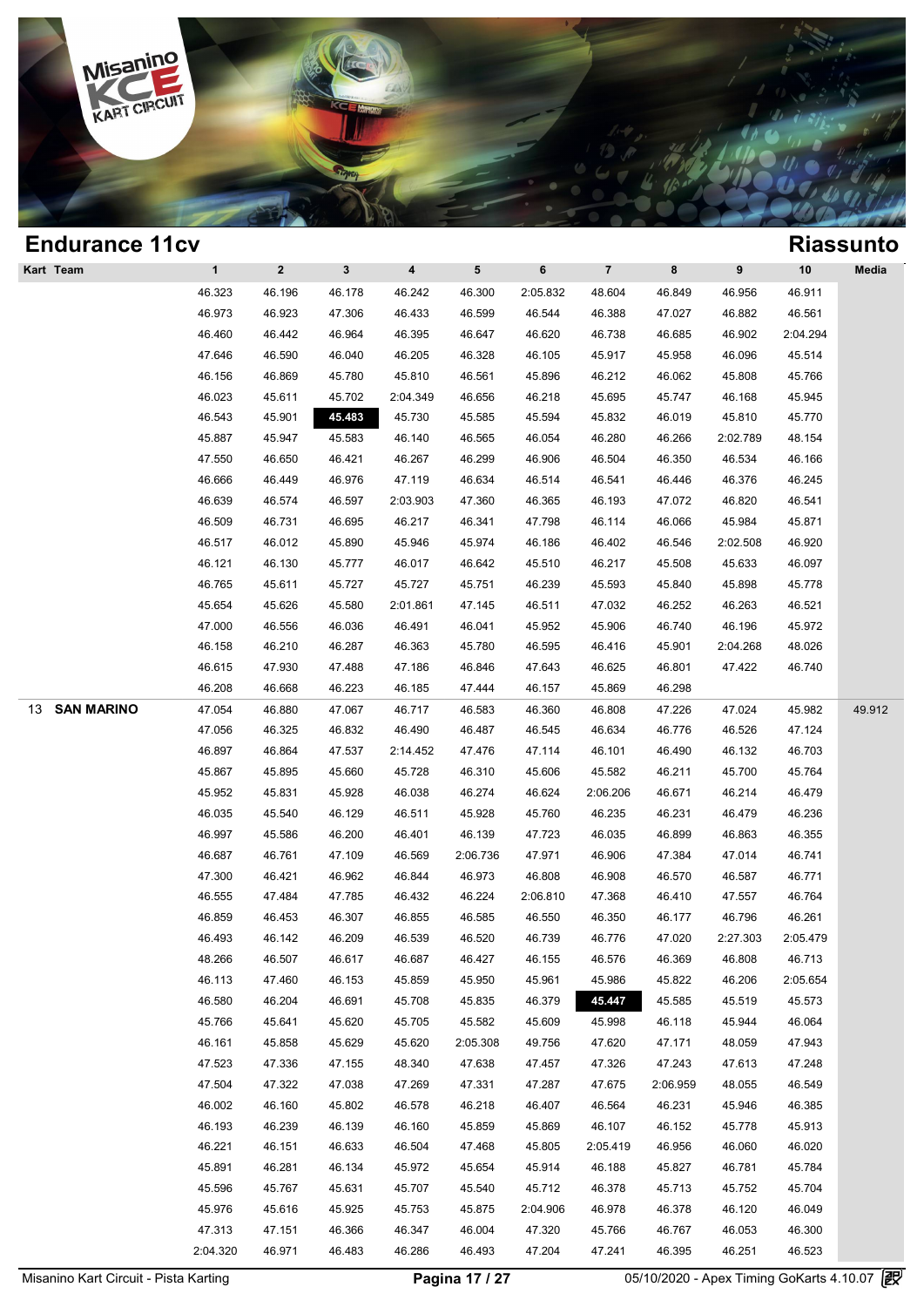## Endurance 11cv

## Riassunto

| Kart | Team | 1 | 2 | 3 | 4 | 5 | 6 | 7 | 8 | 9 | 10 | Media |
|---|---|---|---|---|---|---|---|---|---|---|---|---|
| | | 46.323 | 46.196 | 46.178 | 46.242 | 46.300 | 2:05.832 | 48.604 | 46.849 | 46.956 | 46.911 | |
| | | 46.973 | 46.923 | 47.306 | 46.433 | 46.599 | 46.544 | 46.388 | 47.027 | 46.882 | 46.561 | |
| | | 46.460 | 46.442 | 46.964 | 46.395 | 46.647 | 46.620 | 46.738 | 46.685 | 46.902 | 2:04.294 | |
| | | 47.646 | 46.590 | 46.040 | 46.205 | 46.328 | 46.105 | 45.917 | 45.958 | 46.096 | 45.514 | |
| | | 46.156 | 46.869 | 45.780 | 45.810 | 46.561 | 45.896 | 46.212 | 46.062 | 45.808 | 45.766 | |
| | | 46.023 | 45.611 | 45.702 | 2:04.349 | 46.656 | 46.218 | 45.695 | 45.747 | 46.168 | 45.945 | |
| | | 46.543 | 45.901 | **45.483** | 45.730 | 45.585 | 45.594 | 45.832 | 46.019 | 45.810 | 45.770 | |
| | | 45.887 | 45.947 | 45.583 | 46.140 | 46.565 | 46.054 | 46.280 | 46.266 | 2:02.789 | 48.154 | |
| | | 47.550 | 46.650 | 46.421 | 46.267 | 46.299 | 46.906 | 46.504 | 46.350 | 46.534 | 46.166 | |
| | | 46.666 | 46.449 | 46.976 | 47.119 | 46.634 | 46.514 | 46.541 | 46.446 | 46.376 | 46.245 | |
| | | 46.639 | 46.574 | 46.597 | 2:03.903 | 47.360 | 46.365 | 46.193 | 47.072 | 46.820 | 46.541 | |
| | | 46.509 | 46.731 | 46.695 | 46.217 | 46.341 | 47.798 | 46.114 | 46.066 | 45.984 | 45.871 | |
| | | 46.517 | 46.012 | 45.890 | 45.946 | 45.974 | 46.186 | 46.402 | 46.546 | 2:02.508 | 46.920 | |
| | | 46.121 | 46.130 | 45.777 | 46.017 | 46.642 | 45.510 | 46.217 | 45.508 | 45.633 | 46.097 | |
| | | 46.765 | 45.611 | 45.727 | 45.727 | 45.751 | 46.239 | 45.593 | 45.840 | 45.898 | 45.778 | |
| | | 45.654 | 45.626 | 45.580 | 2:01.861 | 47.145 | 46.511 | 47.032 | 46.252 | 46.263 | 46.521 | |
| | | 47.000 | 46.556 | 46.036 | 46.491 | 46.041 | 45.952 | 45.906 | 46.740 | 46.196 | 45.972 | |
| | | 46.158 | 46.210 | 46.287 | 46.363 | 45.780 | 46.595 | 46.416 | 45.901 | 2:04.268 | 48.026 | |
| | | 46.615 | 47.930 | 47.488 | 47.186 | 46.846 | 47.643 | 46.625 | 46.801 | 47.422 | 46.740 | |
| | | 46.208 | 46.668 | 46.223 | 46.185 | 47.444 | 46.157 | 45.869 | 46.298 | | | |
| 13 | **SAN MARINO** | 47.054 | 46.880 | 47.067 | 46.717 | 46.583 | 46.360 | 46.808 | 47.226 | 47.024 | 45.982 | 49.912 |
| | | 47.056 | 46.325 | 46.832 | 46.490 | 46.487 | 46.545 | 46.634 | 46.776 | 46.526 | 47.124 | |
| | | 46.897 | 46.864 | 47.537 | 2:14.452 | 47.476 | 47.114 | 46.101 | 46.490 | 46.132 | 46.703 | |
| | | 45.867 | 45.895 | 45.660 | 45.728 | 46.310 | 45.606 | 45.582 | 46.211 | 45.700 | 45.764 | |
| | | 45.952 | 45.831 | 45.928 | 46.038 | 46.274 | 46.624 | 2:06.206 | 46.671 | 46.214 | 46.479 | |
| | | 46.035 | 45.540 | 46.129 | 46.511 | 45.928 | 45.760 | 46.235 | 46.231 | 46.479 | 46.236 | |
| | | 46.997 | 45.586 | 46.200 | 46.401 | 46.139 | 47.723 | 46.035 | 46.899 | 46.863 | 46.355 | |
| | | 46.687 | 46.761 | 47.109 | 46.569 | 2:06.736 | 47.971 | 46.906 | 47.384 | 47.014 | 46.741 | |
| | | 47.300 | 46.421 | 46.962 | 46.844 | 46.973 | 46.808 | 46.908 | 46.570 | 46.587 | 46.771 | |
| | | 46.555 | 47.484 | 47.785 | 46.432 | 46.224 | 2:06.810 | 47.368 | 46.410 | 47.557 | 46.764 | |
| | | 46.859 | 46.453 | 46.307 | 46.855 | 46.585 | 46.550 | 46.350 | 46.177 | 46.796 | 46.261 | |
| | | 46.493 | 46.142 | 46.209 | 46.539 | 46.520 | 46.739 | 46.776 | 47.020 | 2:27.303 | 2:05.479 | |
| | | 48.266 | 46.507 | 46.617 | 46.687 | 46.427 | 46.155 | 46.576 | 46.369 | 46.808 | 46.713 | |
| | | 46.113 | 47.460 | 46.153 | 45.859 | 45.950 | 45.961 | 45.986 | 45.822 | 46.206 | 2:05.654 | |
| | | 46.580 | 46.204 | 46.691 | 45.708 | 45.835 | 46.379 | **45.447** | 45.585 | 45.519 | 45.573 | |
| | | 45.766 | 45.641 | 45.620 | 45.705 | 45.582 | 45.609 | 45.998 | 46.118 | 45.944 | 46.064 | |
| | | 46.161 | 45.858 | 45.629 | 45.620 | 2:05.308 | 49.756 | 47.620 | 47.171 | 48.059 | 47.943 | |
| | | 47.523 | 47.336 | 47.155 | 48.340 | 47.638 | 47.457 | 47.326 | 47.243 | 47.613 | 47.248 | |
| | | 47.504 | 47.322 | 47.038 | 47.269 | 47.331 | 47.287 | 47.675 | 2:06.959 | 48.055 | 46.549 | |
| | | 46.002 | 46.160 | 45.802 | 46.578 | 46.218 | 46.407 | 46.564 | 46.231 | 45.946 | 46.385 | |
| | | 46.193 | 46.239 | 46.139 | 46.160 | 45.859 | 45.869 | 46.107 | 46.152 | 45.778 | 45.913 | |
| | | 46.221 | 46.151 | 46.633 | 46.504 | 47.468 | 45.805 | 2:05.419 | 46.956 | 46.060 | 46.020 | |
| | | 45.891 | 46.281 | 46.134 | 45.972 | 45.654 | 45.914 | 46.188 | 45.827 | 46.781 | 45.784 | |
| | | 45.596 | 45.767 | 45.631 | 45.707 | 45.540 | 45.712 | 46.378 | 45.713 | 45.752 | 45.704 | |
| | | 45.976 | 45.616 | 45.925 | 45.753 | 45.875 | 2:04.906 | 46.978 | 46.378 | 46.120 | 46.049 | |
| | | 47.313 | 47.151 | 46.366 | 46.347 | 46.004 | 47.320 | 45.766 | 46.767 | 46.053 | 46.300 | |
| | | 2:04.320 | 46.971 | 46.483 | 46.286 | 46.493 | 47.204 | 47.241 | 46.395 | 46.251 | 46.523 | |

Misanino Kart Circuit - Pista Karting — 05/10/2020 - Apex Timing GoKarts 4.10.07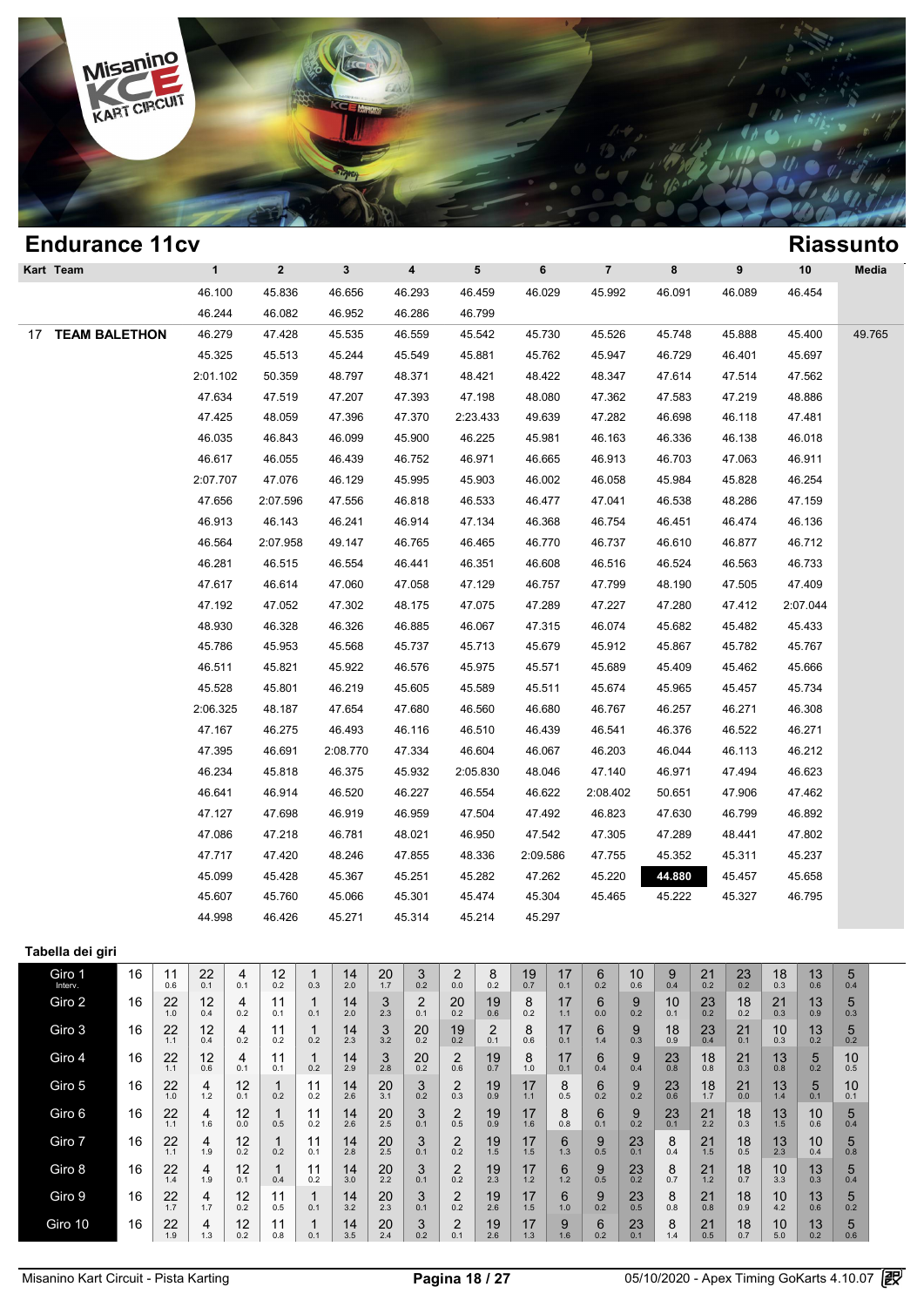## Endurance 11cv

## Riassunto

| Kart | Team | 1 | 2 | 3 | 4 | 5 | 6 | 7 | 8 | 9 | 10 | Media |
|---|---|---|---|---|---|---|---|---|---|---|---|---|
| | | 46.100 | 45.836 | 46.656 | 46.293 | 46.459 | 46.029 | 45.992 | 46.091 | 46.089 | 46.454 | |
| | | 46.244 | 46.082 | 46.952 | 46.286 | 46.799 | | | | | | |
| 17 | **TEAM BALETHON** | 46.279 | 47.428 | 45.535 | 46.559 | 45.542 | 45.730 | 45.526 | 45.748 | 45.888 | 45.400 | 49.765 |
| | | 45.325 | 45.513 | 45.244 | 45.549 | 45.881 | 45.762 | 45.947 | 46.729 | 46.401 | 45.697 | |
| | | 2:01.102 | 50.359 | 48.797 | 48.371 | 48.421 | 48.422 | 48.347 | 47.614 | 47.514 | 47.562 | |
| | | 47.634 | 47.519 | 47.207 | 47.393 | 47.198 | 48.080 | 47.362 | 47.583 | 47.219 | 48.886 | |
| | | 47.425 | 48.059 | 47.396 | 47.370 | 2:23.433 | 49.639 | 47.282 | 46.698 | 46.118 | 47.481 | |
| | | 46.035 | 46.843 | 46.099 | 45.900 | 46.225 | 45.981 | 46.163 | 46.336 | 46.138 | 46.018 | |
| | | 46.617 | 46.055 | 46.439 | 46.752 | 46.971 | 46.665 | 46.913 | 46.703 | 47.063 | 46.911 | |
| | | 2:07.707 | 47.076 | 46.129 | 45.995 | 45.903 | 46.002 | 46.058 | 45.984 | 45.828 | 46.254 | |
| | | 47.656 | 2:07.596 | 47.556 | 46.818 | 46.533 | 46.477 | 47.041 | 46.538 | 48.286 | 47.159 | |
| | | 46.913 | 46.143 | 46.241 | 46.914 | 47.134 | 46.368 | 46.754 | 46.451 | 46.474 | 46.136 | |
| | | 46.564 | 2:07.958 | 49.147 | 46.765 | 46.465 | 46.770 | 46.737 | 46.610 | 46.877 | 46.712 | |
| | | 46.281 | 46.515 | 46.554 | 46.441 | 46.351 | 46.608 | 46.516 | 46.524 | 46.563 | 46.733 | |
| | | 47.617 | 46.614 | 47.060 | 47.058 | 47.129 | 46.757 | 47.799 | 48.190 | 47.505 | 47.409 | |
| | | 47.192 | 47.052 | 47.302 | 48.175 | 47.075 | 47.289 | 47.227 | 47.280 | 47.412 | 2:07.044 | |
| | | 48.930 | 46.328 | 46.326 | 46.885 | 46.067 | 47.315 | 46.074 | 45.682 | 45.482 | 45.433 | |
| | | 45.786 | 45.953 | 45.568 | 45.737 | 45.713 | 45.679 | 45.912 | 45.867 | 45.782 | 45.767 | |
| | | 46.511 | 45.821 | 45.922 | 46.576 | 45.975 | 45.571 | 45.689 | 45.409 | 45.462 | 45.666 | |
| | | 45.528 | 45.801 | 46.219 | 45.605 | 45.589 | 45.511 | 45.674 | 45.965 | 45.457 | 45.734 | |
| | | 2:06.325 | 48.187 | 47.654 | 47.680 | 46.560 | 46.680 | 46.767 | 46.257 | 46.271 | 46.308 | |
| | | 47.167 | 46.275 | 46.493 | 46.116 | 46.510 | 46.439 | 46.541 | 46.376 | 46.522 | 46.271 | |
| | | 47.395 | 46.691 | 2:08.770 | 47.334 | 46.604 | 46.067 | 46.203 | 46.044 | 46.113 | 46.212 | |
| | | 46.234 | 45.818 | 46.375 | 45.932 | 2:05.830 | 48.046 | 47.140 | 46.971 | 47.494 | 46.623 | |
| | | 46.641 | 46.914 | 46.520 | 46.227 | 46.554 | 46.622 | 2:08.402 | 50.651 | 47.906 | 47.462 | |
| | | 47.127 | 47.698 | 46.919 | 46.959 | 47.504 | 47.492 | 46.823 | 47.630 | 46.799 | 46.892 | |
| | | 47.086 | 47.218 | 46.781 | 48.021 | 46.950 | 47.542 | 47.305 | 47.289 | 48.441 | 47.802 | |
| | | 47.717 | 47.420 | 48.246 | 47.855 | 48.336 | 2:09.586 | 47.755 | 45.352 | 45.311 | 45.237 | |
| | | 45.099 | 45.428 | 45.367 | 45.251 | 45.282 | 47.262 | 45.220 | **44.880** | 45.457 | 45.658 | |
| | | 45.607 | 45.760 | 45.066 | 45.301 | 45.474 | 45.304 | 45.465 | 45.222 | 45.327 | 46.795 | |
| | | 44.998 | 46.426 | 45.271 | 45.314 | 45.214 | 45.297 | | | | | |

### Tabella dei giri

| Giro | | | | | | | | | | | | | | | | | | | | | | |
|---|---|---|---|---|---|---|---|---|---|---|---|---|---|---|---|---|---|---|---|---|---|---|
| Giro 1 Interv. | 16 | 11 0.6 | 22 0.1 | 4 0.1 | 12 0.2 | 1 0.3 | 14 2.0 | 20 1.7 | 3 0.2 | 2 0.0 | 8 0.2 | 19 0.7 | 17 0.1 | 6 0.2 | 10 0.6 | 9 0.4 | 21 0.2 | 23 0.2 | 18 0.3 | 13 0.6 | 5 0.4 |
| Giro 2 | 16 | 22 1.0 | 12 0.4 | 4 0.2 | 11 0.1 | 1 0.1 | 14 2.0 | 3 2.3 | 2 0.1 | 20 0.2 | 19 0.6 | 8 0.2 | 17 1.1 | 6 0.0 | 9 0.2 | 10 0.1 | 23 0.2 | 18 0.2 | 21 0.3 | 13 0.9 | 5 0.3 |
| Giro 3 | 16 | 22 1.1 | 12 0.4 | 4 0.2 | 11 0.2 | 1 0.2 | 14 2.3 | 3 3.2 | 20 0.2 | 19 0.2 | 2 0.1 | 8 0.6 | 17 0.1 | 6 1.4 | 9 0.3 | 18 0.9 | 23 0.4 | 21 0.1 | 10 0.3 | 13 0.2 | 5 0.2 |
| Giro 4 | 16 | 22 1.1 | 12 0.6 | 4 0.1 | 11 0.1 | 1 0.2 | 14 2.9 | 3 2.8 | 20 0.2 | 2 0.6 | 19 0.7 | 8 1.0 | 17 0.1 | 6 0.4 | 9 0.4 | 23 0.8 | 18 0.8 | 21 0.3 | 13 0.8 | 5 0.2 | 10 0.5 |
| Giro 5 | 16 | 22 1.0 | 4 1.2 | 12 0.1 | 1 0.2 | 11 0.2 | 14 2.6 | 20 3.1 | 3 0.2 | 2 0.3 | 19 0.9 | 17 1.1 | 8 0.5 | 6 0.2 | 9 0.2 | 23 0.6 | 18 1.7 | 21 0.0 | 13 1.4 | 5 0.1 | 10 0.1 |
| Giro 6 | 16 | 22 1.1 | 4 1.6 | 12 0.0 | 1 0.5 | 11 0.2 | 14 2.6 | 20 2.5 | 3 0.1 | 2 0.5 | 19 0.9 | 17 1.6 | 8 0.8 | 6 0.1 | 9 0.2 | 23 0.1 | 21 2.2 | 18 0.3 | 13 1.5 | 10 0.6 | 5 0.4 |
| Giro 7 | 16 | 22 1.1 | 4 1.9 | 12 0.2 | 1 0.2 | 11 0.1 | 14 2.8 | 20 2.5 | 3 0.1 | 2 0.2 | 19 1.5 | 17 1.5 | 6 1.3 | 9 0.5 | 23 0.1 | 8 0.4 | 21 1.5 | 18 0.5 | 13 2.3 | 10 0.4 | 5 0.8 |
| Giro 8 | 16 | 22 1.4 | 4 1.9 | 12 0.1 | 1 0.4 | 11 0.2 | 14 3.0 | 20 2.2 | 3 0.1 | 2 0.2 | 19 2.3 | 17 1.2 | 6 1.2 | 9 0.5 | 23 0.2 | 8 0.7 | 21 1.2 | 18 0.7 | 10 3.3 | 13 0.3 | 5 0.4 |
| Giro 9 | 16 | 22 1.7 | 4 1.7 | 12 0.2 | 11 0.5 | 1 0.1 | 14 3.2 | 20 2.3 | 3 0.1 | 2 0.2 | 19 2.6 | 17 1.5 | 6 1.0 | 9 0.2 | 23 0.5 | 8 0.8 | 21 0.8 | 18 0.9 | 10 4.2 | 13 0.6 | 5 0.2 |
| Giro 10 | 16 | 22 1.9 | 4 1.3 | 12 0.2 | 11 0.8 | 1 0.1 | 14 3.5 | 20 2.4 | 3 0.2 | 2 0.1 | 19 2.6 | 17 1.3 | 9 1.6 | 6 0.2 | 23 0.1 | 8 1.4 | 21 0.5 | 18 0.7 | 10 5.0 | 13 0.2 | 5 0.6 |

Misanino Kart Circuit - Pista Karting | 05/10/2020 - Apex Timing GoKarts 4.10.07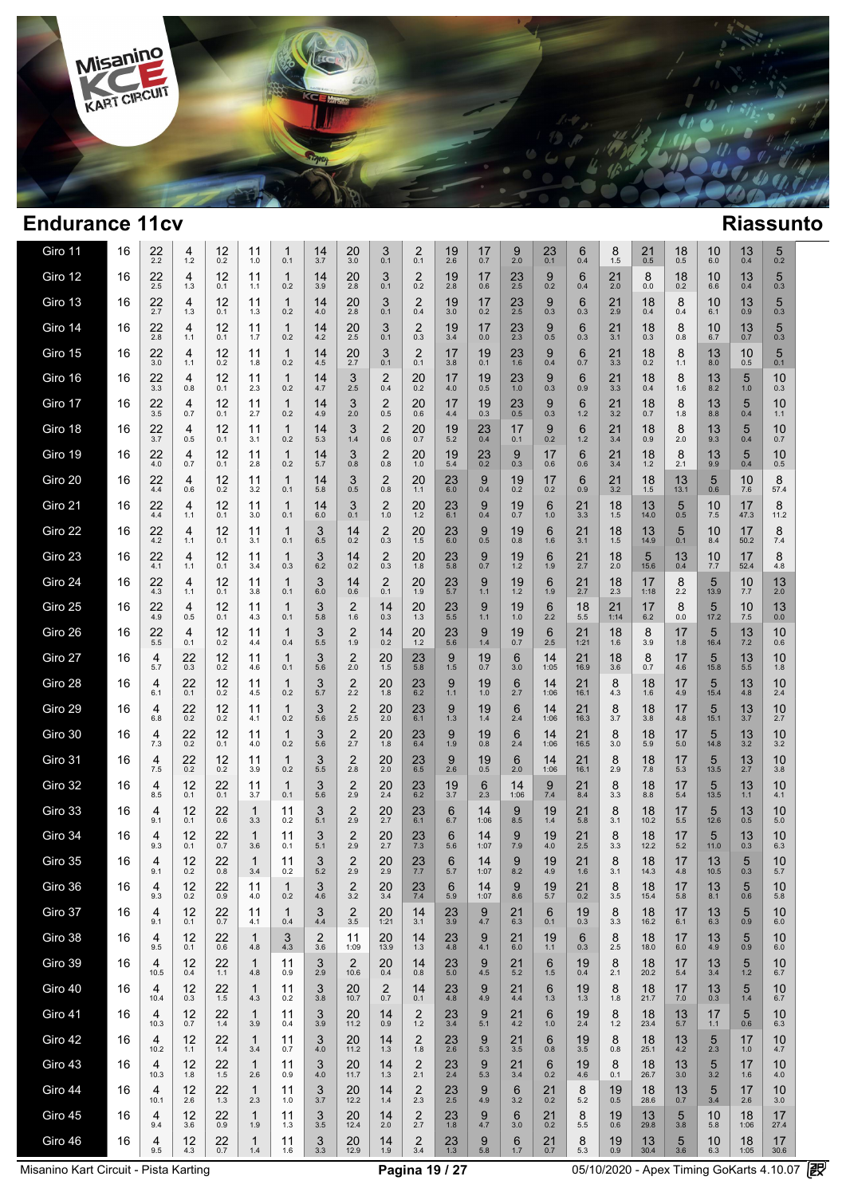## Endurance 11cv

## Riassunto

| Giro | N | P1 | P2 | P3 | P4 | P5 | P6 | P7 | P8 | P9 | P10 | P11 | P12 | P13 | P14 | P15 | P16 | P17 | P18 | P19 | P20 | P21 |
|---|---|---|---|---|---|---|---|---|---|---|---|---|---|---|---|---|---|---|---|---|---|---|
| Giro 11 | 16 | 22 2.2 | 4 1.2 | 12 0.2 | 11 1.0 | 1 0.1 | 14 3.7 | 20 3.0 | 3 0.1 | 2 0.1 | 19 2.6 | 17 0.7 | 9 2.0 | 23 0.1 | 6 0.4 | 8 1.5 | 21 0.5 | 18 0.5 | 10 6.0 | 13 0.4 | 5 0.2 | |
| Giro 12 | 16 | 22 2.5 | 4 1.3 | 12 0.1 | 11 1.1 | 1 0.2 | 14 3.9 | 20 2.8 | 3 0.1 | 2 0.2 | 19 2.8 | 17 0.6 | 23 2.5 | 9 0.2 | 6 0.4 | 21 2.0 | 8 0.0 | 18 0.2 | 10 6.6 | 13 0.4 | 5 0.3 | |
| Giro 13 | 16 | 22 2.7 | 4 1.3 | 12 0.1 | 11 1.3 | 1 0.2 | 14 4.0 | 20 2.8 | 3 0.1 | 2 0.4 | 19 3.0 | 17 0.2 | 23 2.5 | 9 0.3 | 6 0.3 | 21 2.9 | 18 0.4 | 8 0.4 | 10 6.1 | 13 0.9 | 5 0.3 | |
| Giro 14 | 16 | 22 2.8 | 4 1.1 | 12 0.1 | 11 1.7 | 1 0.2 | 14 4.2 | 20 2.5 | 3 0.1 | 2 0.3 | 19 3.4 | 17 0.0 | 23 2.3 | 9 0.5 | 6 0.3 | 21 3.1 | 18 0.3 | 8 0.8 | 10 6.7 | 13 0.7 | 5 0.3 | |
| Giro 15 | 16 | 22 3.0 | 4 1.1 | 12 0.2 | 11 1.8 | 1 0.2 | 14 4.5 | 20 2.7 | 3 0.1 | 2 0.1 | 17 3.8 | 19 0.1 | 23 1.6 | 9 0.4 | 6 0.7 | 21 3.3 | 18 0.2 | 8 1.1 | 13 8.0 | 10 0.5 | 5 0.1 | |
| Giro 16 | 16 | 22 3.3 | 4 0.8 | 12 0.1 | 11 2.3 | 1 0.2 | 14 4.7 | 3 2.5 | 2 0.4 | 20 0.2 | 17 4.0 | 19 0.5 | 23 1.0 | 9 0.3 | 6 0.9 | 21 3.3 | 18 0.4 | 8 1.6 | 13 8.2 | 5 1.0 | 10 0.3 | |
| Giro 17 | 16 | 22 3.5 | 4 0.7 | 12 0.1 | 11 2.7 | 1 0.2 | 14 4.9 | 3 2.0 | 2 0.5 | 20 0.6 | 17 4.4 | 19 0.3 | 23 0.5 | 9 0.3 | 6 1.2 | 21 3.2 | 18 0.7 | 8 1.8 | 13 8.8 | 5 0.4 | 10 1.1 | |
| Giro 18 | 16 | 22 3.7 | 4 0.5 | 12 0.1 | 11 3.1 | 1 0.2 | 14 5.3 | 3 1.4 | 2 0.6 | 20 0.7 | 19 5.2 | 23 0.4 | 17 0.1 | 9 0.2 | 6 1.2 | 21 3.4 | 18 0.9 | 8 2.0 | 13 9.3 | 5 0.4 | 10 0.7 | |
| Giro 19 | 16 | 22 4.0 | 4 0.7 | 12 0.1 | 11 2.8 | 1 0.2 | 14 5.7 | 3 0.8 | 2 0.8 | 20 1.0 | 19 5.4 | 23 0.2 | 9 0.3 | 17 0.6 | 6 0.6 | 21 3.4 | 18 1.2 | 8 2.1 | 13 9.9 | 5 0.4 | 10 0.5 | |
| Giro 20 | 16 | 22 4.4 | 4 0.6 | 12 0.2 | 11 3.2 | 1 0.1 | 14 5.8 | 3 0.5 | 2 0.8 | 20 1.1 | 23 6.0 | 9 0.4 | 19 0.2 | 17 0.2 | 6 0.9 | 21 3.2 | 18 1.5 | 13 13.1 | 5 0.6 | 10 7.6 | 8 57.4 | |
| Giro 21 | 16 | 22 4.4 | 4 1.1 | 12 0.1 | 11 3.0 | 1 0.1 | 14 6.0 | 3 0.1 | 2 1.0 | 20 1.2 | 23 6.1 | 9 0.4 | 19 0.7 | 6 1.0 | 21 3.3 | 18 1.5 | 13 14.0 | 5 0.5 | 10 7.5 | 17 47.3 | 8 11.2 | |
| Giro 22 | 16 | 22 4.2 | 4 1.1 | 12 0.1 | 11 3.1 | 1 0.1 | 3 6.5 | 14 0.2 | 2 0.3 | 20 1.5 | 23 6.0 | 9 0.5 | 19 0.8 | 6 1.6 | 21 3.1 | 18 1.5 | 13 14.9 | 5 0.1 | 10 8.4 | 17 50.2 | 8 7.4 | |
| Giro 23 | 16 | 22 4.1 | 4 1.1 | 12 0.1 | 11 3.4 | 1 0.3 | 3 6.2 | 14 0.2 | 2 0.3 | 20 1.8 | 23 5.8 | 9 0.7 | 19 1.2 | 6 1.9 | 21 2.7 | 18 2.0 | 5 15.6 | 13 0.4 | 10 7.7 | 17 52.4 | 8 4.8 | |
| Giro 24 | 16 | 22 4.3 | 4 1.1 | 12 0.1 | 11 3.8 | 1 0.1 | 3 6.0 | 14 0.6 | 2 0.1 | 20 1.9 | 23 5.7 | 9 1.1 | 19 1.2 | 6 1.9 | 21 2.7 | 18 2.3 | 17 1:18 | 8 2.2 | 5 13.9 | 10 7.7 | 13 2.0 | |
| Giro 25 | 16 | 22 4.9 | 4 0.5 | 12 0.1 | 11 4.3 | 1 0.1 | 3 5.8 | 2 1.6 | 14 0.3 | 20 1.3 | 23 5.5 | 9 1.1 | 19 1.0 | 6 2.2 | 18 5.5 | 21 1:14 | 17 6.2 | 8 0.0 | 5 17.2 | 10 7.5 | 13 0.0 | |
| Giro 26 | 16 | 22 5.5 | 4 0.1 | 12 0.2 | 11 4.4 | 1 0.4 | 3 5.5 | 2 1.9 | 14 0.2 | 20 1.2 | 23 5.6 | 9 1.4 | 19 0.7 | 6 2.5 | 21 1:21 | 18 1.6 | 8 3.9 | 17 1.8 | 5 16.4 | 13 7.2 | 10 0.6 | |
| Giro 27 | 16 | 4 5.7 | 22 0.3 | 12 0.2 | 11 4.6 | 1 0.1 | 3 5.6 | 2 2.0 | 20 1.5 | 23 5.8 | 9 1.5 | 19 0.7 | 6 3.0 | 14 1:05 | 21 16.9 | 18 3.6 | 8 0.7 | 17 4.6 | 5 15.8 | 13 5.5 | 10 1.8 | |
| Giro 28 | 16 | 4 6.1 | 22 0.1 | 12 0.2 | 11 4.5 | 1 0.2 | 3 5.7 | 2 2.2 | 20 1.8 | 23 6.2 | 9 1.1 | 19 1.0 | 6 2.7 | 14 1:06 | 21 16.1 | 8 4.3 | 18 1.6 | 17 4.9 | 5 15.4 | 13 4.8 | 10 2.4 | |
| Giro 29 | 16 | 4 6.8 | 22 0.2 | 12 0.2 | 11 4.1 | 1 0.2 | 3 5.6 | 2 2.5 | 20 2.0 | 23 6.1 | 9 1.3 | 19 1.4 | 6 2.4 | 14 1:06 | 21 16.3 | 8 3.7 | 18 3.8 | 17 4.8 | 5 15.1 | 13 3.7 | 10 2.7 | |
| Giro 30 | 16 | 4 7.3 | 22 0.2 | 12 0.1 | 11 4.0 | 1 0.2 | 3 5.6 | 2 2.7 | 20 1.8 | 23 6.4 | 9 1.9 | 19 0.8 | 6 2.4 | 14 1:06 | 21 16.5 | 8 3.0 | 18 5.9 | 17 5.0 | 5 14.8 | 13 3.2 | 10 3.2 | |
| Giro 31 | 16 | 4 7.5 | 22 0.2 | 12 0.2 | 11 3.9 | 1 0.2 | 3 5.5 | 2 2.8 | 20 2.0 | 23 6.5 | 9 2.6 | 19 0.5 | 6 2.0 | 14 1:06 | 21 16.1 | 8 2.9 | 18 7.8 | 17 5.3 | 5 13.5 | 13 2.7 | 10 3.8 | |
| Giro 32 | 16 | 4 8.5 | 12 0.1 | 22 0.1 | 11 3.7 | 1 0.1 | 3 5.6 | 2 2.9 | 20 2.4 | 23 6.2 | 19 3.7 | 6 2.3 | 14 1:06 | 9 7.4 | 21 8.4 | 8 3.3 | 18 8.8 | 17 5.4 | 5 13.5 | 13 1.1 | 10 4.1 | |
| Giro 33 | 16 | 4 9.1 | 12 0.1 | 22 0.6 | 1 3.3 | 11 0.2 | 3 5.1 | 2 2.9 | 20 2.7 | 23 6.1 | 6 6.7 | 14 1:06 | 9 8.5 | 19 1.4 | 21 5.8 | 8 3.1 | 18 10.2 | 17 5.5 | 5 12.6 | 13 0.5 | 10 5.0 | |
| Giro 34 | 16 | 4 9.3 | 12 0.1 | 22 0.7 | 1 3.6 | 11 0.1 | 3 5.1 | 2 2.9 | 20 2.7 | 23 7.3 | 6 5.6 | 14 1:07 | 9 7.9 | 19 4.0 | 21 2.5 | 8 3.3 | 18 12.2 | 17 5.2 | 5 11.0 | 13 0.3 | 10 6.3 | |
| Giro 35 | 16 | 4 9.1 | 12 0.2 | 22 0.8 | 1 3.4 | 11 0.2 | 3 5.2 | 2 2.9 | 20 2.9 | 23 7.7 | 6 5.7 | 14 1:07 | 9 8.2 | 19 4.9 | 21 1.6 | 8 3.1 | 18 14.3 | 17 4.8 | 13 10.5 | 5 0.3 | 10 5.7 | |
| Giro 36 | 16 | 4 9.3 | 12 0.2 | 22 0.9 | 11 4.0 | 1 0.2 | 3 4.6 | 2 3.2 | 20 3.4 | 23 7.4 | 6 5.9 | 14 1:07 | 9 8.6 | 19 5.7 | 21 0.2 | 8 3.5 | 18 15.4 | 17 5.8 | 13 8.1 | 5 0.6 | 10 5.8 | |
| Giro 37 | 16 | 4 9.1 | 12 0.1 | 22 0.7 | 11 4.1 | 1 0.4 | 3 4.4 | 2 3.5 | 20 1:21 | 14 3.1 | 23 3.9 | 9 4.7 | 21 6.3 | 6 0.1 | 19 0.3 | 8 3.3 | 18 16.2 | 17 6.1 | 13 6.3 | 5 0.9 | 10 6.0 | |
| Giro 38 | 16 | 4 9.5 | 12 0.1 | 22 0.6 | 1 4.8 | 3 4.3 | 2 3.6 | 11 1:09 | 20 13.9 | 14 1.3 | 23 4.8 | 9 4.1 | 21 6.0 | 19 1.1 | 6 0.3 | 8 2.5 | 18 18.0 | 17 6.0 | 13 4.9 | 5 0.9 | 10 6.0 | |
| Giro 39 | 16 | 4 10.5 | 12 0.4 | 22 1.1 | 1 4.8 | 11 0.9 | 3 2.9 | 2 10.6 | 20 0.4 | 14 0.8 | 23 5.0 | 9 4.5 | 21 5.2 | 6 1.5 | 19 0.4 | 8 2.1 | 18 20.2 | 17 5.4 | 13 3.4 | 5 1.2 | 10 6.7 | |
| Giro 40 | 16 | 4 10.4 | 12 0.3 | 22 1.5 | 1 4.3 | 11 0.2 | 3 3.8 | 20 10.7 | 2 0.7 | 14 0.1 | 23 4.8 | 9 4.9 | 21 4.4 | 6 1.3 | 19 1.3 | 8 1.8 | 18 21.7 | 17 7.0 | 13 0.3 | 5 1.4 | 10 6.7 | |
| Giro 41 | 16 | 4 10.3 | 12 0.7 | 22 1.4 | 1 3.9 | 11 0.4 | 3 3.9 | 20 11.2 | 14 0.9 | 2 1.2 | 23 3.4 | 9 5.1 | 21 4.2 | 6 1.0 | 19 2.4 | 8 1.2 | 18 23.4 | 13 5.7 | 17 1.1 | 5 0.6 | 10 6.3 | |
| Giro 42 | 16 | 4 10.2 | 12 1.1 | 22 1.4 | 1 3.4 | 11 0.7 | 3 4.0 | 20 11.2 | 14 1.3 | 2 1.8 | 23 2.6 | 9 5.3 | 21 3.5 | 6 0.8 | 19 3.5 | 8 0.8 | 18 25.1 | 13 4.2 | 5 2.3 | 17 1.0 | 10 4.7 | |
| Giro 43 | 16 | 4 10.3 | 12 1.8 | 22 1.5 | 1 2.6 | 11 0.9 | 3 4.0 | 20 11.7 | 14 1.3 | 2 2.1 | 23 2.4 | 9 5.3 | 21 3.4 | 6 0.2 | 19 4.6 | 8 0.1 | 18 26.7 | 13 3.0 | 5 3.2 | 17 1.6 | 10 4.0 | |
| Giro 44 | 16 | 4 10.1 | 12 2.6 | 22 1.3 | 1 2.3 | 11 1.0 | 3 3.7 | 20 12.2 | 14 1.4 | 2 2.3 | 23 2.5 | 9 4.9 | 6 3.2 | 21 0.2 | 8 5.2 | 19 0.5 | 18 28.6 | 13 0.7 | 5 3.4 | 17 2.6 | 10 3.0 | |
| Giro 45 | 16 | 4 9.4 | 12 3.6 | 22 0.9 | 1 1.9 | 11 1.3 | 3 3.5 | 20 12.4 | 14 2.0 | 2 2.7 | 23 1.8 | 9 4.7 | 6 3.0 | 21 0.2 | 8 5.5 | 19 0.6 | 13 29.8 | 5 3.8 | 10 5.8 | 18 1:06 | 17 27.4 | |
| Giro 46 | 16 | 4 9.5 | 12 4.3 | 22 0.7 | 1 1.4 | 11 1.6 | 3 3.3 | 20 12.9 | 14 1.9 | 2 3.4 | 23 1.3 | 9 5.8 | 6 1.7 | 21 0.7 | 8 5.3 | 19 0.9 | 13 30.4 | 5 3.6 | 10 6.3 | 18 1:05 | 17 30.6 | |

Misanino Kart Circuit - Pista Karting | 05/10/2020 - Apex Timing GoKarts 4.10.07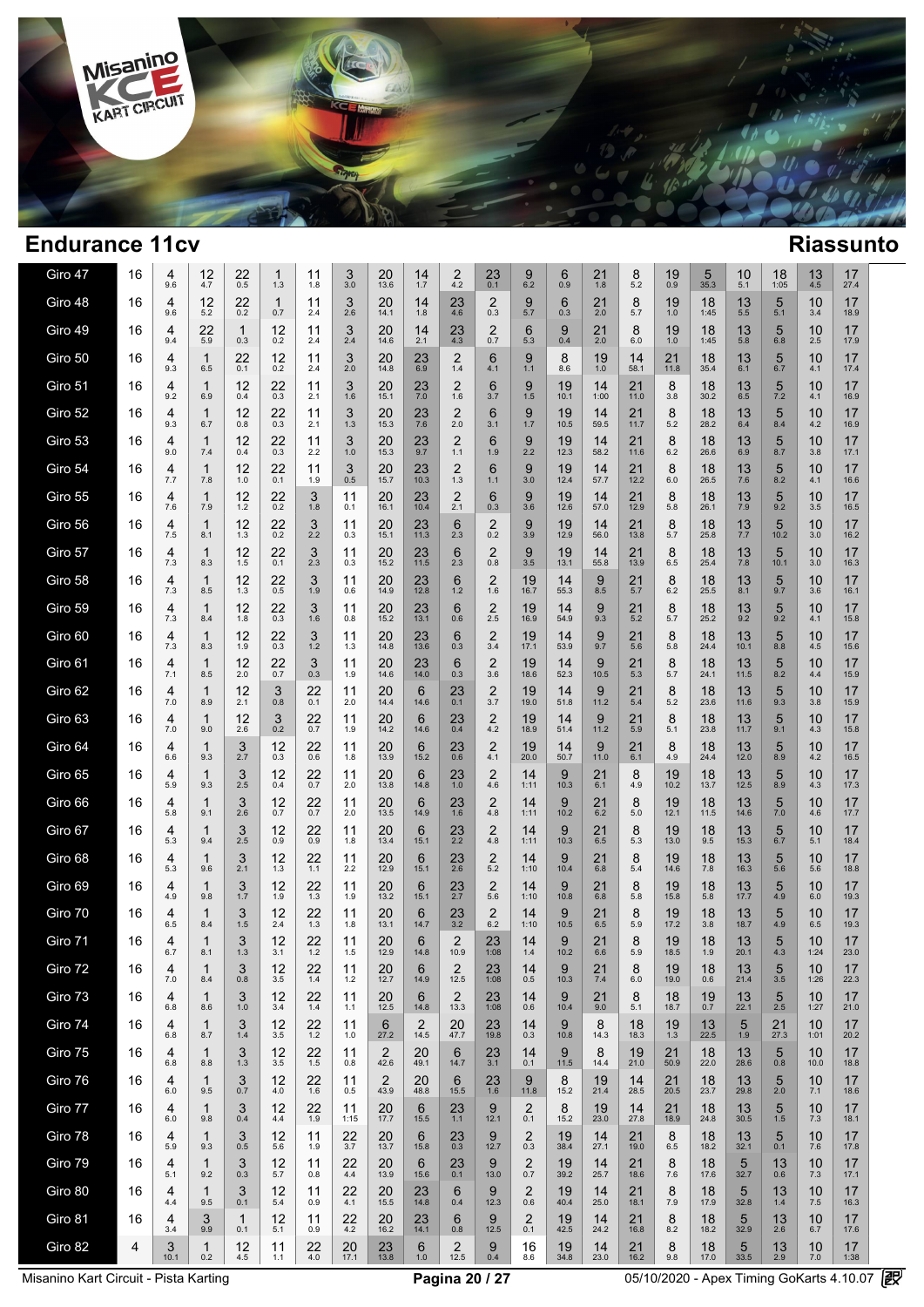## Endurance 11cv

## Riassunto

| Giro | N | | | | | | | | | | | | | | | | | | | | |
|---|---|---|---|---|---|---|---|---|---|---|---|---|---|---|---|---|---|---|---|---|---|
| Giro 47 | 16 | 4 9.6 | 12 4.7 | 22 0.5 | 1 1.3 | 11 1.8 | 3 3.0 | 20 13.6 | 14 1.7 | 2 4.2 | 23 0.1 | 9 6.2 | 6 0.9 | 21 1.8 | 8 5.2 | 19 0.9 | 5 35.3 | 10 5.1 | 18 1:05 | 13 4.5 | 17 27.4 |
| Giro 48 | 16 | 4 9.6 | 12 5.2 | 22 0.2 | 1 0.7 | 11 2.4 | 3 2.6 | 20 14.1 | 14 1.8 | 23 4.6 | 2 0.3 | 9 5.7 | 6 0.3 | 21 2.0 | 8 5.7 | 19 1.0 | 18 1:45 | 13 5.5 | 5 5.1 | 10 3.4 | 17 18.9 |
| Giro 49 | 16 | 4 9.4 | 22 5.9 | 1 0.3 | 12 0.2 | 11 2.4 | 3 2.4 | 20 14.6 | 14 2.1 | 23 4.3 | 2 0.7 | 6 5.3 | 9 0.4 | 21 2.0 | 8 6.0 | 19 1.0 | 18 1:45 | 13 5.8 | 5 6.8 | 10 2.5 | 17 17.9 |
| Giro 50 | 16 | 4 9.3 | 1 6.5 | 22 0.1 | 12 0.2 | 11 2.4 | 3 2.0 | 20 14.8 | 23 6.9 | 2 1.4 | 6 4.1 | 9 1.1 | 8 8.6 | 19 1.0 | 14 58.1 | 21 11.8 | 18 35.4 | 13 6.1 | 5 6.7 | 10 4.1 | 17 17.4 |
| Giro 51 | 16 | 4 9.2 | 1 6.9 | 12 0.4 | 22 0.3 | 11 2.1 | 3 1.6 | 20 15.1 | 23 7.0 | 2 1.6 | 6 3.7 | 9 1.5 | 19 10.1 | 14 1:00 | 21 11.0 | 8 3.8 | 18 30.2 | 13 6.5 | 5 7.2 | 10 4.1 | 17 16.9 |
| Giro 52 | 16 | 4 9.3 | 1 6.7 | 12 0.8 | 22 0.3 | 11 2.1 | 3 1.3 | 20 15.3 | 23 7.6 | 2 2.0 | 6 3.1 | 9 1.7 | 19 10.5 | 14 59.5 | 21 11.7 | 8 5.2 | 18 28.2 | 13 6.4 | 5 8.4 | 10 4.2 | 17 16.9 |
| Giro 53 | 16 | 4 9.0 | 1 7.4 | 12 0.4 | 22 0.3 | 11 2.2 | 3 1.0 | 20 15.3 | 23 9.7 | 2 1.1 | 6 1.9 | 9 2.2 | 19 12.3 | 14 58.2 | 21 11.6 | 8 6.2 | 18 26.6 | 13 6.9 | 5 8.7 | 10 3.8 | 17 17.1 |
| Giro 54 | 16 | 4 7.7 | 1 7.8 | 12 1.0 | 22 0.1 | 11 1.9 | 3 0.5 | 20 15.7 | 23 10.3 | 2 1.3 | 6 1.1 | 9 3.0 | 19 12.4 | 14 57.7 | 21 12.2 | 8 6.0 | 18 26.5 | 13 7.6 | 5 8.2 | 10 4.1 | 17 16.6 |
| Giro 55 | 16 | 4 7.6 | 1 7.9 | 12 1.2 | 22 0.2 | 3 1.8 | 11 0.1 | 20 16.1 | 23 10.4 | 2 2.1 | 6 0.3 | 9 3.6 | 19 12.6 | 14 57.0 | 21 12.9 | 8 5.8 | 18 26.1 | 13 7.9 | 5 9.2 | 10 3.5 | 17 16.5 |
| Giro 56 | 16 | 4 7.5 | 1 8.1 | 12 1.3 | 22 0.2 | 3 2.2 | 11 0.3 | 20 15.1 | 23 11.3 | 6 2.3 | 2 0.2 | 9 3.9 | 19 12.9 | 14 56.0 | 21 13.8 | 8 5.7 | 18 25.8 | 13 7.7 | 5 10.2 | 10 3.0 | 17 16.2 |
| Giro 57 | 16 | 4 7.3 | 1 8.3 | 12 1.5 | 22 0.1 | 3 2.3 | 11 0.3 | 20 15.2 | 23 11.5 | 6 2.3 | 2 0.8 | 9 3.5 | 19 13.1 | 14 55.8 | 21 13.9 | 8 6.5 | 18 25.4 | 13 7.8 | 5 10.1 | 10 3.0 | 17 16.3 |
| Giro 58 | 16 | 4 7.3 | 1 8.5 | 12 1.3 | 22 0.5 | 3 1.9 | 11 0.6 | 20 14.9 | 23 12.8 | 6 1.2 | 2 1.6 | 19 16.7 | 14 55.3 | 9 8.5 | 21 5.7 | 8 6.2 | 18 25.5 | 13 8.1 | 5 9.7 | 10 3.6 | 17 16.1 |
| Giro 59 | 16 | 4 7.3 | 1 8.4 | 12 1.8 | 22 0.3 | 3 1.6 | 11 0.8 | 20 15.2 | 23 13.1 | 6 0.6 | 2 2.5 | 19 16.9 | 14 54.9 | 9 9.3 | 21 5.2 | 8 5.7 | 18 25.2 | 13 9.2 | 5 9.2 | 10 4.1 | 17 15.8 |
| Giro 60 | 16 | 4 7.3 | 1 8.3 | 12 1.9 | 22 0.3 | 3 1.2 | 11 1.3 | 20 14.8 | 23 13.6 | 6 0.3 | 2 3.4 | 19 17.1 | 14 53.9 | 9 9.7 | 21 5.6 | 8 5.8 | 18 24.4 | 13 10.1 | 5 8.8 | 10 4.5 | 17 15.6 |
| Giro 61 | 16 | 4 7.1 | 1 8.5 | 12 2.0 | 22 0.7 | 3 0.3 | 11 1.9 | 20 14.6 | 23 14.0 | 6 0.3 | 2 3.6 | 19 18.6 | 14 52.3 | 9 10.5 | 21 5.3 | 8 5.7 | 18 24.1 | 13 11.5 | 5 8.2 | 10 4.4 | 17 15.9 |
| Giro 62 | 16 | 4 7.0 | 1 8.9 | 12 2.1 | 3 0.8 | 22 0.1 | 11 2.0 | 20 14.4 | 6 14.6 | 23 0.1 | 2 3.7 | 19 19.0 | 14 51.8 | 9 11.2 | 21 5.4 | 8 5.2 | 18 23.6 | 13 11.6 | 5 9.3 | 10 3.8 | 17 15.9 |
| Giro 63 | 16 | 4 7.0 | 1 9.0 | 12 2.6 | 3 0.2 | 22 0.7 | 11 1.9 | 20 14.2 | 6 14.6 | 23 0.4 | 2 4.2 | 19 18.9 | 14 51.4 | 9 11.2 | 21 5.9 | 8 5.1 | 18 23.8 | 13 11.7 | 5 9.1 | 10 4.3 | 17 15.8 |
| Giro 64 | 16 | 4 6.6 | 1 9.3 | 3 2.7 | 12 0.3 | 22 0.6 | 11 1.8 | 20 13.9 | 6 15.2 | 23 0.6 | 2 4.1 | 19 20.0 | 14 50.7 | 9 11.0 | 21 6.1 | 8 4.9 | 18 24.4 | 13 12.0 | 5 8.9 | 10 4.2 | 17 16.5 |
| Giro 65 | 16 | 4 5.9 | 1 9.3 | 3 2.5 | 12 0.4 | 22 0.7 | 11 2.0 | 20 13.8 | 6 14.8 | 23 1.0 | 2 4.6 | 14 1:11 | 9 10.3 | 21 6.1 | 8 4.9 | 19 10.2 | 18 13.7 | 13 12.5 | 5 8.9 | 10 4.3 | 17 17.3 |
| Giro 66 | 16 | 4 5.8 | 1 9.1 | 3 2.6 | 12 0.7 | 22 0.7 | 11 2.0 | 20 13.5 | 6 14.9 | 23 1.6 | 2 4.8 | 14 1:11 | 9 10.2 | 21 6.2 | 8 5.0 | 19 12.1 | 18 11.5 | 13 14.6 | 5 7.0 | 10 4.6 | 17 17.7 |
| Giro 67 | 16 | 4 5.3 | 1 9.4 | 3 2.5 | 12 0.9 | 22 0.9 | 11 1.8 | 20 13.4 | 6 15.1 | 23 2.2 | 2 4.8 | 14 1:11 | 9 10.3 | 21 6.5 | 8 5.3 | 19 13.0 | 18 9.5 | 13 15.3 | 5 6.7 | 10 5.1 | 17 18.4 |
| Giro 68 | 16 | 4 5.3 | 1 9.6 | 3 2.1 | 12 1.3 | 22 1.1 | 11 2.2 | 20 12.9 | 6 15.1 | 23 2.6 | 2 5.2 | 14 1:10 | 9 10.4 | 21 6.8 | 8 5.4 | 19 14.6 | 18 7.8 | 13 16.3 | 5 5.6 | 10 5.6 | 17 18.8 |
| Giro 69 | 16 | 4 4.9 | 1 9.8 | 3 1.7 | 12 1.9 | 22 1.3 | 11 1.9 | 20 13.2 | 6 15.1 | 23 2.7 | 2 5.6 | 14 1:10 | 9 10.8 | 21 6.8 | 8 5.8 | 19 15.8 | 18 5.8 | 13 17.7 | 5 4.9 | 10 6.0 | 17 19.3 |
| Giro 70 | 16 | 4 6.5 | 1 8.4 | 3 1.5 | 12 2.4 | 22 1.3 | 11 1.8 | 20 13.1 | 6 14.7 | 23 3.2 | 2 6.2 | 14 1:10 | 9 10.5 | 21 6.5 | 8 5.9 | 19 17.2 | 18 3.8 | 13 18.7 | 5 4.9 | 10 6.5 | 17 19.3 |
| Giro 71 | 16 | 4 6.7 | 1 8.1 | 3 1.3 | 12 3.1 | 22 1.2 | 11 1.5 | 20 12.9 | 6 14.8 | 2 10.9 | 23 1:08 | 14 1.4 | 9 10.2 | 21 6.6 | 8 5.9 | 19 18.5 | 18 1.9 | 13 20.1 | 5 4.3 | 10 1:24 | 17 23.0 |
| Giro 72 | 16 | 4 7.0 | 1 8.4 | 3 0.8 | 12 3.5 | 22 1.4 | 11 1.2 | 20 12.7 | 6 14.9 | 2 12.5 | 23 1:08 | 14 0.5 | 9 10.3 | 21 7.4 | 8 6.0 | 19 19.0 | 18 0.6 | 13 21.4 | 5 3.5 | 10 1:26 | 17 22.3 |
| Giro 73 | 16 | 4 6.8 | 1 8.6 | 3 1.0 | 12 3.4 | 22 1.4 | 11 1.1 | 20 12.5 | 6 14.8 | 2 13.3 | 23 1:08 | 14 0.6 | 9 10.4 | 21 9.0 | 8 5.1 | 18 18.7 | 19 0.7 | 13 22.1 | 5 2.5 | 10 1:27 | 17 21.0 |
| Giro 74 | 16 | 4 6.8 | 1 8.7 | 3 1.4 | 12 3.5 | 22 1.2 | 11 1.0 | 6 27.2 | 2 14.5 | 20 47.7 | 23 19.8 | 14 0.3 | 9 10.8 | 8 14.3 | 18 18.3 | 19 1.3 | 13 22.5 | 5 1.9 | 21 27.3 | 10 1:01 | 17 20.2 |
| Giro 75 | 16 | 4 6.8 | 1 8.8 | 3 1.3 | 12 3.5 | 22 1.5 | 11 0.8 | 2 42.6 | 20 49.1 | 6 14.7 | 23 3.1 | 14 0.1 | 9 11.5 | 8 14.4 | 19 21.0 | 21 50.9 | 18 22.0 | 13 28.6 | 5 0.8 | 10 10.0 | 17 18.8 |
| Giro 76 | 16 | 4 6.0 | 1 9.5 | 3 0.7 | 12 4.0 | 22 1.6 | 11 0.5 | 2 43.9 | 20 48.8 | 6 15.5 | 23 1.6 | 9 11.8 | 8 15.2 | 19 21.4 | 14 28.5 | 21 20.5 | 18 23.7 | 13 29.8 | 5 2.0 | 10 7.1 | 17 18.6 |
| Giro 77 | 16 | 4 6.0 | 1 9.8 | 3 0.4 | 12 4.4 | 22 1.9 | 11 1:15 | 20 17.7 | 6 15.5 | 23 1.6 | 9 12.1 | 2 0.1 | 8 15.2 | 19 23.0 | 14 27.8 | 21 18.9 | 18 24.8 | 13 30.5 | 5 1.5 | 10 7.3 | 17 18.1 |
| Giro 78 | 16 | 4 5.9 | 1 9.3 | 3 0.5 | 12 5.6 | 11 1.9 | 22 3.7 | 20 13.7 | 6 15.8 | 23 0.3 | 9 12.7 | 2 0.3 | 19 38.4 | 14 27.1 | 21 19.0 | 8 6.5 | 18 18.2 | 13 32.1 | 5 0.1 | 10 7.6 | 17 17.8 |
| Giro 79 | 16 | 4 5.1 | 1 9.2 | 3 0.3 | 12 5.7 | 11 0.8 | 22 4.4 | 20 13.9 | 6 15.6 | 23 0.1 | 9 13.0 | 2 0.7 | 19 39.2 | 14 25.7 | 21 18.6 | 8 7.6 | 18 17.6 | 5 32.7 | 13 0.6 | 10 7.3 | 17 17.1 |
| Giro 80 | 16 | 4 4.4 | 1 9.5 | 3 0.1 | 12 5.4 | 11 0.9 | 22 4.1 | 20 15.5 | 23 14.8 | 6 0.4 | 9 12.3 | 2 0.6 | 19 40.4 | 14 25.0 | 21 18.1 | 8 7.9 | 18 17.9 | 5 32.8 | 13 1.4 | 10 7.5 | 17 16.3 |
| Giro 81 | 16 | 4 3.4 | 3 9.9 | 1 0.1 | 12 5.1 | 11 0.9 | 22 4.2 | 20 16.2 | 23 14.1 | 6 0.8 | 9 12.5 | 2 0.1 | 19 42.5 | 14 24.2 | 21 16.8 | 8 8.2 | 18 18.2 | 5 32.9 | 13 2.6 | 10 6.7 | 17 17.6 |
| Giro 82 | 4 | 3 10.1 | 1 0.2 | 12 4.5 | 11 1.1 | 22 4.0 | 20 17.1 | 23 13.8 | 6 1.0 | 2 12.5 | 9 0.4 | 16 8.6 | 19 34.8 | 14 23.0 | 21 16.2 | 8 9.8 | 18 17.0 | 5 33.5 | 13 2.9 | 10 7.0 | 17 1:38 |

Misanino Kart Circuit - Pista Karting 05/10/2020 - Apex Timing GoKarts 4.10.07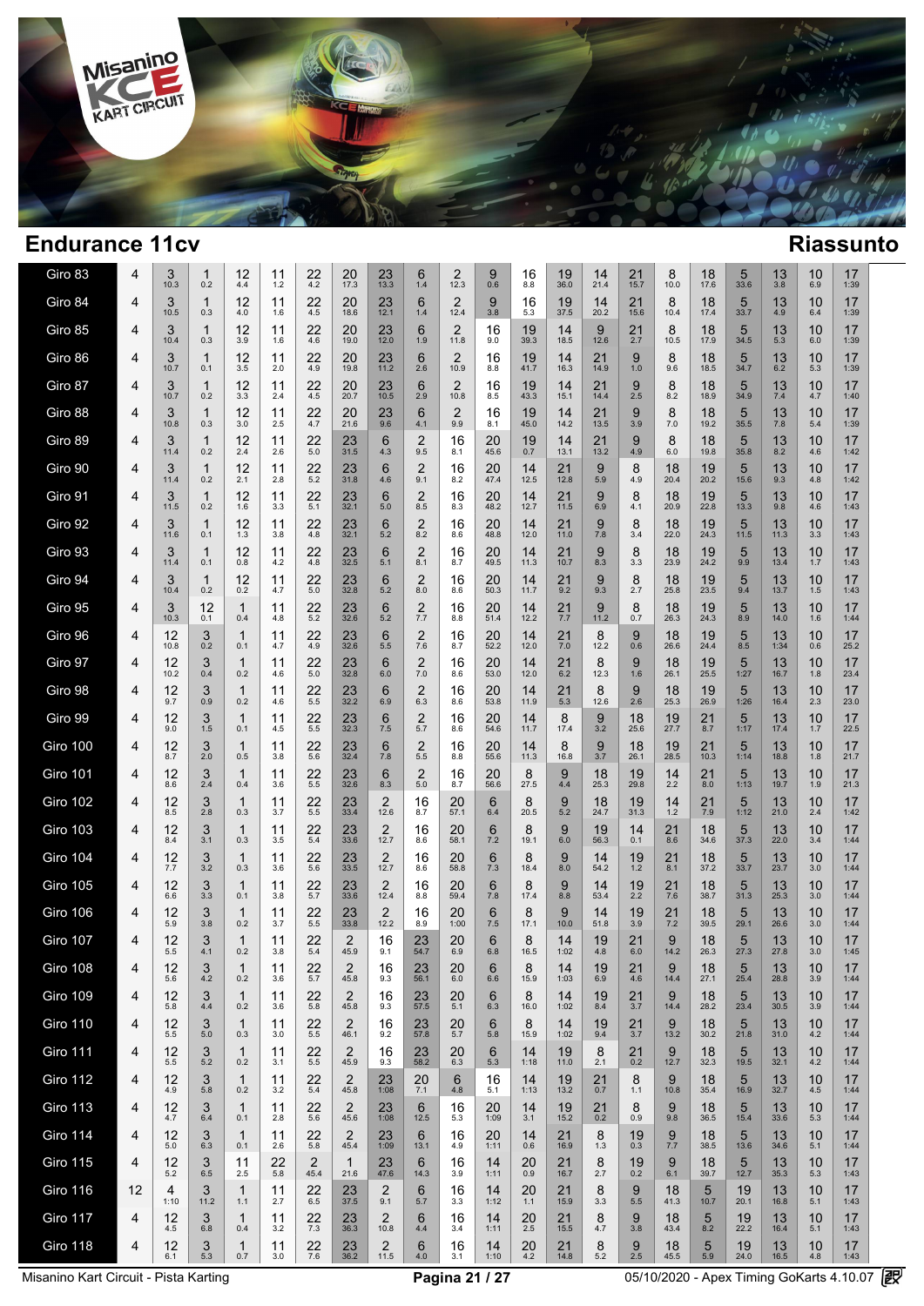# Endurance 11cv

## Riassunto

| Giro | | | | | | | | | | | | | | | | | | | | | |
|---|---|---|---|---|---|---|---|---|---|---|---|---|---|---|---|---|---|---|---|---|---|
| Giro 83 | 4 | 3 10.3 | 1 0.2 | 12 4.4 | 11 1.2 | 22 4.2 | 20 17.3 | 23 13.3 | 6 1.4 | 2 12.3 | 9 0.6 | 16 8.8 | 19 36.0 | 14 21.4 | 21 15.7 | 8 10.0 | 18 17.6 | 5 33.6 | 13 3.8 | 10 6.9 | 17 1:39 |
| Giro 84 | 4 | 3 10.5 | 1 0.3 | 12 4.0 | 11 1.6 | 22 4.5 | 20 18.6 | 23 12.1 | 6 1.4 | 2 12.4 | 9 3.8 | 16 5.3 | 19 37.5 | 14 20.2 | 21 15.6 | 8 10.4 | 18 17.4 | 5 33.7 | 13 4.9 | 10 6.4 | 17 1:39 |
| Giro 85 | 4 | 3 10.4 | 1 0.3 | 12 3.9 | 11 1.6 | 22 4.6 | 20 19.0 | 23 12.0 | 6 1.9 | 2 11.8 | 16 9.0 | 19 39.3 | 14 18.5 | 9 12.6 | 21 2.7 | 8 10.5 | 18 17.9 | 5 34.5 | 13 5.3 | 10 6.0 | 17 1:39 |
| Giro 86 | 4 | 3 10.7 | 1 0.1 | 12 3.5 | 11 2.0 | 22 4.9 | 20 19.8 | 23 11.2 | 6 2.6 | 2 10.9 | 16 8.8 | 19 41.7 | 14 16.3 | 21 14.9 | 9 1.0 | 8 9.6 | 18 18.5 | 5 34.7 | 13 6.2 | 10 5.3 | 17 1:39 |
| Giro 87 | 4 | 3 10.7 | 1 0.2 | 12 3.3 | 11 2.4 | 22 4.5 | 20 20.7 | 23 10.5 | 6 2.9 | 2 10.8 | 16 8.5 | 19 43.3 | 14 15.1 | 21 14.4 | 9 2.5 | 8 8.2 | 18 18.9 | 5 34.9 | 13 7.4 | 10 4.7 | 17 1:40 |
| Giro 88 | 4 | 3 10.8 | 1 0.3 | 12 3.0 | 11 2.5 | 22 4.7 | 20 21.6 | 23 9.6 | 6 4.1 | 2 9.9 | 16 8.1 | 19 45.0 | 14 14.2 | 21 13.5 | 9 3.9 | 8 7.0 | 18 19.2 | 5 35.5 | 13 7.8 | 10 5.4 | 17 1:39 |
| Giro 89 | 4 | 3 11.4 | 1 0.2 | 12 2.4 | 11 2.6 | 22 5.0 | 23 31.5 | 6 4.3 | 2 9.5 | 16 8.1 | 20 45.6 | 19 0.7 | 14 13.1 | 21 13.2 | 9 4.9 | 8 6.0 | 18 19.8 | 5 35.8 | 13 8.2 | 10 4.6 | 17 1:42 |
| Giro 90 | 4 | 3 11.4 | 1 0.2 | 12 2.1 | 11 2.8 | 22 5.2 | 23 31.8 | 6 4.6 | 2 9.1 | 16 8.2 | 20 47.4 | 14 12.5 | 21 12.8 | 9 5.9 | 8 4.9 | 18 20.4 | 19 20.2 | 5 15.6 | 13 9.3 | 10 4.8 | 17 1:42 |
| Giro 91 | 4 | 3 11.5 | 1 0.2 | 12 1.6 | 11 3.3 | 22 5.1 | 23 32.1 | 6 5.0 | 2 8.5 | 16 8.3 | 20 48.2 | 14 12.7 | 21 11.5 | 9 6.9 | 8 4.1 | 18 20.9 | 19 22.8 | 5 13.3 | 13 9.8 | 10 4.6 | 17 1:43 |
| Giro 92 | 4 | 3 11.6 | 1 0.1 | 12 1.3 | 11 3.8 | 22 4.8 | 23 32.1 | 6 5.2 | 2 8.2 | 16 8.6 | 20 48.8 | 14 12.0 | 21 11.0 | 9 7.8 | 8 3.4 | 18 22.0 | 19 24.3 | 5 11.5 | 13 11.3 | 10 3.3 | 17 1:43 |
| Giro 93 | 4 | 3 11.4 | 1 0.1 | 12 0.8 | 11 4.2 | 22 4.8 | 23 32.5 | 6 5.1 | 2 8.1 | 16 8.7 | 20 49.5 | 14 11.3 | 21 10.7 | 9 8.3 | 8 3.3 | 18 23.9 | 19 24.2 | 5 9.9 | 13 13.4 | 10 1.7 | 17 1:43 |
| Giro 94 | 4 | 3 10.4 | 1 0.2 | 12 0.2 | 11 4.7 | 22 5.0 | 23 32.8 | 6 5.2 | 2 8.0 | 16 8.6 | 20 50.3 | 14 11.7 | 21 9.2 | 9 9.3 | 8 2.7 | 18 25.8 | 19 23.5 | 5 9.4 | 13 13.7 | 10 1.5 | 17 1:43 |
| Giro 95 | 4 | 3 10.3 | 12 0.1 | 1 0.4 | 11 4.8 | 22 5.2 | 23 32.6 | 6 5.2 | 2 7.7 | 16 8.8 | 20 51.4 | 14 12.2 | 21 7.7 | 9 11.2 | 8 0.7 | 18 26.3 | 19 24.3 | 5 8.9 | 13 14.0 | 10 1.6 | 17 1:44 |
| Giro 96 | 4 | 12 10.8 | 3 0.2 | 1 0.1 | 11 4.7 | 22 4.9 | 23 32.6 | 6 5.5 | 2 7.6 | 16 8.7 | 20 52.2 | 14 12.0 | 21 7.0 | 8 12.2 | 9 0.6 | 18 26.6 | 19 24.4 | 5 8.5 | 13 1:34 | 10 0.6 | 17 25.2 |
| Giro 97 | 4 | 12 10.2 | 3 0.4 | 1 0.2 | 11 4.6 | 22 5.0 | 23 32.8 | 6 6.0 | 2 7.0 | 16 8.6 | 20 53.0 | 14 12.0 | 21 6.2 | 8 12.3 | 9 1.6 | 18 26.1 | 19 25.5 | 5 1:27 | 13 16.7 | 10 1.8 | 17 23.4 |
| Giro 98 | 4 | 12 9.7 | 3 0.9 | 1 0.2 | 11 4.6 | 22 5.5 | 23 32.2 | 6 6.9 | 2 6.3 | 16 8.6 | 20 53.8 | 14 11.9 | 21 5.3 | 8 12.6 | 9 2.6 | 18 25.3 | 19 26.9 | 5 1:26 | 13 16.4 | 10 2.3 | 17 23.0 |
| Giro 99 | 4 | 12 9.0 | 3 1.5 | 1 0.1 | 11 4.5 | 22 5.5 | 23 32.3 | 6 7.5 | 2 5.7 | 16 8.6 | 20 54.6 | 14 11.7 | 8 17.4 | 9 3.2 | 18 25.6 | 19 27.7 | 21 8.7 | 5 1:17 | 13 17.4 | 10 1.7 | 17 22.5 |
| Giro 100 | 4 | 12 8.7 | 3 2.0 | 1 0.5 | 11 3.8 | 22 5.6 | 23 32.4 | 6 7.8 | 2 5.5 | 16 8.8 | 20 55.6 | 14 11.3 | 8 16.8 | 9 3.7 | 18 26.1 | 19 28.5 | 21 10.3 | 5 1:14 | 13 18.8 | 10 1.8 | 17 21.7 |
| Giro 101 | 4 | 12 8.6 | 3 2.4 | 1 0.4 | 11 3.6 | 22 5.5 | 23 32.6 | 6 8.3 | 2 5.0 | 16 8.7 | 20 56.6 | 8 27.5 | 9 4.4 | 18 25.3 | 19 29.8 | 14 2.2 | 21 8.0 | 5 1:13 | 13 19.7 | 10 1.9 | 17 21.3 |
| Giro 102 | 4 | 12 8.5 | 3 2.8 | 1 0.3 | 11 3.7 | 22 5.5 | 23 33.4 | 2 12.6 | 16 8.7 | 20 57.1 | 6 6.4 | 8 20.5 | 9 5.2 | 18 24.7 | 19 31.3 | 14 1.2 | 21 7.9 | 5 1:12 | 13 21.0 | 10 2.4 | 17 1:42 |
| Giro 103 | 4 | 12 8.4 | 3 3.1 | 1 0.3 | 11 3.5 | 22 5.4 | 23 33.6 | 2 12.7 | 16 8.6 | 20 58.1 | 6 7.2 | 8 19.1 | 9 6.0 | 19 56.3 | 14 0.1 | 21 8.6 | 18 34.6 | 5 37.3 | 13 22.0 | 10 3.4 | 17 1:44 |
| Giro 104 | 4 | 12 7.7 | 3 3.2 | 1 0.3 | 11 3.6 | 22 5.6 | 23 33.5 | 2 12.7 | 16 8.6 | 20 58.8 | 6 7.3 | 8 18.4 | 9 8.0 | 14 54.2 | 19 1.2 | 21 8.1 | 18 37.2 | 5 33.7 | 13 23.7 | 10 3.0 | 17 1:44 |
| Giro 105 | 4 | 12 6.6 | 3 3.3 | 1 0.1 | 11 3.8 | 22 5.7 | 23 33.6 | 2 12.4 | 16 8.8 | 20 59.4 | 6 7.8 | 8 17.4 | 9 8.8 | 14 53.4 | 19 2.2 | 21 7.6 | 18 38.7 | 5 31.3 | 13 25.3 | 10 3.0 | 17 1:44 |
| Giro 106 | 4 | 12 5.9 | 3 3.8 | 1 0.2 | 11 3.7 | 22 5.5 | 23 33.8 | 2 12.2 | 16 8.9 | 20 1:00 | 6 7.5 | 8 17.1 | 9 10.0 | 14 51.8 | 19 3.9 | 21 7.2 | 18 39.5 | 5 29.1 | 13 26.6 | 10 3.0 | 17 1:44 |
| Giro 107 | 4 | 12 5.5 | 3 4.1 | 1 0.2 | 11 3.8 | 22 5.4 | 2 45.9 | 16 9.1 | 23 54.7 | 20 6.9 | 6 6.8 | 8 16.5 | 14 1:02 | 19 4.8 | 21 6.0 | 9 14.2 | 18 26.3 | 5 27.3 | 13 27.8 | 10 3.0 | 17 1:45 |
| Giro 108 | 4 | 12 5.6 | 3 4.2 | 1 0.2 | 11 3.6 | 22 5.7 | 2 45.8 | 16 9.3 | 23 56.1 | 20 6.0 | 6 6.6 | 8 15.9 | 14 1:03 | 19 6.9 | 21 4.6 | 9 14.4 | 18 27.1 | 5 25.4 | 13 28.8 | 10 3.9 | 17 1:44 |
| Giro 109 | 4 | 12 5.8 | 3 4.4 | 1 0.2 | 11 3.6 | 22 5.8 | 2 45.8 | 16 9.3 | 23 57.5 | 20 5.1 | 6 6.3 | 8 16.0 | 14 1:02 | 19 8.4 | 21 3.7 | 9 14.4 | 18 28.2 | 5 23.4 | 13 30.5 | 10 3.9 | 17 1:44 |
| Giro 110 | 4 | 12 5.5 | 3 5.0 | 1 0.3 | 11 3.0 | 22 5.5 | 2 46.1 | 16 9.2 | 23 57.8 | 20 5.7 | 6 5.8 | 8 15.9 | 14 1:02 | 19 9.4 | 21 3.7 | 9 13.2 | 18 30.2 | 5 21.8 | 13 31.0 | 10 4.2 | 17 1:44 |
| Giro 111 | 4 | 12 5.5 | 3 5.2 | 1 0.2 | 11 3.1 | 22 5.5 | 2 45.9 | 16 9.3 | 23 58.2 | 20 6.3 | 6 5.3 | 14 1:18 | 19 11.0 | 8 2.1 | 21 0.2 | 9 12.7 | 18 32.3 | 5 19.5 | 13 32.1 | 10 4.2 | 17 1:44 |
| Giro 112 | 4 | 12 4.9 | 3 5.8 | 1 0.2 | 11 3.2 | 22 5.4 | 2 45.8 | 23 1:08 | 20 7.1 | 6 4.8 | 16 5.1 | 14 1:13 | 19 13.2 | 21 0.7 | 8 1.1 | 9 10.8 | 18 35.4 | 5 16.9 | 13 32.7 | 10 4.5 | 17 1:44 |
| Giro 113 | 4 | 12 4.7 | 3 6.4 | 1 0.1 | 11 2.8 | 22 5.6 | 2 45.6 | 23 1:08 | 6 12.5 | 16 5.3 | 20 1:09 | 14 3.1 | 19 15.2 | 21 0.2 | 8 0.9 | 9 9.8 | 18 36.5 | 5 15.4 | 13 33.6 | 10 5.3 | 17 1:44 |
| Giro 114 | 4 | 12 5.0 | 3 6.3 | 1 0.1 | 11 2.6 | 22 5.8 | 2 45.4 | 23 1:09 | 6 13.1 | 16 4.9 | 20 1:11 | 14 0.6 | 21 16.9 | 8 1.3 | 19 0.3 | 9 7.7 | 18 38.5 | 5 13.6 | 13 34.6 | 10 5.1 | 17 1:44 |
| Giro 115 | 4 | 12 5.2 | 3 6.5 | 11 2.5 | 22 5.8 | 2 45.4 | 1 21.6 | 23 47.6 | 6 14.3 | 16 3.9 | 14 1:11 | 20 0.9 | 21 16.7 | 8 2.7 | 19 0.2 | 9 6.1 | 18 39.7 | 5 12.7 | 13 35.3 | 10 5.3 | 17 1:43 |
| Giro 116 | 12 | 4 1:10 | 3 11.2 | 1 1.1 | 11 2.7 | 22 6.5 | 23 37.5 | 2 9.1 | 6 5.7 | 16 3.3 | 14 1:12 | 20 1.1 | 21 15.9 | 8 3.3 | 9 5.5 | 18 41.3 | 5 10.7 | 19 20.1 | 13 16.8 | 10 5.1 | 17 1:43 |
| Giro 117 | 4 | 12 4.5 | 3 6.8 | 1 0.4 | 11 3.2 | 22 7.3 | 23 36.3 | 2 10.8 | 6 4.4 | 16 3.4 | 14 1:11 | 20 2.5 | 21 15.5 | 8 4.7 | 9 3.8 | 18 43.4 | 5 8.2 | 19 22.2 | 13 16.4 | 10 5.1 | 17 1:43 |
| Giro 118 | 4 | 12 6.1 | 3 5.3 | 1 0.7 | 11 3.0 | 22 7.6 | 23 36.2 | 2 11.5 | 6 4.0 | 16 3.1 | 14 1:10 | 20 4.2 | 21 14.8 | 8 5.2 | 9 2.5 | 18 45.5 | 5 5.9 | 19 24.0 | 13 16.5 | 10 4.8 | 17 1:43 |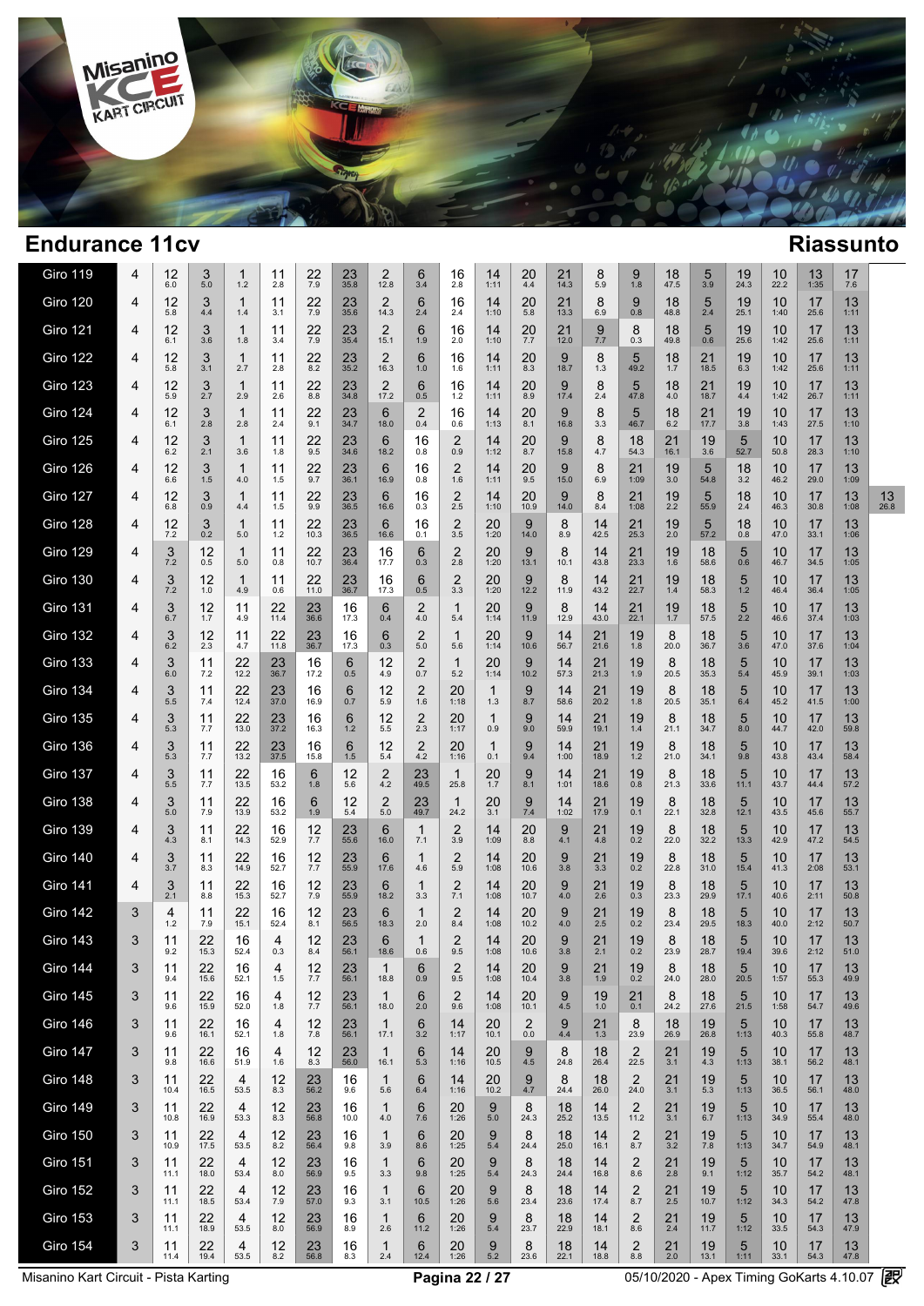## Endurance 11cv

## Riassunto

| Giro | | | | | | | | | | | | | | | | | | | | | | | | |
|---|---|---|---|---|---|---|---|---|---|---|---|---|---|---|---|---|---|---|---|---|---|---|---|---|
| Giro 119 | 4 | 12 6.0 | 3 5.0 | 1 1.2 | 11 2.8 | 22 7.9 | 23 35.8 | 2 12.8 | 6 3.4 | 16 2.8 | 14 1:11 | 20 4.4 | 21 14.3 | 8 5.9 | 9 1.8 | 18 47.5 | 5 3.9 | 19 24.3 | 10 22.2 | 13 1:35 | 17 7.6 | |
| Giro 120 | 4 | 12 5.8 | 3 4.4 | 1 1.4 | 11 3.1 | 22 7.9 | 23 35.6 | 2 14.3 | 6 2.4 | 16 2.4 | 14 1:10 | 20 5.8 | 21 13.3 | 8 6.9 | 9 0.8 | 18 48.8 | 5 2.4 | 19 25.1 | 10 1:40 | 17 25.6 | 13 1:11 | |
| Giro 121 | 4 | 12 6.1 | 3 3.6 | 1 1.8 | 11 3.4 | 22 7.9 | 23 35.4 | 2 15.1 | 6 1.9 | 16 2.0 | 14 1:10 | 20 7.7 | 21 12.0 | 9 7.7 | 8 0.3 | 18 49.8 | 5 0.6 | 19 25.6 | 10 1:42 | 17 25.6 | 13 1:11 | |
| Giro 122 | 4 | 12 5.8 | 3 3.1 | 1 2.7 | 11 2.8 | 22 8.2 | 23 35.2 | 2 16.3 | 6 1.0 | 16 1.6 | 14 1:11 | 20 8.3 | 9 18.7 | 8 1.3 | 5 49.2 | 18 1.7 | 21 18.5 | 19 6.3 | 10 1:42 | 17 25.6 | 13 1:11 | |
| Giro 123 | 4 | 12 5.9 | 3 2.7 | 1 2.9 | 11 2.6 | 22 8.8 | 23 34.8 | 2 17.2 | 6 0.5 | 16 1.2 | 14 1:11 | 20 8.9 | 9 17.4 | 8 2.4 | 5 47.8 | 18 4.0 | 21 18.7 | 19 4.4 | 10 1:42 | 17 26.7 | 13 1:11 | |
| Giro 124 | 4 | 12 6.1 | 3 2.8 | 1 2.8 | 11 2.4 | 22 9.1 | 23 34.7 | 6 18.0 | 2 0.4 | 16 0.6 | 14 1:13 | 20 8.1 | 9 16.8 | 8 3.3 | 5 46.7 | 18 6.2 | 21 17.7 | 19 3.8 | 10 1:43 | 17 27.5 | 13 1:10 | |
| Giro 125 | 4 | 12 6.2 | 3 2.1 | 1 3.6 | 11 1.8 | 22 9.5 | 23 34.6 | 6 18.2 | 16 0.8 | 2 0.9 | 14 1:12 | 20 8.7 | 9 15.8 | 8 4.7 | 18 54.3 | 21 16.1 | 19 3.6 | 5 52.7 | 10 50.8 | 17 28.3 | 13 1:10 | |
| Giro 126 | 4 | 12 6.6 | 3 1.5 | 1 4.0 | 11 1.5 | 22 9.7 | 23 36.1 | 6 16.9 | 16 0.8 | 2 1.6 | 14 1:11 | 20 9.5 | 9 15.0 | 8 6.9 | 21 1:09 | 19 3.0 | 5 54.8 | 18 3.2 | 10 46.2 | 17 29.0 | 13 1:09 | |
| Giro 127 | 4 | 12 6.8 | 3 0.9 | 1 4.4 | 11 1.5 | 22 9.9 | 23 36.5 | 6 16.6 | 16 0.3 | 2 2.5 | 14 1:10 | 20 10.9 | 9 14.0 | 8 8.4 | 21 1:08 | 19 2.2 | 5 55.9 | 18 2.4 | 10 46.3 | 17 30.8 | 13 1:08 | 13 26.8 |
| Giro 128 | 4 | 12 7.2 | 3 0.2 | 1 5.0 | 11 1.2 | 22 10.3 | 23 36.5 | 6 16.6 | 16 0.1 | 2 3.5 | 20 1:20 | 9 14.0 | 8 8.9 | 14 42.5 | 21 25.3 | 19 2.0 | 5 57.2 | 18 0.8 | 10 47.0 | 17 33.1 | 13 1:06 | |
| Giro 129 | 4 | 3 7.2 | 12 0.5 | 1 5.0 | 11 0.8 | 22 10.7 | 23 36.4 | 16 17.7 | 6 0.3 | 2 2.8 | 20 1:20 | 9 13.1 | 8 10.1 | 14 43.8 | 21 23.3 | 19 1.6 | 18 58.6 | 5 0.6 | 10 46.7 | 17 34.5 | 13 1:05 | |
| Giro 130 | 4 | 3 7.2 | 12 1.0 | 1 4.9 | 11 0.6 | 22 11.0 | 23 36.7 | 16 17.3 | 6 0.5 | 2 3.3 | 20 1:20 | 9 12.2 | 8 11.9 | 14 43.2 | 21 22.7 | 19 1.4 | 18 58.3 | 5 1.2 | 10 46.4 | 17 36.4 | 13 1:05 | |
| Giro 131 | 4 | 3 6.7 | 12 1.7 | 11 4.9 | 22 11.4 | 23 36.6 | 16 17.3 | 6 0.4 | 2 4.0 | 1 5.4 | 20 1:14 | 9 11.9 | 8 12.9 | 14 43.0 | 21 22.1 | 19 1.7 | 18 57.5 | 5 2.2 | 10 46.6 | 17 37.4 | 13 1:03 | |
| Giro 132 | 4 | 3 6.2 | 12 2.3 | 11 4.7 | 22 11.8 | 23 36.7 | 16 17.3 | 6 0.3 | 2 5.0 | 1 5.6 | 20 1:14 | 9 10.6 | 14 56.7 | 21 21.6 | 19 1.8 | 8 20.0 | 18 36.7 | 5 3.6 | 10 47.0 | 17 37.6 | 13 1:04 | |
| Giro 133 | 4 | 3 6.0 | 11 7.2 | 22 12.2 | 23 36.7 | 16 17.2 | 6 0.5 | 12 4.9 | 2 0.7 | 1 5.2 | 20 1:14 | 9 10.2 | 14 57.3 | 21 21.3 | 19 1.9 | 8 20.5 | 18 35.3 | 5 5.4 | 10 45.9 | 17 39.1 | 13 1:03 | |
| Giro 134 | 4 | 3 5.5 | 11 7.4 | 22 12.4 | 23 37.0 | 16 16.9 | 6 0.7 | 12 5.9 | 2 1.6 | 20 1:18 | 1 1.3 | 9 8.7 | 14 58.6 | 21 20.2 | 19 1.8 | 8 20.5 | 18 35.1 | 5 6.4 | 10 45.2 | 17 41.5 | 13 1:00 | |
| Giro 135 | 4 | 3 5.3 | 11 7.7 | 22 13.0 | 23 37.2 | 16 16.3 | 6 1.2 | 12 5.5 | 2 2.3 | 20 1:17 | 1 0.9 | 9 9.0 | 14 59.9 | 21 19.1 | 19 1.4 | 8 21.1 | 18 34.7 | 5 8.0 | 10 44.7 | 17 42.0 | 13 59.8 | |
| Giro 136 | 4 | 3 5.3 | 11 7.7 | 22 13.2 | 23 37.5 | 16 15.8 | 6 1.5 | 12 5.4 | 2 4.2 | 20 1:16 | 1 0.1 | 9 9.4 | 14 1:00 | 21 18.9 | 19 1.2 | 8 21.0 | 18 34.1 | 5 9.8 | 10 43.8 | 17 43.4 | 13 58.4 | |
| Giro 137 | 4 | 3 5.5 | 11 7.7 | 22 13.5 | 16 53.2 | 6 1.8 | 12 5.6 | 2 4.2 | 23 49.5 | 1 25.8 | 20 1.7 | 9 8.1 | 14 1:01 | 21 18.6 | 19 0.8 | 8 21.3 | 18 33.6 | 5 11.1 | 10 43.7 | 17 44.4 | 13 57.2 | |
| Giro 138 | 4 | 3 5.0 | 11 7.9 | 22 13.9 | 16 53.2 | 6 1.9 | 12 5.4 | 2 5.0 | 23 49.7 | 1 24.2 | 20 3.1 | 9 7.4 | 14 1:02 | 21 17.9 | 19 0.1 | 8 22.1 | 18 32.8 | 5 12.1 | 10 43.5 | 17 45.6 | 13 55.7 | |
| Giro 139 | 4 | 3 4.3 | 11 8.1 | 22 14.3 | 16 52.9 | 12 7.7 | 23 55.6 | 6 16.0 | 1 7.1 | 2 3.9 | 14 1:09 | 20 8.8 | 9 4.1 | 21 4.8 | 19 0.2 | 8 22.0 | 18 32.2 | 5 13.3 | 10 42.9 | 17 47.2 | 13 54.5 | |
| Giro 140 | 4 | 3 3.7 | 11 8.3 | 22 14.9 | 16 52.7 | 12 7.7 | 23 55.9 | 6 17.6 | 1 4.6 | 2 5.9 | 14 1:08 | 20 10.6 | 9 3.8 | 21 3.3 | 19 0.2 | 8 22.8 | 18 31.0 | 5 15.4 | 10 41.3 | 17 2:08 | 13 53.1 | |
| Giro 141 | 4 | 3 2.1 | 11 8.8 | 22 15.3 | 16 52.7 | 12 7.9 | 23 55.9 | 6 18.2 | 1 3.3 | 2 7.1 | 14 1:08 | 20 10.7 | 9 4.0 | 21 2.6 | 19 0.3 | 8 23.3 | 18 29.9 | 5 17.1 | 10 40.6 | 17 2:11 | 13 50.8 | |
| Giro 142 | 3 | 4 1.2 | 11 7.9 | 22 15.1 | 16 52.4 | 12 8.1 | 23 56.5 | 6 18.3 | 1 2.0 | 2 8.4 | 14 1:08 | 20 10.2 | 9 4.0 | 21 2.5 | 19 0.2 | 8 23.4 | 18 29.5 | 5 18.3 | 10 40.0 | 17 2:12 | 13 50.7 | |
| Giro 143 | 3 | 11 9.2 | 22 15.3 | 16 52.4 | 4 0.3 | 12 8.4 | 23 56.1 | 6 18.6 | 1 0.6 | 2 9.5 | 14 1:08 | 20 10.6 | 9 3.8 | 21 2.1 | 19 0.2 | 8 23.9 | 18 28.7 | 5 19.4 | 10 39.6 | 17 2:12 | 13 51.0 | |
| Giro 144 | 3 | 11 9.4 | 22 15.6 | 16 52.1 | 4 1.5 | 12 7.7 | 23 56.1 | 1 18.8 | 6 0.9 | 2 9.5 | 14 1:08 | 20 10.4 | 9 3.8 | 21 1.9 | 19 0.2 | 8 24.0 | 18 28.0 | 5 20.5 | 10 1:57 | 17 55.3 | 13 49.9 | |
| Giro 145 | 3 | 11 9.6 | 22 15.9 | 16 52.0 | 4 1.8 | 12 7.7 | 23 56.1 | 1 18.0 | 6 2.0 | 2 9.6 | 14 1:08 | 20 10.1 | 9 4.5 | 19 1.0 | 21 0.1 | 8 24.2 | 18 27.6 | 5 21.5 | 10 1:58 | 17 54.7 | 13 49.6 | |
| Giro 146 | 3 | 11 9.6 | 22 16.1 | 16 52.1 | 4 1.8 | 12 7.8 | 23 56.1 | 1 17.1 | 6 3.2 | 14 1:17 | 20 10.1 | 2 0.0 | 9 4.4 | 21 1.3 | 8 23.9 | 18 26.9 | 19 26.8 | 5 1:13 | 10 40.3 | 17 55.8 | 13 48.7 | |
| Giro 147 | 3 | 11 9.8 | 22 16.6 | 16 51.9 | 4 1.6 | 12 8.3 | 23 56.0 | 1 16.1 | 6 5.3 | 14 1:16 | 20 10.5 | 9 4.5 | 8 24.8 | 18 26.4 | 2 22.5 | 21 3.1 | 19 4.3 | 5 1:13 | 10 38.1 | 17 56.2 | 13 48.1 | |
| Giro 148 | 3 | 11 10.4 | 22 16.5 | 4 53.5 | 12 8.3 | 23 56.2 | 16 9.6 | 1 5.6 | 6 6.4 | 14 1:16 | 20 10.2 | 9 4.7 | 8 24.4 | 18 26.0 | 2 24.0 | 21 3.1 | 19 5.3 | 5 1:13 | 10 36.5 | 17 56.1 | 13 48.0 | |
| Giro 149 | 3 | 11 10.8 | 22 16.9 | 4 53.3 | 12 8.3 | 23 56.8 | 16 10.0 | 1 4.0 | 6 7.6 | 20 1:26 | 9 5.0 | 8 24.3 | 18 25.2 | 14 13.5 | 2 11.2 | 21 3.1 | 19 6.7 | 5 1:13 | 10 34.9 | 17 55.4 | 13 48.0 | |
| Giro 150 | 3 | 11 10.9 | 22 17.5 | 4 53.5 | 12 8.2 | 23 56.4 | 16 9.8 | 1 3.9 | 6 8.6 | 20 1:25 | 9 5.4 | 8 24.4 | 18 25.0 | 14 16.1 | 2 8.7 | 21 3.2 | 19 7.8 | 5 1:13 | 10 34.7 | 17 54.9 | 13 48.1 | |
| Giro 151 | 3 | 11 11.1 | 22 18.0 | 4 53.4 | 12 8.0 | 23 56.9 | 16 9.5 | 1 3.3 | 6 9.8 | 20 1:25 | 9 5.4 | 8 24.3 | 18 24.4 | 14 16.8 | 2 8.6 | 21 2.8 | 19 9.1 | 5 1:12 | 10 35.7 | 17 54.2 | 13 48.1 | |
| Giro 152 | 3 | 11 11.1 | 22 18.5 | 4 53.4 | 12 7.9 | 23 57.0 | 16 9.3 | 1 3.1 | 6 10.5 | 20 1:26 | 9 5.6 | 8 23.4 | 18 23.6 | 14 17.4 | 2 8.7 | 21 2.5 | 19 10.7 | 5 1:12 | 10 34.3 | 17 54.2 | 13 47.8 | |
| Giro 153 | 3 | 11 11.1 | 22 18.9 | 4 53.5 | 12 8.0 | 23 56.9 | 16 8.9 | 1 2.6 | 6 11.2 | 20 1:26 | 9 5.4 | 8 23.7 | 18 22.9 | 14 18.1 | 2 8.6 | 21 2.4 | 19 11.7 | 5 1:12 | 10 33.5 | 17 54.3 | 13 47.9 | |
| Giro 154 | 3 | 11 11.4 | 22 19.4 | 4 53.5 | 12 8.2 | 23 56.8 | 16 8.3 | 1 2.4 | 6 12.4 | 20 1:26 | 9 5.2 | 8 23.6 | 18 22.1 | 14 18.8 | 2 8.8 | 21 2.0 | 19 13.1 | 5 1:11 | 10 33.1 | 17 54.3 | 13 47.8 | |

Misanino Kart Circuit - Pista Karting

05/10/2020 - Apex Timing GoKarts 4.10.07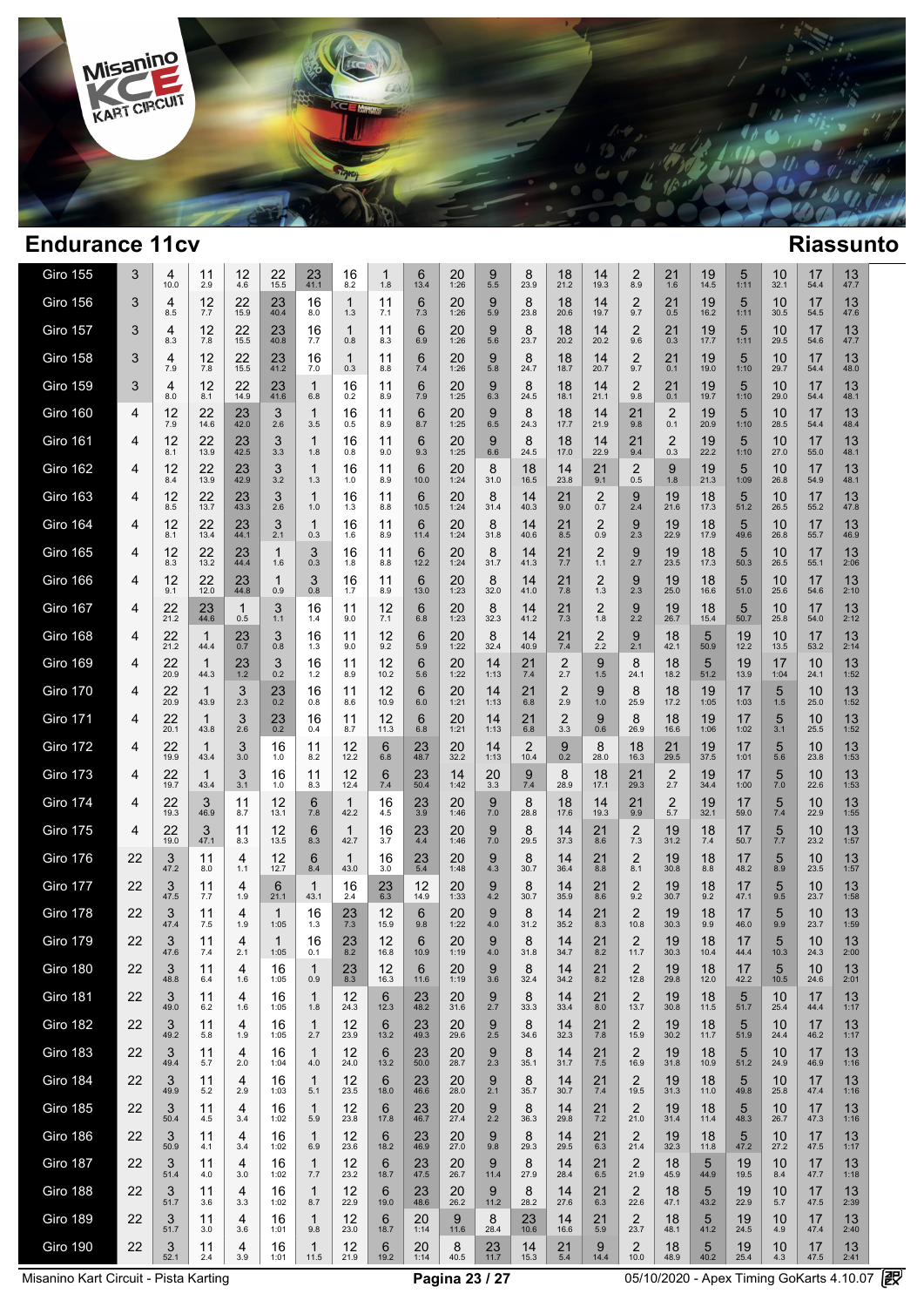## Endurance 11cv

## Riassunto

| Giro | | | | | | | | | | | | | | | | | | | | | | |
|---|---|---|---|---|---|---|---|---|---|---|---|---|---|---|---|---|---|---|---|---|---|---|
| Giro 155 | 3 | 4 10.0 | 11 2.9 | 12 4.6 | 22 15.5 | 23 41.1 | 16 8.2 | 1 1.8 | 6 13.4 | 20 1:26 | 9 5.5 | 8 23.9 | 18 21.2 | 14 19.3 | 2 8.9 | 21 1.6 | 19 14.5 | 5 1:11 | 10 32.1 | 17 54.4 | 13 47.7 |
| Giro 156 | 3 | 4 8.5 | 12 7.7 | 22 15.9 | 23 40.4 | 16 8.0 | 1 1.3 | 11 7.1 | 6 7.3 | 20 1:26 | 9 5.9 | 8 23.8 | 18 20.6 | 14 19.7 | 2 9.7 | 21 0.5 | 19 16.2 | 5 1:11 | 10 30.5 | 17 54.5 | 13 47.6 |
| Giro 157 | 3 | 4 8.3 | 12 7.8 | 22 15.5 | 23 40.8 | 16 7.7 | 1 0.8 | 11 8.3 | 6 6.9 | 20 1:26 | 9 5.6 | 8 23.7 | 18 20.2 | 14 20.2 | 2 9.6 | 21 0.3 | 19 17.7 | 5 1:11 | 10 29.5 | 17 54.6 | 13 47.7 |
| Giro 158 | 3 | 4 7.9 | 12 7.8 | 22 15.5 | 23 41.2 | 16 7.0 | 1 0.3 | 11 8.8 | 6 7.4 | 20 1:26 | 9 5.8 | 8 24.7 | 18 18.7 | 14 20.7 | 2 9.7 | 21 0.1 | 19 19.0 | 5 1:10 | 10 29.7 | 17 54.4 | 13 48.0 |
| Giro 159 | 3 | 4 8.0 | 12 8.1 | 22 14.9 | 23 41.6 | 1 6.8 | 16 0.2 | 11 8.9 | 6 7.9 | 20 1:25 | 9 6.3 | 8 24.5 | 18 18.1 | 14 21.1 | 2 9.8 | 21 0.1 | 19 19.7 | 5 1:10 | 10 29.0 | 17 54.4 | 13 48.1 |
| Giro 160 | 4 | 12 7.9 | 22 14.6 | 23 42.0 | 3 2.6 | 1 3.5 | 16 0.5 | 11 8.9 | 6 8.7 | 20 1:25 | 9 6.5 | 8 24.3 | 18 17.7 | 14 21.9 | 21 9.8 | 2 0.1 | 19 20.9 | 5 1:10 | 10 28.5 | 17 54.4 | 13 48.4 |
| Giro 161 | 4 | 12 8.1 | 22 13.9 | 23 42.5 | 3 3.3 | 1 1.8 | 16 0.8 | 11 9.0 | 6 9.3 | 20 1:25 | 9 6.6 | 8 24.5 | 18 17.0 | 14 22.9 | 21 9.4 | 2 0.3 | 19 22.2 | 5 1:10 | 10 27.0 | 17 55.0 | 13 48.1 |
| Giro 162 | 4 | 12 8.4 | 22 13.9 | 23 42.9 | 3 3.2 | 1 1.3 | 16 1.0 | 11 8.9 | 6 10.0 | 20 1:24 | 8 31.0 | 18 16.5 | 14 23.8 | 21 9.1 | 2 0.5 | 9 1.8 | 19 21.3 | 5 1:09 | 10 26.8 | 17 54.9 | 13 48.1 |
| Giro 163 | 4 | 12 8.5 | 22 13.7 | 23 43.3 | 3 2.6 | 1 1.0 | 16 1.3 | 11 8.8 | 6 10.5 | 20 1:24 | 8 31.4 | 14 40.3 | 21 9.0 | 2 0.7 | 9 2.4 | 19 21.6 | 18 17.3 | 5 51.2 | 10 26.5 | 17 55.2 | 13 47.8 |
| Giro 164 | 4 | 12 8.1 | 22 13.4 | 23 44.1 | 3 2.1 | 1 0.3 | 16 1.6 | 11 8.9 | 6 11.4 | 20 1:24 | 8 31.8 | 14 40.6 | 21 8.5 | 2 0.9 | 9 2.3 | 19 22.9 | 18 17.9 | 5 49.6 | 10 26.8 | 17 55.7 | 13 46.9 |
| Giro 165 | 4 | 12 8.3 | 22 13.2 | 23 44.4 | 1 1.6 | 3 0.3 | 16 1.8 | 11 8.8 | 6 12.2 | 20 1:24 | 8 31.7 | 14 41.3 | 21 7.7 | 2 1.1 | 9 2.7 | 19 23.5 | 18 17.3 | 5 50.3 | 10 26.5 | 17 55.1 | 13 2:06 |
| Giro 166 | 4 | 12 9.1 | 22 12.0 | 23 44.8 | 1 0.9 | 3 0.8 | 16 1.7 | 11 8.9 | 6 13.0 | 20 1:23 | 8 32.0 | 14 41.0 | 21 7.8 | 2 1.3 | 9 2.3 | 19 25.0 | 18 16.6 | 5 51.0 | 10 25.6 | 17 54.6 | 13 2:10 |
| Giro 167 | 4 | 22 21.2 | 23 44.6 | 1 0.5 | 3 1.1 | 16 1.4 | 11 9.0 | 12 7.1 | 6 6.8 | 20 1:23 | 8 32.3 | 14 41.2 | 21 7.3 | 2 1.8 | 9 2.2 | 19 26.7 | 18 15.4 | 5 50.7 | 10 25.8 | 17 54.0 | 13 2:12 |
| Giro 168 | 4 | 22 21.2 | 1 44.4 | 23 0.7 | 3 0.8 | 16 1.3 | 11 9.0 | 12 9.2 | 6 5.9 | 20 1:22 | 8 32.4 | 14 40.9 | 21 7.4 | 2 2.2 | 9 2.1 | 18 42.1 | 5 50.9 | 19 12.2 | 10 13.5 | 17 53.2 | 13 2:14 |
| Giro 169 | 4 | 22 20.9 | 1 44.3 | 23 1.2 | 3 0.2 | 16 1.2 | 11 8.9 | 12 10.2 | 6 5.6 | 20 1:22 | 14 1:13 | 21 7.4 | 2 2.7 | 9 1.5 | 8 24.1 | 18 18.2 | 5 51.2 | 19 13.9 | 17 1:04 | 10 24.1 | 13 1:52 |
| Giro 170 | 4 | 22 20.9 | 1 43.9 | 3 2.3 | 23 0.2 | 16 0.8 | 11 8.6 | 12 10.9 | 6 6.0 | 20 1:21 | 14 1:13 | 21 6.8 | 2 2.9 | 9 1.0 | 8 25.9 | 18 17.2 | 19 1:05 | 17 1:03 | 5 1.5 | 10 25.0 | 13 1:52 |
| Giro 171 | 4 | 22 20.1 | 1 43.8 | 3 2.6 | 23 0.2 | 16 0.4 | 11 8.7 | 12 11.3 | 6 6.8 | 20 1:21 | 14 1:13 | 21 6.8 | 2 3.3 | 9 0.6 | 8 26.9 | 18 16.6 | 19 1:06 | 17 1:02 | 5 3.1 | 10 25.5 | 13 1:52 |
| Giro 172 | 4 | 22 19.9 | 1 43.4 | 3 3.0 | 16 1.0 | 11 8.2 | 12 12.2 | 6 6.8 | 23 48.7 | 20 32.2 | 14 1:13 | 2 10.4 | 9 0.2 | 8 28.0 | 18 16.3 | 21 29.5 | 19 37.5 | 17 1:01 | 5 5.6 | 10 23.8 | 13 1:53 |
| Giro 173 | 4 | 22 19.7 | 1 43.4 | 3 3.1 | 16 1.0 | 11 8.3 | 12 12.4 | 6 7.4 | 23 50.4 | 14 1:42 | 20 3.3 | 9 7.4 | 8 28.9 | 18 17.1 | 21 29.3 | 2 2.7 | 19 34.4 | 17 1:00 | 5 7.0 | 10 22.6 | 13 1:53 |
| Giro 174 | 4 | 22 19.3 | 3 46.9 | 11 8.7 | 12 13.1 | 6 7.8 | 1 42.2 | 16 4.5 | 23 3.9 | 20 1:46 | 9 7.0 | 8 28.8 | 18 17.6 | 14 19.3 | 21 9.9 | 2 5.7 | 19 32.1 | 17 59.0 | 5 7.4 | 10 22.9 | 13 1:55 |
| Giro 175 | 4 | 22 19.0 | 3 47.1 | 11 8.3 | 12 13.5 | 6 8.3 | 1 42.7 | 16 3.7 | 23 4.4 | 20 1:46 | 9 7.0 | 8 29.5 | 14 37.3 | 21 8.6 | 2 7.3 | 19 31.2 | 18 7.4 | 17 50.7 | 5 7.7 | 10 23.2 | 13 1:57 |
| Giro 176 | 22 | 3 47.2 | 11 8.0 | 4 1.1 | 12 12.7 | 6 8.4 | 1 43.0 | 16 3.0 | 23 5.4 | 20 1:48 | 9 4.3 | 8 30.7 | 14 36.4 | 21 8.8 | 2 8.1 | 19 30.8 | 18 8.8 | 17 48.2 | 5 8.9 | 10 23.5 | 13 1:57 |
| Giro 177 | 22 | 3 47.5 | 11 7.7 | 4 1.9 | 6 21.1 | 1 43.1 | 16 2.4 | 23 6.3 | 12 14.9 | 20 1:33 | 9 4.2 | 8 30.7 | 14 35.9 | 21 8.6 | 2 9.2 | 19 30.7 | 18 9.2 | 17 47.1 | 5 9.5 | 10 23.7 | 13 1:58 |
| Giro 178 | 22 | 3 47.4 | 11 7.5 | 4 1.9 | 1 1:05 | 16 1.3 | 23 7.3 | 12 15.9 | 6 9.8 | 20 1:22 | 9 4.0 | 8 31.2 | 14 35.2 | 21 8.3 | 2 10.8 | 19 30.3 | 18 9.9 | 17 46.0 | 5 9.9 | 10 23.7 | 13 1:59 |
| Giro 179 | 22 | 3 47.6 | 11 7.4 | 4 2.1 | 1 1:05 | 16 0.1 | 23 8.2 | 12 16.8 | 6 10.9 | 20 1:19 | 9 4.0 | 8 31.8 | 14 34.7 | 21 8.2 | 2 11.7 | 19 30.3 | 18 10.4 | 17 44.4 | 5 10.3 | 10 24.3 | 13 2:00 |
| Giro 180 | 22 | 3 48.8 | 11 6.4 | 4 1.6 | 16 1:05 | 1 0.9 | 23 8.3 | 12 16.3 | 6 11.6 | 20 1:19 | 9 3.6 | 8 32.4 | 14 34.2 | 21 8.2 | 2 12.8 | 19 29.8 | 18 12.0 | 17 42.2 | 5 10.5 | 10 24.6 | 13 2:01 |
| Giro 181 | 22 | 3 49.0 | 11 6.2 | 4 1.6 | 16 1:05 | 1 1.8 | 12 24.3 | 6 12.3 | 23 48.2 | 20 31.6 | 9 2.7 | 8 33.3 | 14 33.4 | 21 8.0 | 2 13.7 | 19 30.8 | 18 11.5 | 5 51.7 | 10 25.4 | 17 44.4 | 13 1:17 |
| Giro 182 | 22 | 3 49.2 | 11 5.8 | 4 1.9 | 16 1:05 | 1 2.7 | 12 23.9 | 6 13.2 | 23 49.3 | 20 29.6 | 9 2.5 | 8 34.6 | 14 32.3 | 21 7.8 | 2 15.9 | 19 30.2 | 18 11.7 | 5 51.9 | 10 24.4 | 17 46.2 | 13 1:17 |
| Giro 183 | 22 | 3 49.4 | 11 5.7 | 4 2.0 | 16 1:04 | 1 4.0 | 12 24.0 | 6 13.2 | 23 50.0 | 20 28.7 | 9 2.3 | 8 35.1 | 14 31.7 | 21 7.5 | 2 16.9 | 19 31.8 | 18 10.9 | 5 51.2 | 10 24.9 | 17 46.9 | 13 1:16 |
| Giro 184 | 22 | 3 49.9 | 11 5.2 | 4 2.9 | 16 1:03 | 1 5.1 | 12 23.5 | 6 18.0 | 23 46.6 | 20 28.0 | 9 2.1 | 8 35.7 | 14 30.7 | 21 7.4 | 2 19.5 | 19 31.3 | 18 11.0 | 5 49.8 | 10 25.8 | 17 47.4 | 13 1:16 |
| Giro 185 | 22 | 3 50.4 | 11 4.5 | 4 3.4 | 16 1:02 | 1 5.9 | 12 23.8 | 6 17.8 | 23 46.7 | 20 27.4 | 9 2.2 | 8 36.3 | 14 29.8 | 21 7.2 | 2 21.0 | 19 31.4 | 18 11.4 | 5 48.3 | 10 26.7 | 17 47.3 | 13 1:16 |
| Giro 186 | 22 | 3 50.9 | 11 4.1 | 4 3.4 | 16 1:02 | 1 6.9 | 12 23.6 | 6 18.2 | 23 46.9 | 20 27.0 | 9 9.8 | 8 29.3 | 14 29.5 | 21 6.3 | 2 21.4 | 19 32.3 | 18 11.8 | 5 47.2 | 10 27.2 | 17 47.5 | 13 1:17 |
| Giro 187 | 22 | 3 51.4 | 11 4.0 | 4 3.0 | 16 1:02 | 1 7.7 | 12 23.2 | 6 18.7 | 23 47.5 | 20 26.7 | 9 11.4 | 8 27.9 | 14 28.4 | 21 6.5 | 2 21.9 | 18 45.9 | 5 44.9 | 19 19.5 | 10 8.4 | 17 47.7 | 13 1:18 |
| Giro 188 | 22 | 3 51.7 | 11 3.6 | 4 3.3 | 16 1:02 | 1 8.7 | 12 22.9 | 6 19.0 | 23 48.6 | 20 26.2 | 9 11.2 | 8 28.2 | 14 27.6 | 21 6.3 | 2 22.6 | 18 47.1 | 5 43.2 | 19 22.9 | 10 5.7 | 17 47.5 | 13 2:39 |
| Giro 189 | 22 | 3 51.7 | 11 3.0 | 4 3.6 | 16 1:01 | 1 9.8 | 12 23.0 | 6 18.7 | 20 1:14 | 9 11.6 | 8 28.4 | 23 10.6 | 14 16.6 | 21 5.9 | 2 23.7 | 18 48.1 | 5 41.2 | 19 24.5 | 10 4.9 | 17 47.4 | 13 2:40 |
| Giro 190 | 22 | 3 52.1 | 11 2.4 | 4 3.9 | 16 1:01 | 1 11.5 | 12 21.9 | 6 19.2 | 20 1:14 | 8 40.5 | 23 11.7 | 14 15.3 | 21 5.4 | 9 14.4 | 2 10.0 | 18 48.9 | 5 40.2 | 19 25.4 | 10 4.3 | 17 47.5 | 13 2:41 |

Misanino Kart Circuit - Pista Karting — Pagina 23 / 27 — 05/10/2020 - Apex Timing GoKarts 4.10.07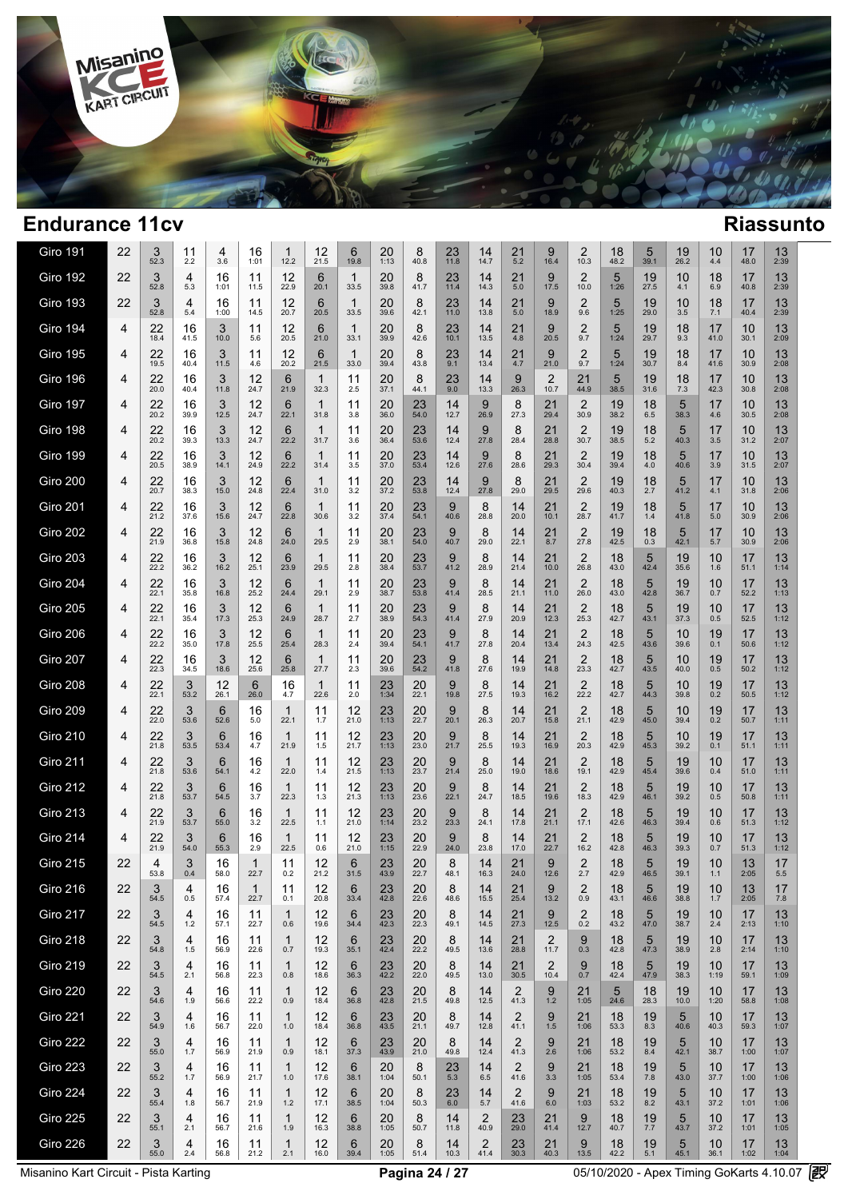## Endurance 11cv

## Riassunto

| Giro | | | | | | | | | | | | | | | | | | | | | | | |
|---|---|---|---|---|---|---|---|---|---|---|---|---|---|---|---|---|---|---|---|---|---|---|---|
| Giro 191 | 22 | 3 52.3 | 11 2.2 | 4 3.6 | 16 1:01 | 1 12.2 | 12 21.5 | 6 19.8 | 20 1:13 | 8 40.8 | 23 11.8 | 14 14.7 | 21 5.2 | 9 16.4 | 2 10.3 | 18 48.2 | 5 39.1 | 19 26.2 | 10 4.4 | 17 48.0 | 13 2:39 |
| Giro 192 | 22 | 3 52.8 | 4 5.3 | 16 1:01 | 11 11.5 | 12 22.9 | 6 20.1 | 1 33.5 | 20 39.8 | 8 41.7 | 23 11.4 | 14 14.3 | 21 5.0 | 9 17.5 | 2 10.0 | 5 1:26 | 19 27.5 | 10 4.1 | 18 6.9 | 17 40.8 | 13 2:39 |
| Giro 193 | 22 | 3 52.8 | 4 5.4 | 16 1:00 | 11 14.5 | 12 20.7 | 6 20.5 | 1 33.5 | 20 39.6 | 8 42.1 | 23 11.0 | 14 13.8 | 21 5.0 | 9 18.9 | 2 9.6 | 5 1:25 | 19 29.0 | 10 3.5 | 18 7.1 | 17 40.4 | 13 2:39 |
| Giro 194 | 4 | 22 18.4 | 16 41.5 | 3 10.0 | 11 5.6 | 12 20.5 | 6 21.0 | 1 33.1 | 20 39.9 | 8 42.6 | 23 10.1 | 14 13.5 | 21 4.8 | 9 20.5 | 2 9.7 | 5 1:24 | 19 29.7 | 18 9.3 | 17 41.0 | 10 30.1 | 13 2:09 |
| Giro 195 | 4 | 22 19.5 | 16 40.4 | 3 11.5 | 11 4.6 | 12 20.2 | 6 21.5 | 1 33.0 | 20 39.4 | 8 43.8 | 23 9.1 | 14 13.4 | 21 4.7 | 9 21.0 | 2 9.7 | 5 1:24 | 19 30.7 | 18 8.4 | 17 41.6 | 10 30.9 | 13 2:08 |
| Giro 196 | 4 | 22 20.0 | 16 40.4 | 3 11.8 | 12 24.7 | 6 21.9 | 1 32.3 | 11 2.5 | 20 37.1 | 8 44.1 | 23 9.0 | 14 13.3 | 9 26.3 | 2 10.7 | 21 44.9 | 5 38.5 | 19 31.6 | 18 7.3 | 17 42.3 | 10 30.8 | 13 2:08 |
| Giro 197 | 4 | 22 20.2 | 16 39.9 | 3 12.5 | 12 24.7 | 6 22.1 | 1 31.8 | 11 3.8 | 20 36.0 | 23 54.0 | 14 12.7 | 9 26.9 | 8 27.3 | 21 29.4 | 2 30.9 | 19 38.2 | 18 6.5 | 5 38.3 | 17 4.6 | 10 30.5 | 13 2:08 |
| Giro 198 | 4 | 22 20.2 | 16 39.3 | 3 13.3 | 12 24.7 | 6 22.2 | 1 31.7 | 11 3.6 | 20 36.4 | 23 53.6 | 14 12.4 | 9 27.8 | 8 28.4 | 21 28.8 | 2 30.7 | 19 38.5 | 18 5.2 | 5 40.3 | 17 3.5 | 10 31.2 | 13 2:07 |
| Giro 199 | 4 | 22 20.5 | 16 38.9 | 3 14.1 | 12 24.9 | 6 22.2 | 1 31.4 | 11 3.5 | 20 37.0 | 23 53.4 | 14 12.6 | 9 27.6 | 8 28.6 | 21 29.3 | 2 30.4 | 19 39.4 | 18 4.0 | 5 40.6 | 17 3.9 | 10 31.5 | 13 2:07 |
| Giro 200 | 4 | 22 20.7 | 16 38.3 | 3 15.0 | 12 24.8 | 6 22.4 | 1 31.0 | 11 3.2 | 20 37.2 | 23 53.8 | 14 12.4 | 9 27.8 | 8 29.0 | 21 29.5 | 2 29.6 | 19 40.3 | 18 2.7 | 5 41.2 | 17 4.1 | 10 31.8 | 13 2:06 |
| Giro 201 | 4 | 22 21.2 | 16 37.6 | 3 15.6 | 12 24.7 | 6 22.8 | 1 30.6 | 11 3.2 | 20 37.4 | 23 54.1 | 9 40.6 | 8 28.8 | 14 20.0 | 21 10.1 | 2 28.7 | 19 41.7 | 18 1.4 | 5 41.8 | 17 5.0 | 10 30.9 | 13 2:06 |
| Giro 202 | 4 | 22 21.9 | 16 36.8 | 3 15.8 | 12 24.8 | 6 24.0 | 1 29.5 | 11 2.9 | 20 38.1 | 23 54.0 | 9 40.7 | 8 29.0 | 14 22.1 | 21 8.7 | 2 27.8 | 19 42.5 | 18 0.3 | 5 42.1 | 17 5.7 | 10 30.9 | 13 2:06 |
| Giro 203 | 4 | 22 22.2 | 16 36.2 | 3 16.2 | 12 25.1 | 6 23.9 | 1 29.5 | 11 2.8 | 20 38.4 | 23 53.7 | 9 41.2 | 8 28.9 | 14 21.4 | 21 10.0 | 2 26.8 | 18 43.0 | 5 42.4 | 19 35.6 | 10 1.6 | 17 51.1 | 13 1:14 |
| Giro 204 | 4 | 22 22.1 | 16 35.8 | 3 16.8 | 12 25.2 | 6 24.4 | 1 29.1 | 11 2.9 | 20 38.7 | 23 53.8 | 9 41.4 | 8 28.5 | 14 21.1 | 21 11.0 | 2 26.0 | 18 43.0 | 5 42.8 | 19 36.7 | 10 0.7 | 17 52.2 | 13 1:13 |
| Giro 205 | 4 | 22 22.1 | 16 35.4 | 3 17.3 | 12 25.3 | 6 24.9 | 1 28.7 | 11 2.7 | 20 38.9 | 23 54.3 | 9 41.4 | 8 27.9 | 14 20.9 | 21 12.3 | 2 25.3 | 18 42.7 | 5 43.1 | 19 37.3 | 10 0.5 | 17 52.5 | 13 1:12 |
| Giro 206 | 4 | 22 22.2 | 16 35.0 | 3 17.8 | 12 25.5 | 6 25.4 | 1 28.3 | 11 2.4 | 20 39.4 | 23 54.1 | 9 41.7 | 8 27.8 | 14 20.4 | 21 13.4 | 2 24.3 | 18 42.5 | 5 43.6 | 10 39.6 | 19 0.1 | 17 50.6 | 13 1:12 |
| Giro 207 | 4 | 22 22.3 | 16 34.5 | 3 18.6 | 12 25.6 | 6 25.8 | 1 27.7 | 11 2.3 | 20 39.6 | 23 54.2 | 9 41.8 | 8 27.6 | 14 19.9 | 21 14.8 | 2 23.3 | 18 42.7 | 5 43.5 | 10 40.0 | 19 0.5 | 17 50.2 | 13 1:12 |
| Giro 208 | 4 | 22 22.1 | 3 53.2 | 12 26.1 | 6 26.0 | 16 4.7 | 1 22.6 | 11 2.0 | 23 1:34 | 20 22.1 | 9 19.8 | 8 27.5 | 14 19.3 | 21 16.2 | 2 22.2 | 18 42.7 | 5 44.3 | 10 39.8 | 19 0.2 | 17 50.5 | 13 1:12 |
| Giro 209 | 4 | 22 22.0 | 3 53.6 | 6 52.6 | 16 5.0 | 1 22.1 | 11 1.7 | 12 21.0 | 23 1:13 | 20 22.7 | 9 20.1 | 8 26.3 | 14 20.7 | 21 15.8 | 2 21.1 | 18 42.9 | 5 45.0 | 10 39.4 | 19 0.2 | 17 50.7 | 13 1:11 |
| Giro 210 | 4 | 22 21.8 | 3 53.5 | 6 53.4 | 16 4.7 | 1 21.9 | 11 1.5 | 12 21.7 | 23 1:13 | 20 23.0 | 9 21.7 | 8 25.5 | 14 19.3 | 21 16.9 | 2 20.3 | 18 42.9 | 5 45.3 | 10 39.2 | 19 0.1 | 17 51.1 | 13 1:11 |
| Giro 211 | 4 | 22 21.8 | 3 53.6 | 6 54.1 | 16 4.2 | 1 22.0 | 11 1.4 | 12 21.5 | 23 1:13 | 20 23.7 | 9 21.4 | 8 25.0 | 14 19.0 | 21 18.6 | 2 19.1 | 18 42.9 | 5 45.4 | 19 39.6 | 10 0.4 | 17 51.0 | 13 1:11 |
| Giro 212 | 4 | 22 21.8 | 3 53.7 | 6 54.5 | 16 3.7 | 1 22.3 | 11 1.3 | 12 21.3 | 23 1:13 | 20 23.6 | 9 22.1 | 8 24.7 | 14 18.5 | 21 19.6 | 2 18.3 | 18 42.9 | 5 46.1 | 19 39.2 | 10 0.5 | 17 50.8 | 13 1:11 |
| Giro 213 | 4 | 22 21.9 | 3 53.7 | 6 55.0 | 16 3.2 | 1 22.5 | 11 1.1 | 12 21.0 | 23 1:14 | 20 23.2 | 9 23.3 | 8 24.1 | 14 17.8 | 21 21.1 | 2 17.1 | 18 42.6 | 5 46.3 | 19 39.4 | 10 0.6 | 17 51.3 | 13 1:12 |
| Giro 214 | 4 | 22 21.9 | 3 54.0 | 6 55.3 | 16 2.9 | 1 22.5 | 11 0.6 | 12 21.0 | 23 1:15 | 20 22.9 | 9 24.0 | 8 23.8 | 14 17.0 | 21 22.7 | 2 16.2 | 18 42.8 | 5 46.3 | 19 39.3 | 10 0.7 | 17 51.3 | 13 1:12 |
| Giro 215 | 22 | 4 53.8 | 3 0.4 | 16 58.0 | 1 22.7 | 11 0.2 | 12 21.2 | 6 31.5 | 23 43.9 | 20 22.7 | 8 48.1 | 14 16.3 | 21 24.0 | 9 12.6 | 2 2.7 | 18 42.9 | 5 46.5 | 19 39.1 | 10 1.1 | 13 2:05 | 17 5.5 |
| Giro 216 | 22 | 3 54.5 | 4 0.5 | 16 57.4 | 1 22.7 | 11 0.1 | 12 20.8 | 6 33.4 | 23 42.8 | 20 22.6 | 8 48.6 | 14 15.5 | 21 25.4 | 9 13.2 | 2 0.9 | 18 43.1 | 5 46.6 | 19 38.8 | 10 1.7 | 13 2:05 | 17 7.8 |
| Giro 217 | 22 | 3 54.5 | 4 1.2 | 16 57.1 | 11 22.7 | 1 0.6 | 12 19.6 | 6 34.4 | 23 42.3 | 20 22.3 | 8 49.1 | 14 14.5 | 21 27.3 | 9 12.5 | 2 0.2 | 18 43.2 | 5 47.0 | 19 38.7 | 10 2.4 | 17 2:13 | 13 1:10 |
| Giro 218 | 22 | 3 54.8 | 4 1.5 | 16 56.9 | 11 22.6 | 1 0.7 | 12 19.3 | 6 35.1 | 23 42.4 | 20 22.2 | 8 49.5 | 14 13.6 | 21 28.8 | 2 11.7 | 9 0.3 | 18 42.8 | 5 47.3 | 19 38.9 | 10 2.8 | 17 2:14 | 13 1:10 |
| Giro 219 | 22 | 3 54.5 | 4 2.1 | 16 56.8 | 11 22.3 | 1 0.8 | 12 18.6 | 6 36.3 | 23 42.2 | 20 22.0 | 8 49.5 | 14 13.0 | 21 30.5 | 2 10.4 | 9 0.7 | 18 42.4 | 5 47.9 | 19 38.3 | 10 1:19 | 17 59.1 | 13 1:09 |
| Giro 220 | 22 | 3 54.6 | 4 1.9 | 16 56.6 | 11 22.2 | 1 0.9 | 12 18.4 | 6 36.8 | 23 42.8 | 20 21.5 | 8 49.8 | 14 12.5 | 2 41.3 | 9 1.2 | 21 1:05 | 5 24.6 | 18 28.3 | 19 10.0 | 10 1:20 | 17 58.8 | 13 1:08 |
| Giro 221 | 22 | 3 54.9 | 4 1.6 | 16 56.7 | 11 22.0 | 1 1.0 | 12 18.4 | 6 36.8 | 23 43.5 | 20 21.1 | 8 49.7 | 14 12.8 | 2 41.1 | 9 1.5 | 21 1:06 | 18 53.3 | 19 8.3 | 5 40.6 | 10 40.3 | 17 59.3 | 13 1:07 |
| Giro 222 | 22 | 3 55.0 | 4 1.7 | 16 56.9 | 11 21.9 | 1 0.9 | 12 18.1 | 6 37.3 | 23 43.9 | 20 21.0 | 8 49.8 | 14 12.4 | 2 41.3 | 9 2.6 | 21 1:06 | 18 53.2 | 19 8.4 | 5 42.1 | 10 38.7 | 17 1:00 | 13 1:07 |
| Giro 223 | 22 | 3 55.2 | 4 1.7 | 16 56.9 | 11 21.7 | 1 1.0 | 12 17.6 | 6 38.1 | 20 1:04 | 8 50.1 | 23 5.3 | 14 6.5 | 2 41.6 | 9 3.3 | 21 1:05 | 18 53.4 | 19 7.8 | 5 43.0 | 10 37.7 | 17 1:00 | 13 1:06 |
| Giro 224 | 22 | 3 55.4 | 4 1.8 | 16 56.7 | 11 21.9 | 1 1.2 | 12 17.1 | 6 38.5 | 20 1:04 | 8 50.3 | 23 6.0 | 14 5.7 | 2 41.6 | 9 6.0 | 21 1:03 | 18 53.2 | 19 8.2 | 5 43.1 | 10 37.2 | 17 1:01 | 13 1:06 |
| Giro 225 | 22 | 3 55.1 | 4 2.1 | 16 56.7 | 11 21.6 | 1 1.9 | 12 16.3 | 6 38.8 | 20 1:05 | 8 50.7 | 14 11.8 | 2 40.9 | 23 29.0 | 21 41.4 | 9 12.7 | 18 40.7 | 19 7.7 | 5 43.7 | 10 37.2 | 17 1:01 | 13 1:05 |
| Giro 226 | 22 | 3 55.0 | 4 2.4 | 16 56.8 | 11 21.2 | 1 2.1 | 12 16.0 | 6 39.4 | 20 1:05 | 8 51.4 | 14 10.3 | 2 41.4 | 23 30.3 | 21 40.3 | 9 13.5 | 18 42.2 | 19 5.1 | 5 45.1 | 10 36.1 | 17 1:02 | 13 1:04 |

Misanino Kart Circuit - Pista Karting | Pagina 24 / 27 | 05/10/2020 - Apex Timing GoKarts 4.10.07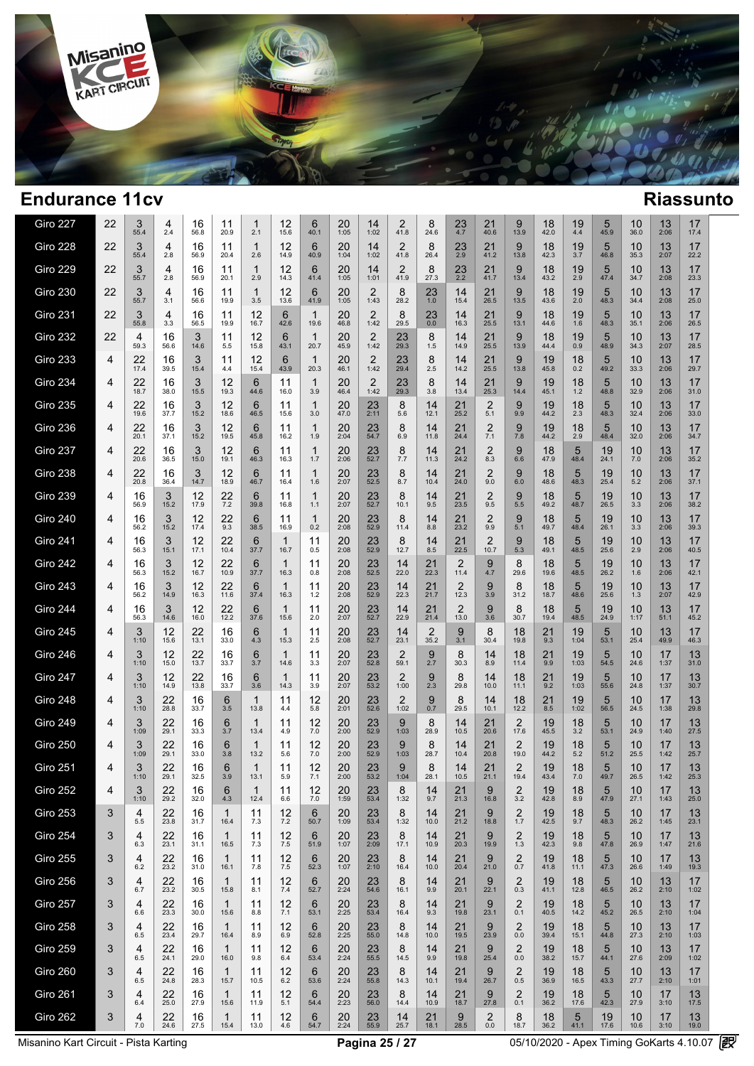# Endurance 11cv

## Riassunto

| Giro | | | | | | | | | | | | | | | | | | | | | | | |
|---|---|---|---|---|---|---|---|---|---|---|---|---|---|---|---|---|---|---|---|---|---|---|---|
| Giro 227 | 22 | 3 55.4 | 4 2.4 | 16 56.8 | 11 20.9 | 1 2.1 | 12 15.6 | 6 40.1 | 20 1:05 | 14 1:02 | 2 41.8 | 8 24.6 | 23 4.7 | 21 40.6 | 9 13.9 | 18 42.0 | 19 4.4 | 5 45.9 | 10 36.0 | 13 2:06 | 17 17.4 |
| Giro 228 | 22 | 3 55.4 | 4 2.8 | 16 56.9 | 11 20.4 | 1 2.6 | 12 14.9 | 6 40.9 | 20 1:04 | 14 1:02 | 2 41.8 | 8 26.4 | 23 2.9 | 21 41.2 | 9 13.8 | 18 42.3 | 19 3.7 | 5 46.8 | 10 35.3 | 13 2:07 | 17 22.2 |
| Giro 229 | 22 | 3 55.7 | 4 2.8 | 16 56.9 | 11 20.1 | 1 2.9 | 12 14.3 | 6 41.4 | 20 1:05 | 14 1:01 | 2 41.9 | 8 27.3 | 23 2.2 | 21 41.7 | 9 13.4 | 18 43.2 | 19 2.9 | 5 47.4 | 10 34.7 | 13 2:08 | 17 23.3 |
| Giro 230 | 22 | 3 55.7 | 4 3.1 | 16 56.6 | 11 19.9 | 1 3.5 | 12 13.6 | 6 41.9 | 20 1:05 | 2 1:43 | 8 28.2 | 23 1.0 | 14 15.4 | 21 26.5 | 9 13.5 | 18 43.6 | 19 2.0 | 5 48.3 | 10 34.4 | 13 2:08 | 17 25.0 |
| Giro 231 | 22 | 3 55.8 | 4 3.3 | 16 56.5 | 11 19.9 | 12 16.7 | 6 42.6 | 1 19.6 | 20 46.8 | 2 1:42 | 8 29.5 | 23 0.0 | 14 16.3 | 21 25.5 | 9 13.1 | 18 44.6 | 19 1.6 | 5 48.3 | 10 35.1 | 13 2:06 | 17 26.5 |
| Giro 232 | 22 | 4 59.3 | 16 56.6 | 3 14.6 | 11 5.5 | 12 15.8 | 6 43.1 | 1 20.7 | 20 45.9 | 2 1:42 | 23 29.3 | 8 1.5 | 14 14.9 | 21 25.5 | 9 13.9 | 18 44.4 | 19 0.9 | 5 48.9 | 10 34.3 | 13 2:07 | 17 28.5 |
| Giro 233 | 4 | 22 17.4 | 16 39.5 | 3 15.4 | 11 4.4 | 12 15.4 | 6 43.9 | 1 20.3 | 20 46.1 | 2 1:42 | 23 29.4 | 8 2.5 | 14 14.2 | 21 25.5 | 9 13.8 | 19 45.8 | 18 0.2 | 5 49.2 | 10 33.3 | 13 2:06 | 17 29.7 |
| Giro 234 | 4 | 22 18.7 | 16 38.0 | 3 15.5 | 12 19.3 | 6 44.6 | 11 16.0 | 1 3.9 | 20 46.4 | 2 1:42 | 23 29.3 | 8 3.8 | 14 13.4 | 21 25.3 | 9 14.4 | 19 45.1 | 18 1.2 | 5 48.8 | 10 32.9 | 13 2:06 | 17 31.0 |
| Giro 235 | 4 | 22 19.6 | 16 37.7 | 3 15.2 | 12 18.6 | 6 46.5 | 11 15.6 | 1 3.0 | 20 47.0 | 23 2:11 | 8 5.6 | 14 12.1 | 21 25.2 | 2 5.1 | 9 9.9 | 19 44.2 | 18 2.3 | 5 48.3 | 10 32.4 | 13 2:06 | 17 33.0 |
| Giro 236 | 4 | 22 20.1 | 16 37.1 | 3 15.2 | 12 19.5 | 6 45.8 | 11 16.2 | 1 1.9 | 20 2:04 | 23 54.7 | 8 6.9 | 14 11.8 | 21 24.4 | 2 7.1 | 9 7.8 | 19 44.2 | 18 2.9 | 5 48.4 | 10 32.0 | 13 2:06 | 17 34.7 |
| Giro 237 | 4 | 22 20.6 | 16 36.5 | 3 15.0 | 12 19.1 | 6 46.3 | 11 16.3 | 1 1.7 | 20 2:06 | 23 52.7 | 8 7.7 | 14 11.3 | 21 24.2 | 2 8.3 | 9 6.6 | 18 47.9 | 5 48.4 | 19 24.1 | 10 7.0 | 13 2:06 | 17 35.2 |
| Giro 238 | 4 | 22 20.8 | 16 36.4 | 3 14.7 | 12 18.9 | 6 46.7 | 11 16.4 | 1 1.6 | 20 2:07 | 23 52.5 | 8 8.7 | 14 10.4 | 21 24.0 | 2 9.0 | 9 6.0 | 18 48.6 | 5 48.3 | 19 25.4 | 10 5.2 | 13 2:06 | 17 37.1 |
| Giro 239 | 4 | 16 56.9 | 3 15.2 | 12 17.9 | 22 7.2 | 6 39.8 | 11 16.8 | 1 1.1 | 20 2:07 | 23 52.7 | 8 10.1 | 14 9.5 | 21 23.5 | 2 9.5 | 9 5.5 | 18 49.2 | 5 48.7 | 19 26.5 | 10 3.3 | 13 2:06 | 17 38.2 |
| Giro 240 | 4 | 16 56.2 | 3 15.2 | 12 17.4 | 22 9.3 | 6 38.5 | 11 16.9 | 1 0.2 | 20 2:08 | 23 52.9 | 8 11.4 | 14 8.8 | 21 23.2 | 2 9.9 | 9 5.1 | 18 49.7 | 5 48.4 | 19 26.1 | 10 3.3 | 13 2:06 | 17 39.3 |
| Giro 241 | 4 | 16 56.3 | 3 15.1 | 12 17.1 | 22 10.4 | 6 37.7 | 1 16.7 | 11 0.5 | 20 2:08 | 23 52.9 | 8 12.7 | 14 8.5 | 21 22.5 | 2 10.7 | 9 5.3 | 18 49.1 | 5 48.5 | 19 25.6 | 10 2.9 | 13 2:06 | 17 40.5 |
| Giro 242 | 4 | 16 56.3 | 3 15.2 | 12 16.7 | 22 10.9 | 6 37.7 | 1 16.3 | 11 0.8 | 20 2:08 | 23 52.5 | 14 22.0 | 21 22.3 | 2 11.4 | 9 4.7 | 8 29.6 | 18 19.6 | 5 48.5 | 19 26.2 | 10 1.6 | 13 2:06 | 17 42.1 |
| Giro 243 | 4 | 16 56.2 | 3 14.9 | 12 16.3 | 22 11.6 | 6 37.4 | 1 16.3 | 11 1.2 | 20 2:08 | 23 52.9 | 14 22.3 | 21 21.7 | 2 12.3 | 9 3.9 | 8 31.2 | 18 18.7 | 5 48.6 | 19 25.6 | 10 1.3 | 13 2:07 | 17 42.9 |
| Giro 244 | 4 | 16 56.3 | 3 14.6 | 12 16.0 | 22 12.2 | 6 37.6 | 1 15.6 | 11 2.0 | 20 2:07 | 23 52.7 | 14 22.9 | 21 21.4 | 2 13.0 | 9 3.6 | 8 30.7 | 18 19.4 | 5 48.5 | 19 24.9 | 10 1:17 | 13 51.1 | 17 45.2 |
| Giro 245 | 4 | 3 1:10 | 12 15.6 | 22 13.1 | 16 33.0 | 6 4.3 | 1 15.3 | 11 2.5 | 20 2:08 | 23 52.7 | 14 23.1 | 2 35.2 | 9 3.1 | 8 30.4 | 18 19.8 | 21 9.3 | 19 1:04 | 5 53.1 | 10 25.4 | 13 49.9 | 17 46.3 |
| Giro 246 | 4 | 3 1:10 | 12 15.0 | 22 13.7 | 16 33.7 | 6 3.7 | 1 14.6 | 11 3.3 | 20 2:07 | 23 52.8 | 2 59.1 | 9 2.7 | 8 30.3 | 14 8.9 | 18 11.4 | 21 9.9 | 19 1:03 | 5 54.5 | 10 24.6 | 17 1:37 | 13 31.0 |
| Giro 247 | 4 | 3 1:10 | 12 14.9 | 22 13.8 | 16 33.7 | 6 3.6 | 1 14.3 | 11 3.9 | 20 2:07 | 23 53.2 | 2 1:00 | 9 2.3 | 8 29.8 | 14 10.0 | 18 11.1 | 21 9.2 | 19 1:03 | 5 55.6 | 10 24.8 | 17 1:37 | 13 30.7 |
| Giro 248 | 4 | 3 1:10 | 22 28.8 | 16 33.7 | 6 3.5 | 1 13.8 | 11 4.4 | 12 5.8 | 20 2:01 | 23 52.6 | 2 1:02 | 9 0.7 | 8 29.5 | 14 10.1 | 18 12.2 | 21 8.5 | 19 1:02 | 5 56.5 | 10 24.5 | 17 1:38 | 13 29.8 |
| Giro 249 | 4 | 3 1:09 | 22 29.1 | 16 33.3 | 6 3.7 | 1 13.4 | 11 4.9 | 12 7.0 | 20 2:00 | 23 52.9 | 9 1:03 | 8 28.9 | 14 10.5 | 21 20.6 | 2 17.6 | 19 45.5 | 18 3.2 | 5 53.1 | 10 24.9 | 17 1:40 | 13 27.5 |
| Giro 250 | 4 | 3 1:09 | 22 29.1 | 16 33.0 | 6 3.8 | 1 13.2 | 11 5.6 | 12 7.0 | 20 2:00 | 23 52.9 | 9 1:03 | 8 28.7 | 14 10.4 | 21 20.8 | 2 19.0 | 19 44.2 | 18 5.2 | 5 51.2 | 10 25.5 | 17 1:42 | 13 25.7 |
| Giro 251 | 4 | 3 1:10 | 22 29.1 | 16 32.5 | 6 3.9 | 1 13.1 | 11 5.9 | 12 7.1 | 20 2:00 | 23 53.2 | 9 1:04 | 8 28.1 | 14 10.5 | 21 21.1 | 2 19.4 | 19 43.4 | 18 7.0 | 5 49.7 | 10 26.5 | 17 1:42 | 13 25.3 |
| Giro 252 | 4 | 3 1:10 | 22 29.2 | 16 32.0 | 6 4.3 | 1 12.4 | 11 6.6 | 12 7.0 | 20 1:59 | 23 53.4 | 8 1:32 | 14 9.7 | 21 21.3 | 9 16.8 | 2 3.2 | 19 42.8 | 18 8.9 | 5 47.9 | 10 27.1 | 17 1:43 | 13 25.0 |
| Giro 253 | 3 | 4 5.5 | 22 23.8 | 16 31.7 | 1 16.4 | 11 7.3 | 12 7.2 | 6 50.7 | 20 1:09 | 23 53.4 | 8 1:32 | 14 10.0 | 21 21.2 | 9 18.8 | 2 1.7 | 19 42.5 | 18 9.7 | 5 48.3 | 10 26.2 | 17 1:45 | 13 23.1 |
| Giro 254 | 3 | 4 6.3 | 22 23.1 | 16 31.1 | 1 16.5 | 11 7.3 | 12 7.5 | 6 51.9 | 20 1:07 | 23 2:09 | 8 17.1 | 14 10.9 | 21 20.3 | 9 19.9 | 2 1.3 | 19 42.3 | 18 9.8 | 5 47.8 | 10 26.9 | 17 1:47 | 13 21.6 |
| Giro 255 | 3 | 4 6.2 | 22 23.2 | 16 31.0 | 1 16.1 | 11 7.8 | 12 7.5 | 6 52.3 | 20 1:07 | 23 2:10 | 8 16.4 | 14 10.0 | 21 20.4 | 9 21.0 | 2 0.7 | 19 41.8 | 18 11.1 | 5 47.3 | 10 26.6 | 17 1:49 | 13 19.3 |
| Giro 256 | 3 | 4 6.7 | 22 23.2 | 16 30.5 | 1 15.8 | 11 8.1 | 12 7.4 | 6 52.7 | 20 2:24 | 23 54.6 | 8 16.1 | 14 9.9 | 21 20.1 | 9 22.1 | 2 0.3 | 19 41.1 | 18 12.8 | 5 46.5 | 10 26.2 | 13 2:10 | 17 1:02 |
| Giro 257 | 3 | 4 6.6 | 22 23.3 | 16 30.0 | 1 15.6 | 11 8.8 | 12 7.1 | 6 53.1 | 20 2:25 | 23 53.4 | 8 16.4 | 14 9.3 | 21 19.8 | 9 23.1 | 2 0.1 | 19 40.5 | 18 14.2 | 5 45.2 | 10 26.5 | 13 2:10 | 17 1:04 |
| Giro 258 | 3 | 4 6.5 | 22 23.4 | 16 29.7 | 1 16.4 | 11 8.9 | 12 6.9 | 6 52.8 | 20 2:25 | 23 55.0 | 8 14.8 | 14 10.0 | 21 19.5 | 9 23.9 | 2 0.0 | 19 39.4 | 18 15.1 | 5 44.8 | 10 27.3 | 13 2:10 | 17 1:03 |
| Giro 259 | 3 | 4 6.5 | 22 24.1 | 16 29.0 | 1 16.0 | 11 9.8 | 12 6.4 | 6 53.4 | 20 2:24 | 23 55.5 | 8 14.5 | 14 9.9 | 21 19.8 | 9 25.4 | 2 0.0 | 19 38.2 | 18 15.7 | 5 44.1 | 10 27.6 | 13 2:09 | 17 1:02 |
| Giro 260 | 3 | 4 6.5 | 22 24.8 | 16 28.3 | 1 15.7 | 11 10.5 | 12 6.2 | 6 53.6 | 20 2:24 | 23 55.8 | 8 14.3 | 14 10.1 | 21 19.4 | 9 26.7 | 2 0.5 | 19 36.9 | 18 16.5 | 5 43.3 | 10 27.7 | 13 2:10 | 17 1:01 |
| Giro 261 | 3 | 4 6.4 | 22 25.0 | 16 27.9 | 1 15.6 | 11 11.9 | 12 5.1 | 6 54.4 | 20 2:23 | 23 56.0 | 8 14.4 | 14 10.9 | 21 18.7 | 9 27.8 | 2 0.1 | 19 36.2 | 18 17.6 | 5 42.3 | 10 27.9 | 17 3:10 | 13 17.5 |
| Giro 262 | 3 | 4 7.0 | 22 24.6 | 16 27.5 | 1 15.4 | 11 13.0 | 12 4.6 | 6 54.7 | 20 2:24 | 23 55.9 | 14 25.7 | 21 18.1 | 9 28.5 | 2 0.0 | 8 18.7 | 19 36.2 | 18 41.1 | 5 17.6 | 10 10.6 | 17 3:10 | 13 19.0 |

Misanino Kart Circuit - Pista Karting — 05/10/2020 - Apex Timing GoKarts 4.10.07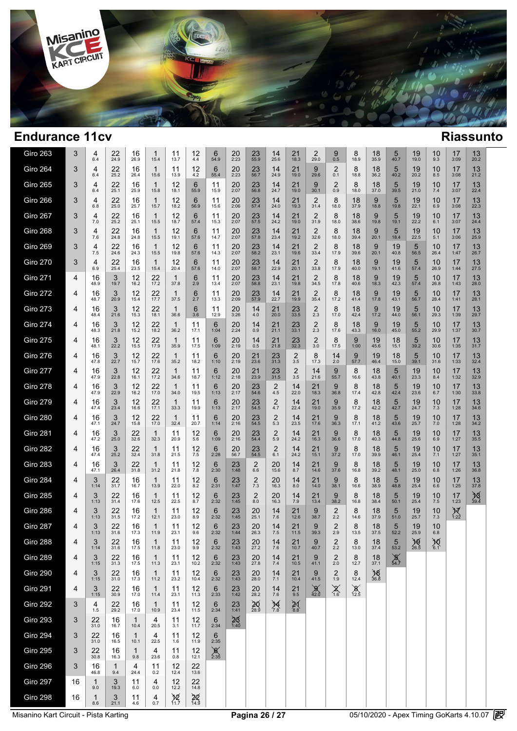# Endurance 11cv

## Riassunto

| Giro | Pos | | | | | | | | | | | | | | | | | | | | | |
|---|---|---|---|---|---|---|---|---|---|---|---|---|---|---|---|---|---|---|---|---|---|---|
| Giro 263 | 3 | 4 6.4 | 22 24.9 | 16 26.9 | 1 15.4 | 11 13.7 | 12 4.4 | 6 54.9 | 20 2:23 | 23 55.9 | 14 25.6 | 21 18.3 | 2 29.0 | 9 0.5 | 8 18.9 | 18 35.9 | 5 40.7 | 19 19.0 | 10 9.3 | 17 3:09 | 13 20.2 |
| Giro 264 | 3 | 4 6.4 | 22 25.2 | 16 26.4 | 1 15.6 | 11 13.9 | 12 4.2 | 6 55.4 | 20 2:23 | 23 56.7 | 14 24.9 | 21 19.0 | 9 29.6 | 2 0.1 | 8 18.8 | 18 36.2 | 5 40.2 | 19 20.2 | 10 8.5 | 17 3:08 | 13 21.2 |
| Giro 265 | 3 | 4 6.4 | 22 25.1 | 16 25.9 | 1 15.8 | 12 18.1 | 6 55.9 | 11 15.9 | 20 2:07 | 23 56.8 | 14 24.7 | 21 19.0 | 9 30.1 | 2 0.9 | 8 18.0 | 18 37.0 | 5 39.5 | 19 21.0 | 10 7.4 | 17 3:07 | 13 22.4 |
| Giro 266 | 3 | 4 6.8 | 22 25.0 | 16 25.7 | 1 15.7 | 12 18.2 | 6 56.9 | 11 15.6 | 20 2:06 | 23 57.4 | 14 24.0 | 21 19.3 | 2 31.4 | 8 18.0 | 18 37.9 | 9 18.8 | 5 19.8 | 19 22.1 | 10 6.9 | 17 3:08 | 13 22.3 |
| Giro 267 | 3 | 4 7.0 | 22 25.2 | 16 25.1 | 1 15.5 | 12 18.7 | 6 57.4 | 11 15.3 | 20 2:07 | 23 57.5 | 14 24.2 | 21 19.0 | 2 31.9 | 8 18.0 | 18 38.6 | 9 19.8 | 5 19.1 | 19 22.2 | 10 6.1 | 17 3:07 | 13 24.4 |
| Giro 268 | 3 | 4 7.6 | 22 24.8 | 16 24.8 | 1 15.5 | 12 19.1 | 6 57.6 | 11 14.7 | 20 2:07 | 23 57.8 | 14 23.4 | 21 19.2 | 2 32.6 | 8 18.0 | 18 39.4 | 9 20.1 | 5 18.4 | 19 22.5 | 10 5.1 | 17 3:06 | 13 25.9 |
| Giro 269 | 3 | 4 7.5 | 22 24.6 | 16 24.3 | 1 15.5 | 12 19.8 | 6 57.6 | 11 14.3 | 20 2:07 | 23 58.2 | 14 23.1 | 21 19.6 | 2 33.4 | 8 17.9 | 18 39.6 | 9 20.1 | 19 40.8 | 5 56.5 | 10 26.4 | 17 1:47 | 13 26.7 |
| Giro 270 | 3 | 4 6.9 | 22 25.4 | 16 23.5 | 1 15.4 | 12 20.4 | 6 57.6 | 11 14.0 | 20 2:07 | 23 58.7 | 14 22.9 | 21 20.1 | 2 33.8 | 8 17.9 | 18 40.0 | 9 19.1 | 19 41.6 | 5 57.4 | 10 26.9 | 17 1:44 | 13 27.5 |
| Giro 271 | 4 | 16 48.9 | 3 19.7 | 12 16.2 | 22 17.2 | 1 37.8 | 6 2.9 | 11 13.4 | 20 2:07 | 23 58.8 | 14 23.1 | 21 19.8 | 2 34.5 | 8 17.8 | 18 40.6 | 9 18.3 | 19 42.3 | 5 57.4 | 10 26.8 | 17 1:43 | 13 28.0 |
| Giro 272 | 4 | 16 48.7 | 3 20.9 | 12 15.4 | 22 17.7 | 1 37.5 | 6 2.7 | 11 13.3 | 20 2:09 | 23 57.9 | 14 22.7 | 21 19.9 | 2 35.4 | 8 17.2 | 18 41.4 | 9 17.8 | 19 43.1 | 5 56.7 | 10 28.4 | 17 1:41 | 13 28.1 |
| Giro 273 | 4 | 16 48.4 | 3 21.6 | 12 15.3 | 22 18.1 | 1 36.6 | 6 3.6 | 11 12.9 | 20 3:26 | 14 4.0 | 21 20.0 | 23 33.5 | 2 2.3 | 8 17.0 | 18 42.4 | 9 17.2 | 19 44.0 | 5 56.1 | 10 29.3 | 17 1:39 | 13 29.7 |
| Giro 274 | 4 | 16 48.3 | 3 21.8 | 12 15.2 | 22 18.2 | 1 36.2 | 11 17.1 | 6 1:04 | 20 2:24 | 14 0.9 | 21 21.1 | 23 33.1 | 2 2.3 | 8 17.6 | 18 43.3 | 9 16.0 | 19 45.0 | 5 55.2 | 10 29.9 | 17 1:37 | 13 30.7 |
| Giro 275 | 4 | 16 48.1 | 3 22.2 | 12 15.5 | 22 17.9 | 1 35.9 | 11 17.5 | 6 1:09 | 20 2:19 | 14 0.5 | 21 21.8 | 23 32.3 | 2 3.0 | 8 17.5 | 9 1:00 | 19 45.6 | 18 15.1 | 5 39.2 | 10 30.6 | 17 1:35 | 13 31.7 |
| Giro 276 | 4 | 16 47.8 | 3 22.7 | 12 15.7 | 22 17.6 | 1 35.2 | 11 18.2 | 6 1:10 | 20 2:19 | 21 23.6 | 23 31.3 | 2 3.5 | 8 17.3 | 14 2.0 | 9 57.7 | 19 46.4 | 18 15.0 | 5 39.1 | 10 31.6 | 17 1:33 | 13 32.4 |
| Giro 277 | 4 | 16 47.9 | 3 22.8 | 12 16.1 | 22 17.2 | 1 34.6 | 11 18.7 | 6 1:12 | 20 2:18 | 21 23.9 | 23 31.5 | 2 3.5 | 14 21.6 | 9 55.7 | 8 16.6 | 18 43.8 | 5 40.1 | 19 23.3 | 10 8.4 | 17 1:32 | 13 32.9 |
| Giro 278 | 4 | 16 47.9 | 3 22.9 | 12 16.2 | 22 17.0 | 1 34.0 | 11 19.5 | 6 1:13 | 20 2:17 | 23 54.6 | 2 4.5 | 14 22.0 | 21 18.3 | 9 36.8 | 8 17.4 | 18 42.8 | 5 42.4 | 19 23.6 | 10 6.7 | 17 1:30 | 13 33.8 |
| Giro 279 | 4 | 16 47.4 | 3 23.4 | 12 16.6 | 22 17.1 | 1 33.3 | 11 19.9 | 6 1:13 | 20 2:17 | 23 54.5 | 2 4.7 | 14 22.4 | 21 19.0 | 9 35.9 | 8 17.2 | 18 42.2 | 5 42.7 | 19 24.7 | 10 7.3 | 17 1:28 | 13 34.6 |
| Giro 280 | 4 | 16 47.1 | 3 24.7 | 12 15.8 | 22 17.0 | 1 32.4 | 11 20.7 | 6 1:14 | 20 2:16 | 23 54.5 | 2 5.3 | 14 23.5 | 21 17.6 | 9 36.3 | 8 17.1 | 18 41.2 | 5 43.6 | 19 25.7 | 10 7.0 | 17 1:28 | 13 34.2 |
| Giro 281 | 4 | 16 47.2 | 3 25.0 | 22 32.6 | 1 32.3 | 11 20.9 | 12 5.6 | 6 1:09 | 20 2:16 | 23 54.4 | 2 5.9 | 14 24.2 | 21 16.3 | 9 36.6 | 8 17.0 | 18 40.3 | 5 44.8 | 19 25.6 | 10 6.9 | 17 1:27 | 13 35.5 |
| Giro 282 | 4 | 16 47.4 | 3 25.2 | 22 32.4 | 1 31.8 | 11 21.5 | 12 7.5 | 6 2:28 | 20 56.7 | 23 54.5 | 2 6.1 | 14 24.2 | 21 15.1 | 9 37.2 | 8 17.0 | 18 39.9 | 5 46.1 | 19 25.4 | 10 7.1 | 17 1:27 | 13 35.1 |
| Giro 283 | 4 | 16 47.1 | 3 26.4 | 22 31.8 | 1 31.2 | 11 21.8 | 12 7.8 | 6 2:30 | 23 1:48 | 2 6.6 | 20 15.6 | 14 8.7 | 21 14.6 | 9 37.6 | 8 16.8 | 18 39.2 | 5 48.1 | 19 25.0 | 10 6.8 | 17 1:26 | 13 36.8 |
| Giro 284 | 4 | 3 1:14 | 22 31.7 | 16 16.7 | 1 13.9 | 11 22.0 | 12 8.2 | 6 2:31 | 23 1:47 | 2 7.3 | 20 16.3 | 14 8.0 | 21 14.0 | 9 38.1 | 8 16.6 | 18 38.9 | 5 48.8 | 19 25.4 | 10 6.6 | 17 1:25 | 13 37.8 |
| Giro 285 | 4 | 3 1:13 | 22 31.4 | 16 17.6 | 1 12.5 | 11 22.5 | 12 8.7 | 6 2:32 | 23 1:45 | 2 8.0 | 20 16.3 | 14 7.9 | 21 13.4 | 9 38.2 | 8 16.8 | 18 38.4 | 5 50.1 | 19 25.4 | 10 7.5 | 17 1:23 | 13 39.4 |
| Giro 286 | 4 | 3 1:13 | 22 31.5 | 16 17.2 | 1 12.1 | 11 23.0 | 12 8.9 | 6 2:32 | 23 1:45 | 20 25.1 | 14 7.6 | 21 12.6 | 9 38.7 | 2 2.2 | 8 14.6 | 18 37.9 | 5 51.0 | 19 25.7 | 10 7.3 | 17 1:22 | |
| Giro 287 | 4 | 3 1:13 | 22 31.6 | 16 17.3 | 1 11.9 | 11 23.1 | 12 9.6 | 6 2:32 | 23 1:44 | 20 26.3 | 14 7.5 | 21 11.5 | 9 39.3 | 2 2.9 | 8 13.5 | 18 37.5 | 5 52.2 | 19 25.9 | 10 6.8 | | |
| Giro 288 | 4 | 3 1:14 | 22 31.6 | 16 17.5 | 1 11.8 | 11 23.0 | 12 9.9 | 6 2:32 | 23 1:43 | 20 27.2 | 14 7.6 | 21 10.7 | 9 40.7 | 2 2.2 | 8 13.0 | 18 37.4 | 5 53.2 | 19 26.5 | 10 6.1 | | |
| Giro 289 | 4 | 3 1:15 | 22 31.3 | 16 17.5 | 1 11.3 | 11 23.1 | 12 10.2 | 6 2:32 | 23 1:43 | 20 27.8 | 14 7.4 | 21 10.5 | 9 41.1 | 2 2.0 | 8 12.7 | 18 37.1 | 5 54.7 | | | | |
| Giro 290 | 4 | 3 1:15 | 22 31.0 | 16 17.3 | 1 11.2 | 11 23.2 | 12 10.4 | 6 2:32 | 23 1:43 | 20 28.0 | 14 7.1 | 21 10.4 | 9 41.5 | 2 1.9 | 8 12.4 | 18 36.8 | | | | | |
| Giro 291 | 4 | 3 1:15 | 22 30.9 | 16 17.0 | 1 11.4 | 11 23.1 | 12 11.3 | 6 2:33 | 23 1:42 | 20 28.2 | 14 7.6 | 21 9.5 | 9 42.0 | 2 1.6 | 8 12.5 | | | | | | |
| Giro 292 | 3 | 4 1.5 | 22 29.2 | 16 17.0 | 1 10.9 | 11 23.4 | 12 11.5 | 6 2:34 | 23 1:41 | 20 28.9 | 14 7.8 | 21 8.8 | | | | | | | | | |
| Giro 293 | 3 | 22 31.0 | 16 16.7 | 1 10.4 | 4 20.5 | 11 3.1 | 12 11.7 | 6 2:34 | 23 1:40 | | | | | | | | | | | | |
| Giro 294 | 3 | 22 31.0 | 16 16.5 | 1 10.1 | 4 22.5 | 11 1.6 | 12 11.9 | 6 2:35 | | | | | | | | | | | | | |
| Giro 295 | 3 | 22 30.8 | 16 16.3 | 1 9.8 | 4 23.6 | 11 0.8 | 12 12.1 | 6 2:35 | | | | | | | | | | | | | |
| Giro 296 | 3 | 16 46.8 | 1 9.4 | 4 24.4 | 11 0.2 | 12 12.4 | 22 13.6 | | | | | | | | | | | | | | |
| Giro 297 | 16 | 1 9.0 | 3 19.3 | 11 6.0 | 4 0.0 | 12 12.2 | 22 14.8 | | | | | | | | | | | | | | |
| Giro 298 | 16 | 1 8.6 | 3 21.1 | 11 4.6 | 4 0.7 | 12 11.7 | 22 14.9 | | | | | | | | | | | | | | |

Misanino Kart Circuit - Pista Karting | 05/10/2020 - Apex Timing GoKarts 4.10.07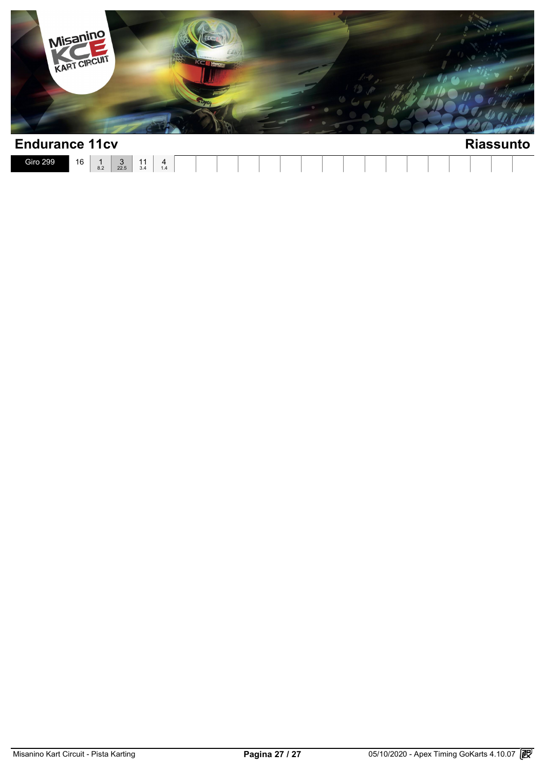## Endurance 11cv

## Riassunto

| | | | | | | | | | | | | | | | | | | | | | | |
|---|---|---|---|---|---|---|---|---|---|---|---|---|---|---|---|---|---|---|---|---|---|---|
| Giro 299 | 16 | 1<br>8.2 | 3<br>22.5 | 11<br>3.4 | 4<br>1.4 | | | | | | | | | | | | | | | | | |